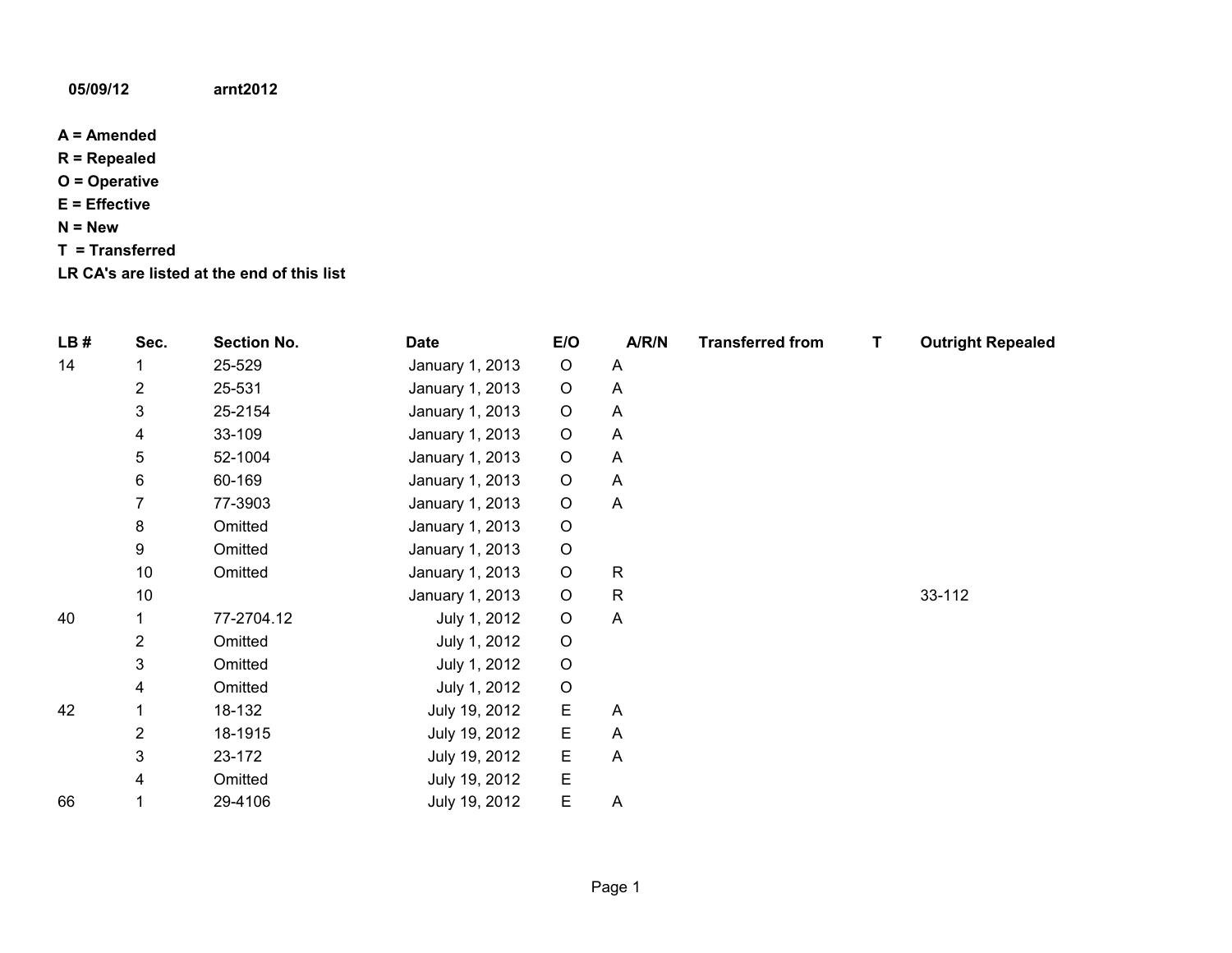**05/09/12** **arnt2012**

**A = Amended**
**R = Repealed**
**O = Operative**
**E = Effective**
**N = New**
**T = Transferred**
**LR CA's are listed at the end of this list**

| LB # | Sec. | Section No. | Date | E/O | A/R/N | Transferred from | T | Outright Repealed |
|---|---|---|---|---|---|---|---|---|
| 14 | 1 | 25-529 | January 1, 2013 | O | A | | | |
| | 2 | 25-531 | January 1, 2013 | O | A | | | |
| | 3 | 25-2154 | January 1, 2013 | O | A | | | |
| | 4 | 33-109 | January 1, 2013 | O | A | | | |
| | 5 | 52-1004 | January 1, 2013 | O | A | | | |
| | 6 | 60-169 | January 1, 2013 | O | A | | | |
| | 7 | 77-3903 | January 1, 2013 | O | A | | | |
| | 8 | Omitted | January 1, 2013 | O | | | | |
| | 9 | Omitted | January 1, 2013 | O | | | | |
| | 10 | Omitted | January 1, 2013 | O | R | | | |
| | 10 | | January 1, 2013 | O | R | | | 33-112 |
| 40 | 1 | 77-2704.12 | July 1, 2012 | O | A | | | |
| | 2 | Omitted | July 1, 2012 | O | | | | |
| | 3 | Omitted | July 1, 2012 | O | | | | |
| | 4 | Omitted | July 1, 2012 | O | | | | |
| 42 | 1 | 18-132 | July 19, 2012 | E | A | | | |
| | 2 | 18-1915 | July 19, 2012 | E | A | | | |
| | 3 | 23-172 | July 19, 2012 | E | A | | | |
| | 4 | Omitted | July 19, 2012 | E | | | | |
| 66 | 1 | 29-4106 | July 19, 2012 | E | A | | | |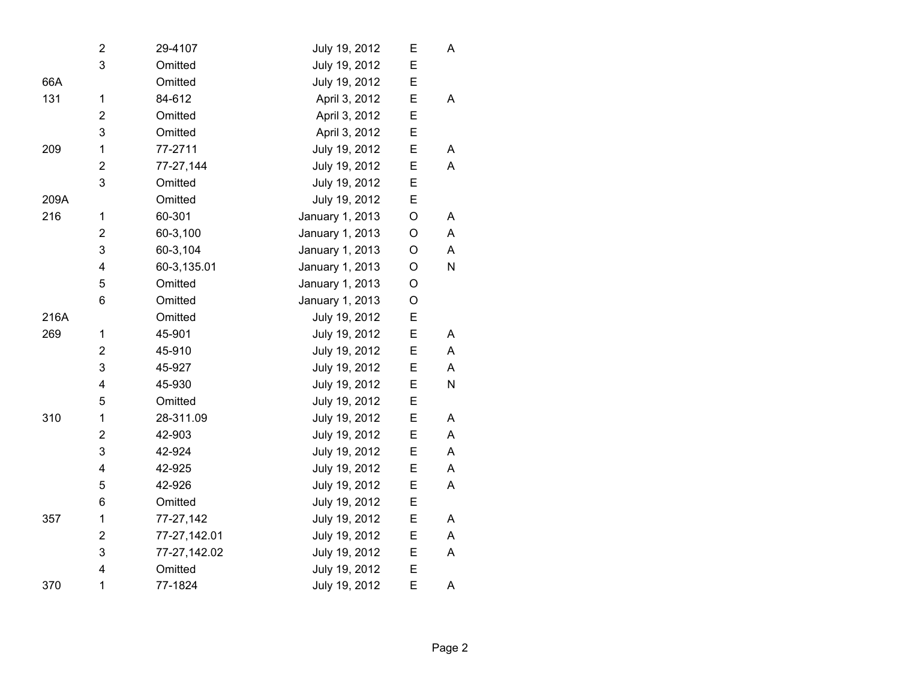| | | | | | |
|---|---|---|---|---|---|
| | 2 | 29-4107 | July 19, 2012 | E | A |
| | 3 | Omitted | July 19, 2012 | E | |
| 66A | | Omitted | July 19, 2012 | E | |
| 131 | 1 | 84-612 | April 3, 2012 | E | A |
| | 2 | Omitted | April 3, 2012 | E | |
| | 3 | Omitted | April 3, 2012 | E | |
| 209 | 1 | 77-2711 | July 19, 2012 | E | A |
| | 2 | 77-27,144 | July 19, 2012 | E | A |
| | 3 | Omitted | July 19, 2012 | E | |
| 209A | | Omitted | July 19, 2012 | E | |
| 216 | 1 | 60-301 | January 1, 2013 | O | A |
| | 2 | 60-3,100 | January 1, 2013 | O | A |
| | 3 | 60-3,104 | January 1, 2013 | O | A |
| | 4 | 60-3,135.01 | January 1, 2013 | O | N |
| | 5 | Omitted | January 1, 2013 | O | |
| | 6 | Omitted | January 1, 2013 | O | |
| 216A | | Omitted | July 19, 2012 | E | |
| 269 | 1 | 45-901 | July 19, 2012 | E | A |
| | 2 | 45-910 | July 19, 2012 | E | A |
| | 3 | 45-927 | July 19, 2012 | E | A |
| | 4 | 45-930 | July 19, 2012 | E | N |
| | 5 | Omitted | July 19, 2012 | E | |
| 310 | 1 | 28-311.09 | July 19, 2012 | E | A |
| | 2 | 42-903 | July 19, 2012 | E | A |
| | 3 | 42-924 | July 19, 2012 | E | A |
| | 4 | 42-925 | July 19, 2012 | E | A |
| | 5 | 42-926 | July 19, 2012 | E | A |
| | 6 | Omitted | July 19, 2012 | E | |
| 357 | 1 | 77-27,142 | July 19, 2012 | E | A |
| | 2 | 77-27,142.01 | July 19, 2012 | E | A |
| | 3 | 77-27,142.02 | July 19, 2012 | E | A |
| | 4 | Omitted | July 19, 2012 | E | |
| 370 | 1 | 77-1824 | July 19, 2012 | E | A |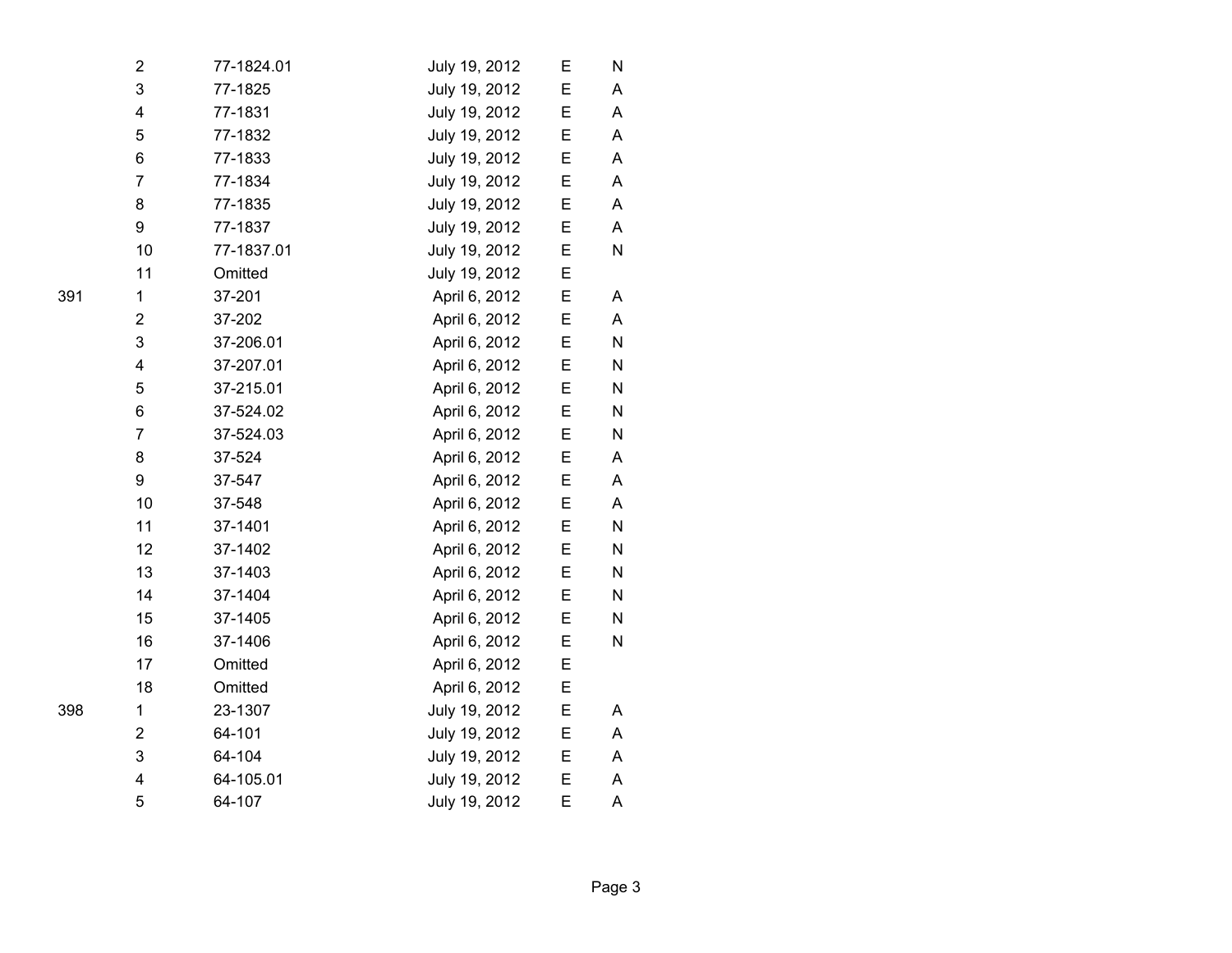|  |  |  |  |  |  |
|---|---|---|---|---|---|
|  | 2 | 77-1824.01 | July 19, 2012 | E | N |
|  | 3 | 77-1825 | July 19, 2012 | E | A |
|  | 4 | 77-1831 | July 19, 2012 | E | A |
|  | 5 | 77-1832 | July 19, 2012 | E | A |
|  | 6 | 77-1833 | July 19, 2012 | E | A |
|  | 7 | 77-1834 | July 19, 2012 | E | A |
|  | 8 | 77-1835 | July 19, 2012 | E | A |
|  | 9 | 77-1837 | July 19, 2012 | E | A |
|  | 10 | 77-1837.01 | July 19, 2012 | E | N |
|  | 11 | Omitted | July 19, 2012 | E |  |
| 391 | 1 | 37-201 | April 6, 2012 | E | A |
|  | 2 | 37-202 | April 6, 2012 | E | A |
|  | 3 | 37-206.01 | April 6, 2012 | E | N |
|  | 4 | 37-207.01 | April 6, 2012 | E | N |
|  | 5 | 37-215.01 | April 6, 2012 | E | N |
|  | 6 | 37-524.02 | April 6, 2012 | E | N |
|  | 7 | 37-524.03 | April 6, 2012 | E | N |
|  | 8 | 37-524 | April 6, 2012 | E | A |
|  | 9 | 37-547 | April 6, 2012 | E | A |
|  | 10 | 37-548 | April 6, 2012 | E | A |
|  | 11 | 37-1401 | April 6, 2012 | E | N |
|  | 12 | 37-1402 | April 6, 2012 | E | N |
|  | 13 | 37-1403 | April 6, 2012 | E | N |
|  | 14 | 37-1404 | April 6, 2012 | E | N |
|  | 15 | 37-1405 | April 6, 2012 | E | N |
|  | 16 | 37-1406 | April 6, 2012 | E | N |
|  | 17 | Omitted | April 6, 2012 | E |  |
|  | 18 | Omitted | April 6, 2012 | E |  |
| 398 | 1 | 23-1307 | July 19, 2012 | E | A |
|  | 2 | 64-101 | July 19, 2012 | E | A |
|  | 3 | 64-104 | July 19, 2012 | E | A |
|  | 4 | 64-105.01 | July 19, 2012 | E | A |
|  | 5 | 64-107 | July 19, 2012 | E | A |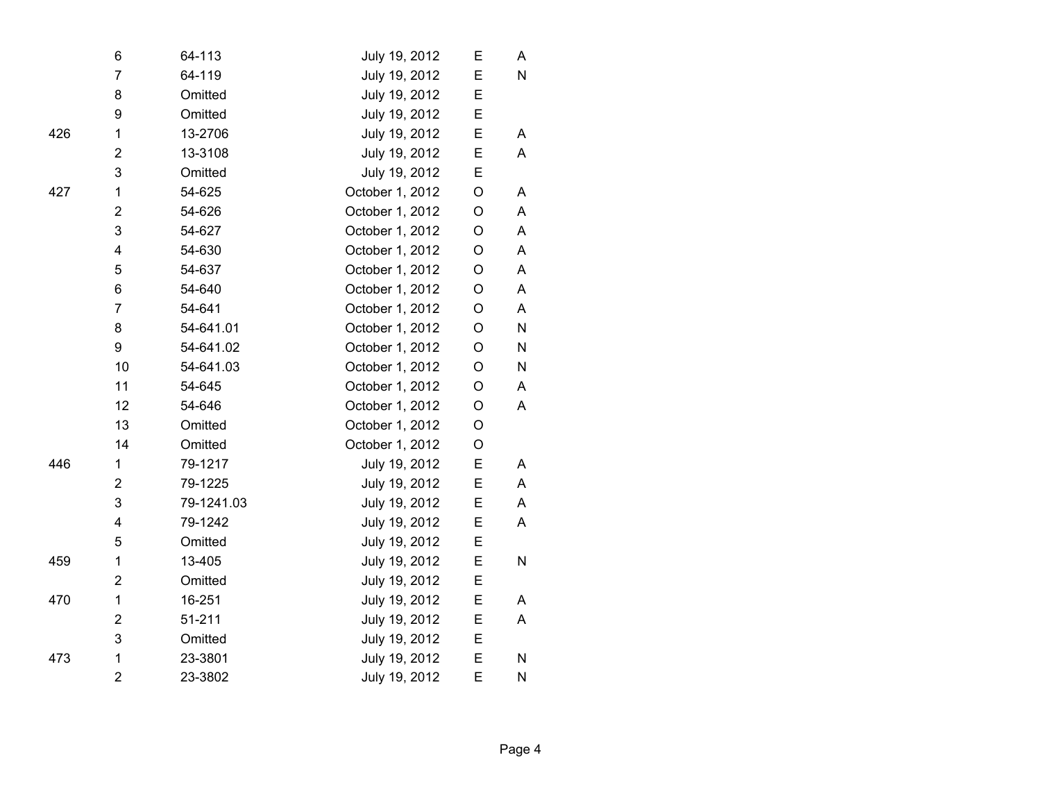| | | | | | |
|---|---|---|---|---|---|
| | 6 | 64-113 | July 19, 2012 | E | A |
| | 7 | 64-119 | July 19, 2012 | E | N |
| | 8 | Omitted | July 19, 2012 | E | |
| | 9 | Omitted | July 19, 2012 | E | |
| 426 | 1 | 13-2706 | July 19, 2012 | E | A |
| | 2 | 13-3108 | July 19, 2012 | E | A |
| | 3 | Omitted | July 19, 2012 | E | |
| 427 | 1 | 54-625 | October 1, 2012 | O | A |
| | 2 | 54-626 | October 1, 2012 | O | A |
| | 3 | 54-627 | October 1, 2012 | O | A |
| | 4 | 54-630 | October 1, 2012 | O | A |
| | 5 | 54-637 | October 1, 2012 | O | A |
| | 6 | 54-640 | October 1, 2012 | O | A |
| | 7 | 54-641 | October 1, 2012 | O | A |
| | 8 | 54-641.01 | October 1, 2012 | O | N |
| | 9 | 54-641.02 | October 1, 2012 | O | N |
| | 10 | 54-641.03 | October 1, 2012 | O | N |
| | 11 | 54-645 | October 1, 2012 | O | A |
| | 12 | 54-646 | October 1, 2012 | O | A |
| | 13 | Omitted | October 1, 2012 | O | |
| | 14 | Omitted | October 1, 2012 | O | |
| 446 | 1 | 79-1217 | July 19, 2012 | E | A |
| | 2 | 79-1225 | July 19, 2012 | E | A |
| | 3 | 79-1241.03 | July 19, 2012 | E | A |
| | 4 | 79-1242 | July 19, 2012 | E | A |
| | 5 | Omitted | July 19, 2012 | E | |
| 459 | 1 | 13-405 | July 19, 2012 | E | N |
| | 2 | Omitted | July 19, 2012 | E | |
| 470 | 1 | 16-251 | July 19, 2012 | E | A |
| | 2 | 51-211 | July 19, 2012 | E | A |
| | 3 | Omitted | July 19, 2012 | E | |
| 473 | 1 | 23-3801 | July 19, 2012 | E | N |
| | 2 | 23-3802 | July 19, 2012 | E | N |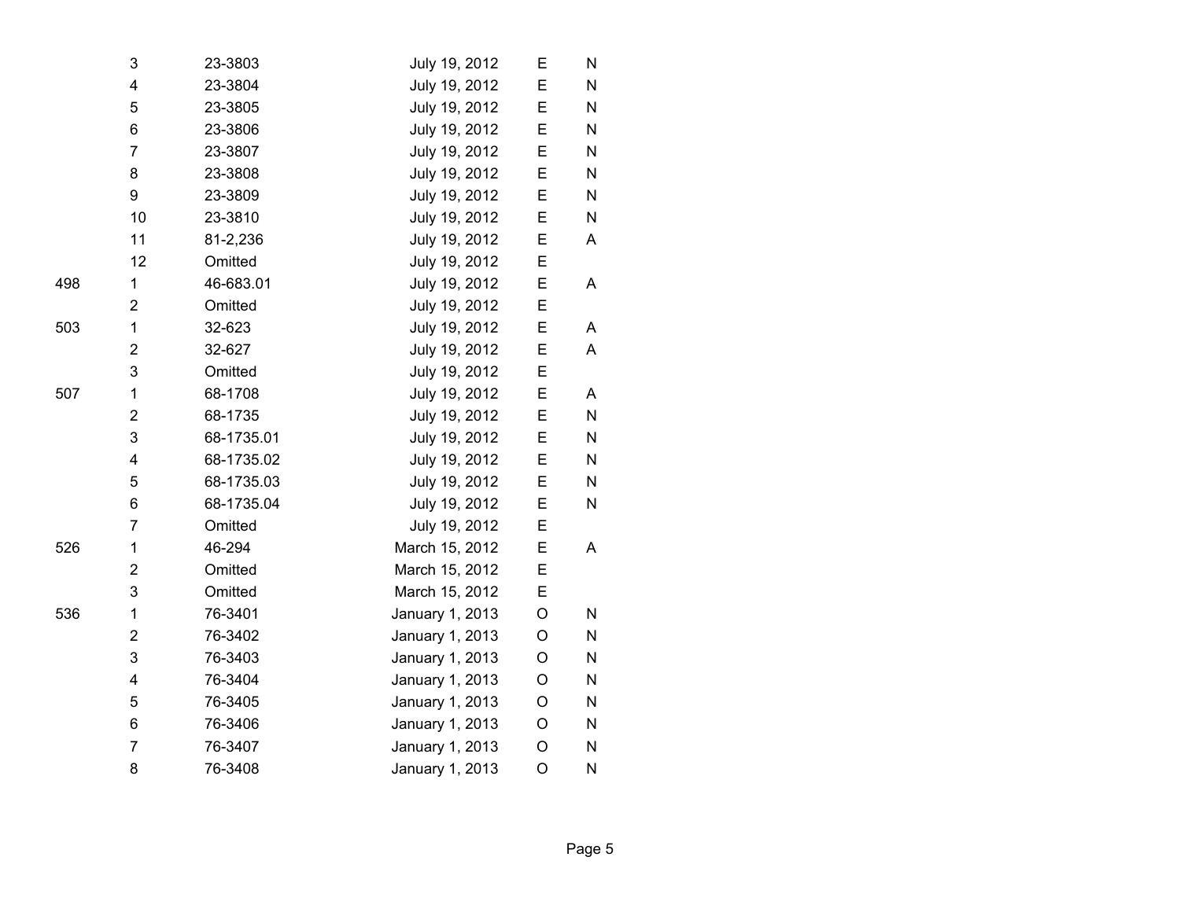| | | | | | |
|---|---|---|---|---|---|
| | 3 | 23-3803 | July 19, 2012 | E | N |
| | 4 | 23-3804 | July 19, 2012 | E | N |
| | 5 | 23-3805 | July 19, 2012 | E | N |
| | 6 | 23-3806 | July 19, 2012 | E | N |
| | 7 | 23-3807 | July 19, 2012 | E | N |
| | 8 | 23-3808 | July 19, 2012 | E | N |
| | 9 | 23-3809 | July 19, 2012 | E | N |
| | 10 | 23-3810 | July 19, 2012 | E | N |
| | 11 | 81-2,236 | July 19, 2012 | E | A |
| | 12 | Omitted | July 19, 2012 | E | |
| 498 | 1 | 46-683.01 | July 19, 2012 | E | A |
| | 2 | Omitted | July 19, 2012 | E | |
| 503 | 1 | 32-623 | July 19, 2012 | E | A |
| | 2 | 32-627 | July 19, 2012 | E | A |
| | 3 | Omitted | July 19, 2012 | E | |
| 507 | 1 | 68-1708 | July 19, 2012 | E | A |
| | 2 | 68-1735 | July 19, 2012 | E | N |
| | 3 | 68-1735.01 | July 19, 2012 | E | N |
| | 4 | 68-1735.02 | July 19, 2012 | E | N |
| | 5 | 68-1735.03 | July 19, 2012 | E | N |
| | 6 | 68-1735.04 | July 19, 2012 | E | N |
| | 7 | Omitted | July 19, 2012 | E | |
| 526 | 1 | 46-294 | March 15, 2012 | E | A |
| | 2 | Omitted | March 15, 2012 | E | |
| | 3 | Omitted | March 15, 2012 | E | |
| 536 | 1 | 76-3401 | January 1, 2013 | O | N |
| | 2 | 76-3402 | January 1, 2013 | O | N |
| | 3 | 76-3403 | January 1, 2013 | O | N |
| | 4 | 76-3404 | January 1, 2013 | O | N |
| | 5 | 76-3405 | January 1, 2013 | O | N |
| | 6 | 76-3406 | January 1, 2013 | O | N |
| | 7 | 76-3407 | January 1, 2013 | O | N |
| | 8 | 76-3408 | January 1, 2013 | O | N |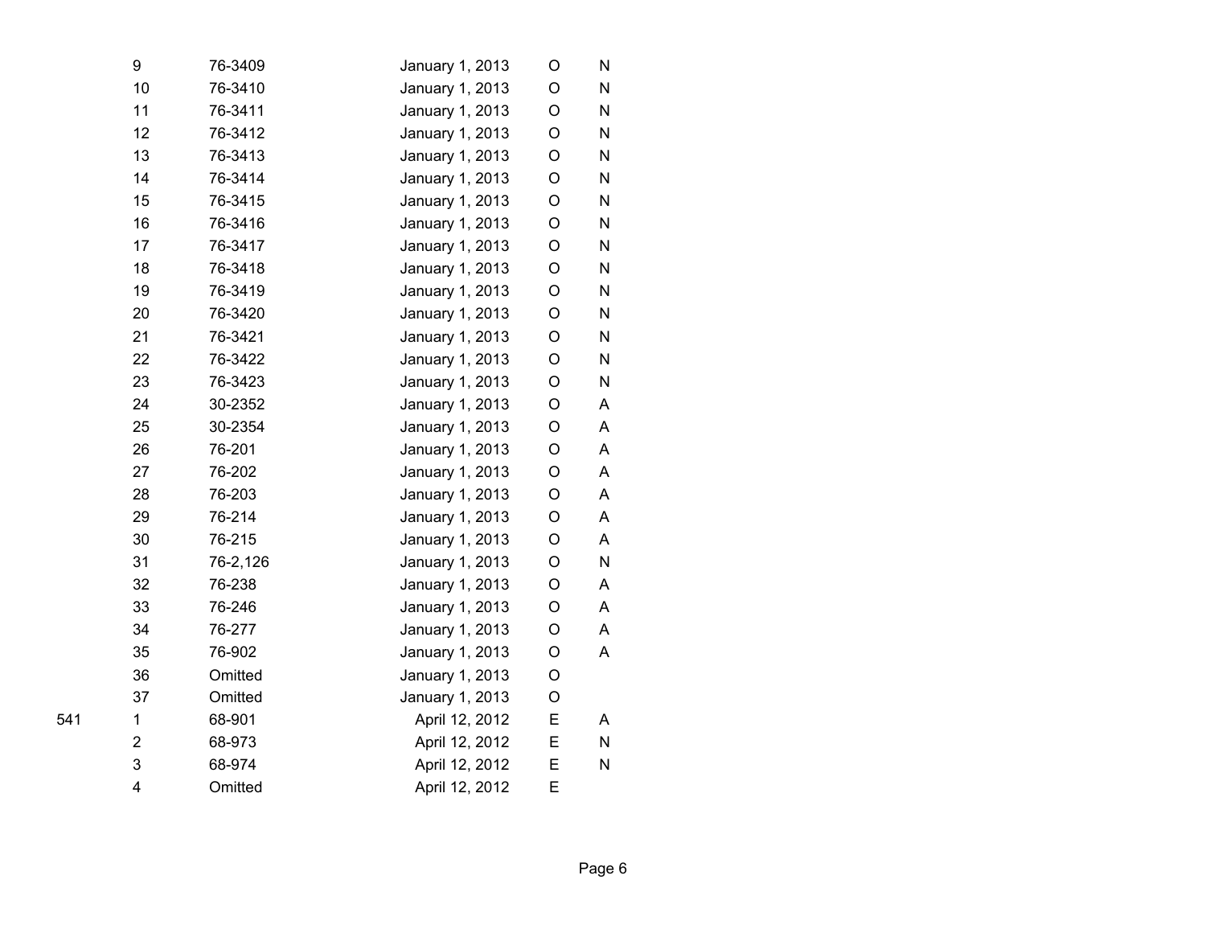|  |  |  |  |  |  |
|---|---|---|---|---|---|
|  | 9 | 76-3409 | January 1, 2013 | O | N |
|  | 10 | 76-3410 | January 1, 2013 | O | N |
|  | 11 | 76-3411 | January 1, 2013 | O | N |
|  | 12 | 76-3412 | January 1, 2013 | O | N |
|  | 13 | 76-3413 | January 1, 2013 | O | N |
|  | 14 | 76-3414 | January 1, 2013 | O | N |
|  | 15 | 76-3415 | January 1, 2013 | O | N |
|  | 16 | 76-3416 | January 1, 2013 | O | N |
|  | 17 | 76-3417 | January 1, 2013 | O | N |
|  | 18 | 76-3418 | January 1, 2013 | O | N |
|  | 19 | 76-3419 | January 1, 2013 | O | N |
|  | 20 | 76-3420 | January 1, 2013 | O | N |
|  | 21 | 76-3421 | January 1, 2013 | O | N |
|  | 22 | 76-3422 | January 1, 2013 | O | N |
|  | 23 | 76-3423 | January 1, 2013 | O | N |
|  | 24 | 30-2352 | January 1, 2013 | O | A |
|  | 25 | 30-2354 | January 1, 2013 | O | A |
|  | 26 | 76-201 | January 1, 2013 | O | A |
|  | 27 | 76-202 | January 1, 2013 | O | A |
|  | 28 | 76-203 | January 1, 2013 | O | A |
|  | 29 | 76-214 | January 1, 2013 | O | A |
|  | 30 | 76-215 | January 1, 2013 | O | A |
|  | 31 | 76-2,126 | January 1, 2013 | O | N |
|  | 32 | 76-238 | January 1, 2013 | O | A |
|  | 33 | 76-246 | January 1, 2013 | O | A |
|  | 34 | 76-277 | January 1, 2013 | O | A |
|  | 35 | 76-902 | January 1, 2013 | O | A |
|  | 36 | Omitted | January 1, 2013 | O |  |
|  | 37 | Omitted | January 1, 2013 | O |  |
| 541 | 1 | 68-901 | April 12, 2012 | E | A |
|  | 2 | 68-973 | April 12, 2012 | E | N |
|  | 3 | 68-974 | April 12, 2012 | E | N |
|  | 4 | Omitted | April 12, 2012 | E |  |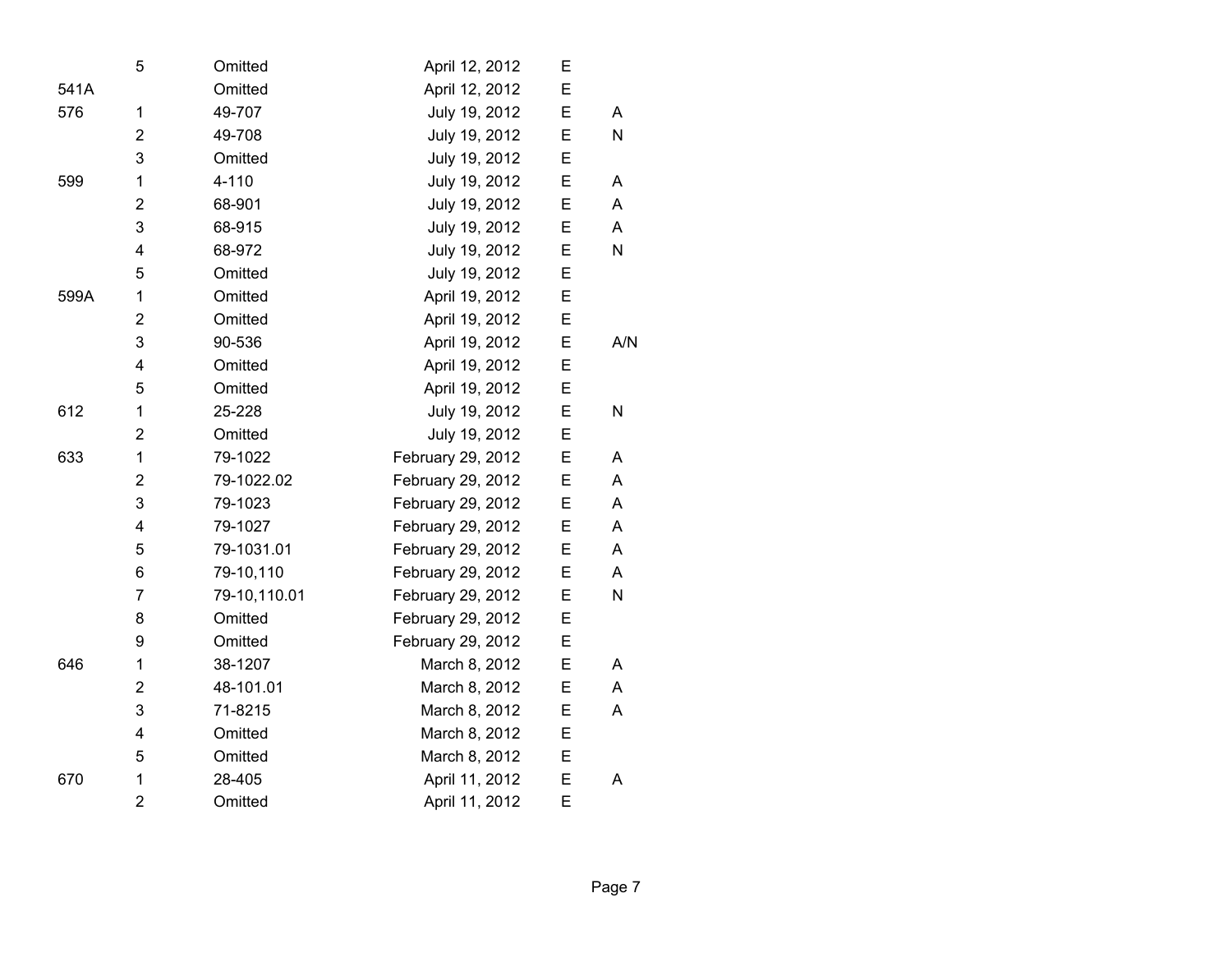|  |  |  |  |  |  |
|---|---|---|---|---|---|
|  | 5 | Omitted | April 12, 2012 | E |  |
| 541A |  | Omitted | April 12, 2012 | E |  |
| 576 | 1 | 49-707 | July 19, 2012 | E | A |
|  | 2 | 49-708 | July 19, 2012 | E | N |
|  | 3 | Omitted | July 19, 2012 | E |  |
| 599 | 1 | 4-110 | July 19, 2012 | E | A |
|  | 2 | 68-901 | July 19, 2012 | E | A |
|  | 3 | 68-915 | July 19, 2012 | E | A |
|  | 4 | 68-972 | July 19, 2012 | E | N |
|  | 5 | Omitted | July 19, 2012 | E |  |
| 599A | 1 | Omitted | April 19, 2012 | E |  |
|  | 2 | Omitted | April 19, 2012 | E |  |
|  | 3 | 90-536 | April 19, 2012 | E | A/N |
|  | 4 | Omitted | April 19, 2012 | E |  |
|  | 5 | Omitted | April 19, 2012 | E |  |
| 612 | 1 | 25-228 | July 19, 2012 | E | N |
|  | 2 | Omitted | July 19, 2012 | E |  |
| 633 | 1 | 79-1022 | February 29, 2012 | E | A |
|  | 2 | 79-1022.02 | February 29, 2012 | E | A |
|  | 3 | 79-1023 | February 29, 2012 | E | A |
|  | 4 | 79-1027 | February 29, 2012 | E | A |
|  | 5 | 79-1031.01 | February 29, 2012 | E | A |
|  | 6 | 79-10,110 | February 29, 2012 | E | A |
|  | 7 | 79-10,110.01 | February 29, 2012 | E | N |
|  | 8 | Omitted | February 29, 2012 | E |  |
|  | 9 | Omitted | February 29, 2012 | E |  |
| 646 | 1 | 38-1207 | March 8, 2012 | E | A |
|  | 2 | 48-101.01 | March 8, 2012 | E | A |
|  | 3 | 71-8215 | March 8, 2012 | E | A |
|  | 4 | Omitted | March 8, 2012 | E |  |
|  | 5 | Omitted | March 8, 2012 | E |  |
| 670 | 1 | 28-405 | April 11, 2012 | E | A |
|  | 2 | Omitted | April 11, 2012 | E |  |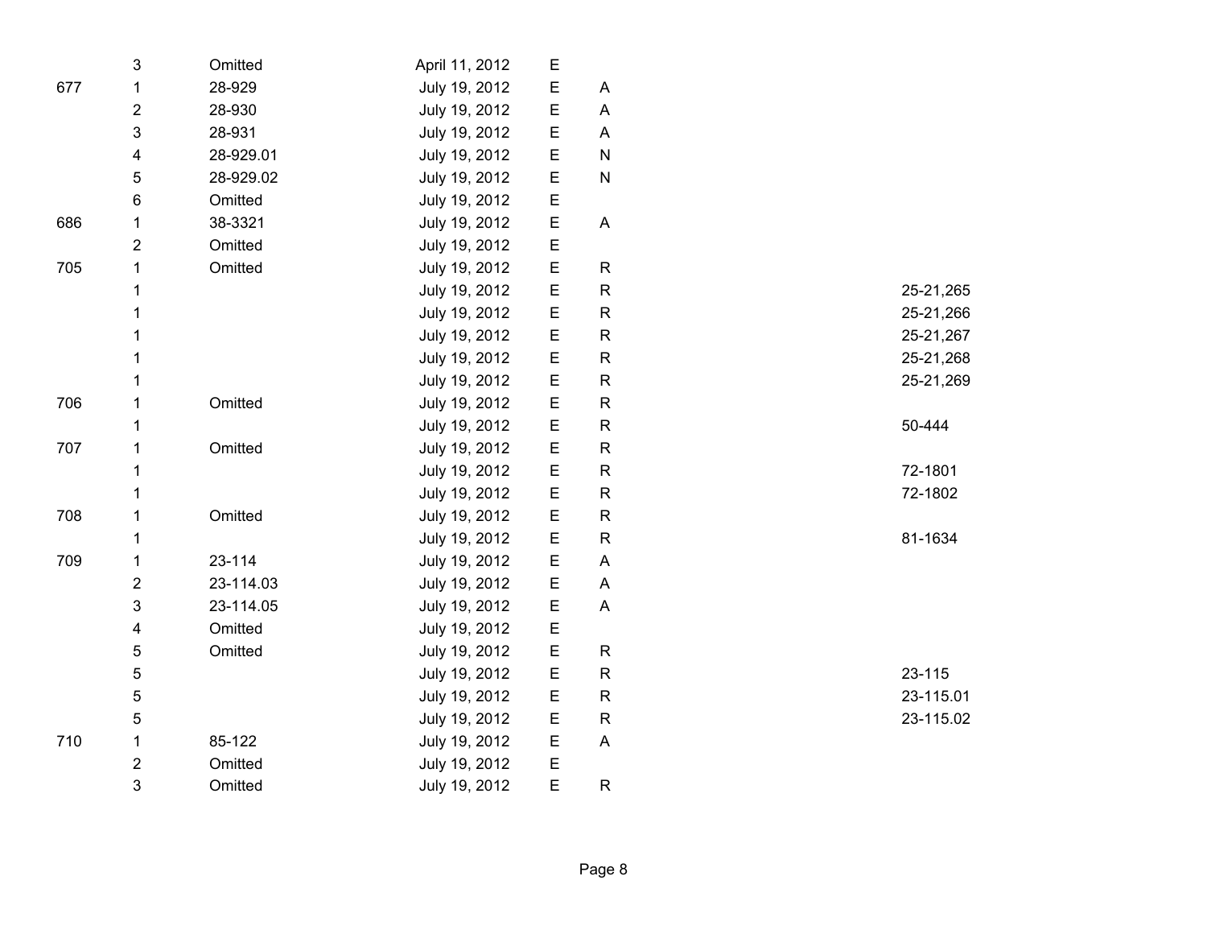|  |  |  |  |  |  |  |
|---|---|---|---|---|---|---|
|  | 3 | Omitted | April 11, 2012 | E |  |  |
| 677 | 1 | 28-929 | July 19, 2012 | E | A |  |
|  | 2 | 28-930 | July 19, 2012 | E | A |  |
|  | 3 | 28-931 | July 19, 2012 | E | A |  |
|  | 4 | 28-929.01 | July 19, 2012 | E | N |  |
|  | 5 | 28-929.02 | July 19, 2012 | E | N |  |
|  | 6 | Omitted | July 19, 2012 | E |  |  |
| 686 | 1 | 38-3321 | July 19, 2012 | E | A |  |
|  | 2 | Omitted | July 19, 2012 | E |  |  |
| 705 | 1 | Omitted | July 19, 2012 | E | R |  |
|  | 1 |  | July 19, 2012 | E | R | 25-21,265 |
|  | 1 |  | July 19, 2012 | E | R | 25-21,266 |
|  | 1 |  | July 19, 2012 | E | R | 25-21,267 |
|  | 1 |  | July 19, 2012 | E | R | 25-21,268 |
|  | 1 |  | July 19, 2012 | E | R | 25-21,269 |
| 706 | 1 | Omitted | July 19, 2012 | E | R |  |
|  | 1 |  | July 19, 2012 | E | R | 50-444 |
| 707 | 1 | Omitted | July 19, 2012 | E | R |  |
|  | 1 |  | July 19, 2012 | E | R | 72-1801 |
|  | 1 |  | July 19, 2012 | E | R | 72-1802 |
| 708 | 1 | Omitted | July 19, 2012 | E | R |  |
|  | 1 |  | July 19, 2012 | E | R | 81-1634 |
| 709 | 1 | 23-114 | July 19, 2012 | E | A |  |
|  | 2 | 23-114.03 | July 19, 2012 | E | A |  |
|  | 3 | 23-114.05 | July 19, 2012 | E | A |  |
|  | 4 | Omitted | July 19, 2012 | E |  |  |
|  | 5 | Omitted | July 19, 2012 | E | R |  |
|  | 5 |  | July 19, 2012 | E | R | 23-115 |
|  | 5 |  | July 19, 2012 | E | R | 23-115.01 |
|  | 5 |  | July 19, 2012 | E | R | 23-115.02 |
| 710 | 1 | 85-122 | July 19, 2012 | E | A |  |
|  | 2 | Omitted | July 19, 2012 | E |  |  |
|  | 3 | Omitted | July 19, 2012 | E | R |  |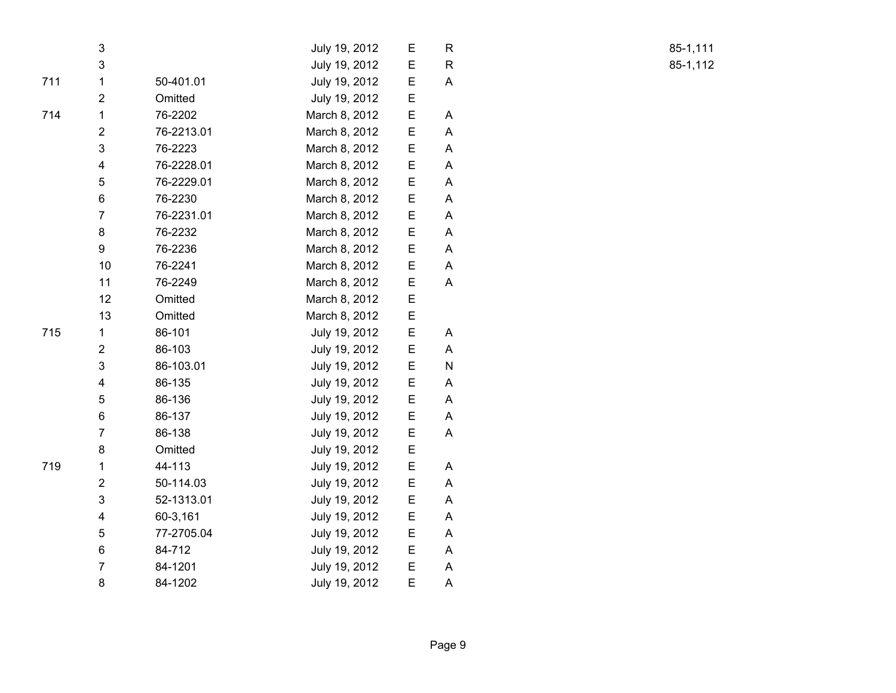|  |  |  |  |  |  |  |
|---|---|---|---|---|---|---|
|  | 3 |  | July 19, 2012 | E | R | 85-1,111 |
|  | 3 |  | July 19, 2012 | E | R | 85-1,112 |
| 711 | 1 | 50-401.01 | July 19, 2012 | E | A |  |
|  | 2 | Omitted | July 19, 2012 | E |  |  |
| 714 | 1 | 76-2202 | March 8, 2012 | E | A |  |
|  | 2 | 76-2213.01 | March 8, 2012 | E | A |  |
|  | 3 | 76-2223 | March 8, 2012 | E | A |  |
|  | 4 | 76-2228.01 | March 8, 2012 | E | A |  |
|  | 5 | 76-2229.01 | March 8, 2012 | E | A |  |
|  | 6 | 76-2230 | March 8, 2012 | E | A |  |
|  | 7 | 76-2231.01 | March 8, 2012 | E | A |  |
|  | 8 | 76-2232 | March 8, 2012 | E | A |  |
|  | 9 | 76-2236 | March 8, 2012 | E | A |  |
|  | 10 | 76-2241 | March 8, 2012 | E | A |  |
|  | 11 | 76-2249 | March 8, 2012 | E | A |  |
|  | 12 | Omitted | March 8, 2012 | E |  |  |
|  | 13 | Omitted | March 8, 2012 | E |  |  |
| 715 | 1 | 86-101 | July 19, 2012 | E | A |  |
|  | 2 | 86-103 | July 19, 2012 | E | A |  |
|  | 3 | 86-103.01 | July 19, 2012 | E | N |  |
|  | 4 | 86-135 | July 19, 2012 | E | A |  |
|  | 5 | 86-136 | July 19, 2012 | E | A |  |
|  | 6 | 86-137 | July 19, 2012 | E | A |  |
|  | 7 | 86-138 | July 19, 2012 | E | A |  |
|  | 8 | Omitted | July 19, 2012 | E |  |  |
| 719 | 1 | 44-113 | July 19, 2012 | E | A |  |
|  | 2 | 50-114.03 | July 19, 2012 | E | A |  |
|  | 3 | 52-1313.01 | July 19, 2012 | E | A |  |
|  | 4 | 60-3,161 | July 19, 2012 | E | A |  |
|  | 5 | 77-2705.04 | July 19, 2012 | E | A |  |
|  | 6 | 84-712 | July 19, 2012 | E | A |  |
|  | 7 | 84-1201 | July 19, 2012 | E | A |  |
|  | 8 | 84-1202 | July 19, 2012 | E | A |  |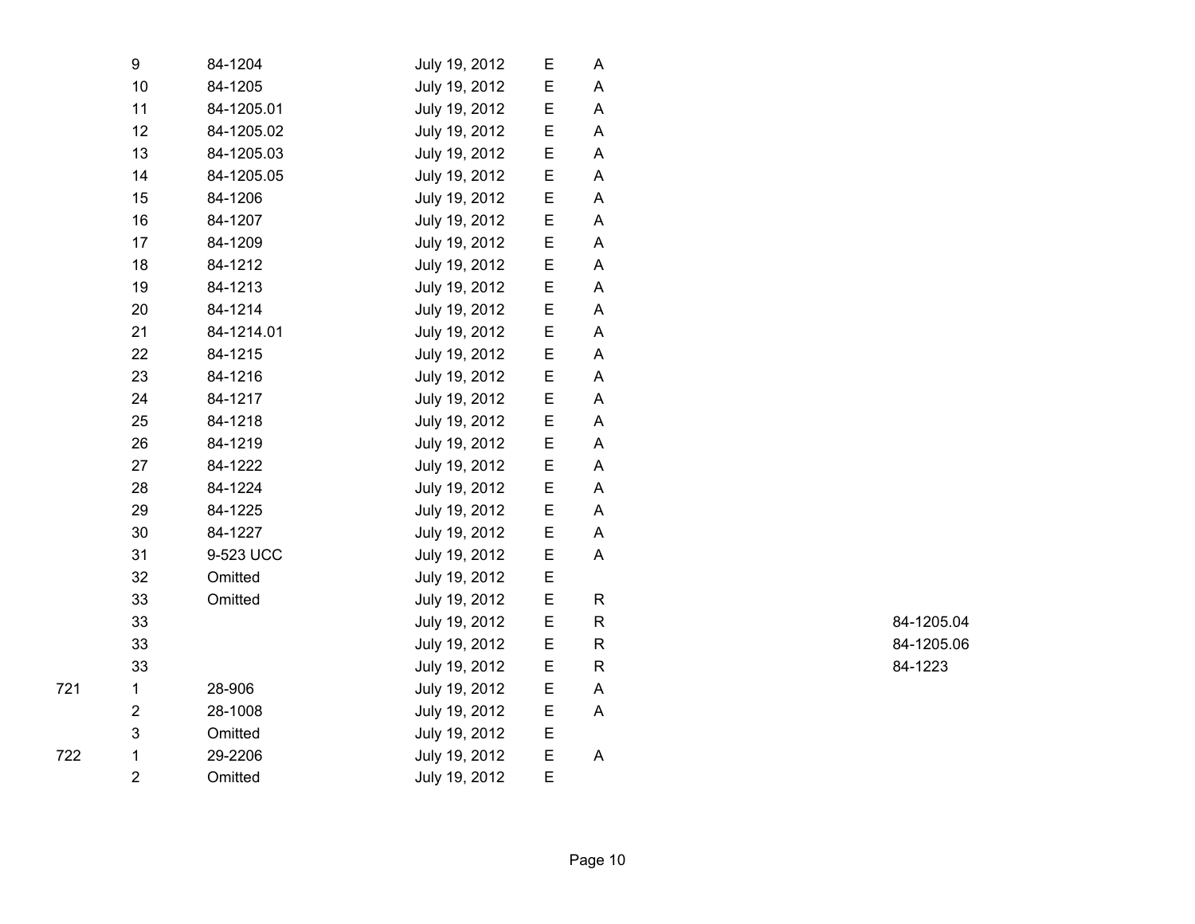| | | | | | | |
|---|---|---|---|---|---|---|
| | 9 | 84-1204 | July 19, 2012 | E | A | |
| | 10 | 84-1205 | July 19, 2012 | E | A | |
| | 11 | 84-1205.01 | July 19, 2012 | E | A | |
| | 12 | 84-1205.02 | July 19, 2012 | E | A | |
| | 13 | 84-1205.03 | July 19, 2012 | E | A | |
| | 14 | 84-1205.05 | July 19, 2012 | E | A | |
| | 15 | 84-1206 | July 19, 2012 | E | A | |
| | 16 | 84-1207 | July 19, 2012 | E | A | |
| | 17 | 84-1209 | July 19, 2012 | E | A | |
| | 18 | 84-1212 | July 19, 2012 | E | A | |
| | 19 | 84-1213 | July 19, 2012 | E | A | |
| | 20 | 84-1214 | July 19, 2012 | E | A | |
| | 21 | 84-1214.01 | July 19, 2012 | E | A | |
| | 22 | 84-1215 | July 19, 2012 | E | A | |
| | 23 | 84-1216 | July 19, 2012 | E | A | |
| | 24 | 84-1217 | July 19, 2012 | E | A | |
| | 25 | 84-1218 | July 19, 2012 | E | A | |
| | 26 | 84-1219 | July 19, 2012 | E | A | |
| | 27 | 84-1222 | July 19, 2012 | E | A | |
| | 28 | 84-1224 | July 19, 2012 | E | A | |
| | 29 | 84-1225 | July 19, 2012 | E | A | |
| | 30 | 84-1227 | July 19, 2012 | E | A | |
| | 31 | 9-523 UCC | July 19, 2012 | E | A | |
| | 32 | Omitted | July 19, 2012 | E | | |
| | 33 | Omitted | July 19, 2012 | E | R | |
| | 33 | | July 19, 2012 | E | R | 84-1205.04 |
| | 33 | | July 19, 2012 | E | R | 84-1205.06 |
| | 33 | | July 19, 2012 | E | R | 84-1223 |
| 721 | 1 | 28-906 | July 19, 2012 | E | A | |
| | 2 | 28-1008 | July 19, 2012 | E | A | |
| | 3 | Omitted | July 19, 2012 | E | | |
| 722 | 1 | 29-2206 | July 19, 2012 | E | A | |
| | 2 | Omitted | July 19, 2012 | E | | |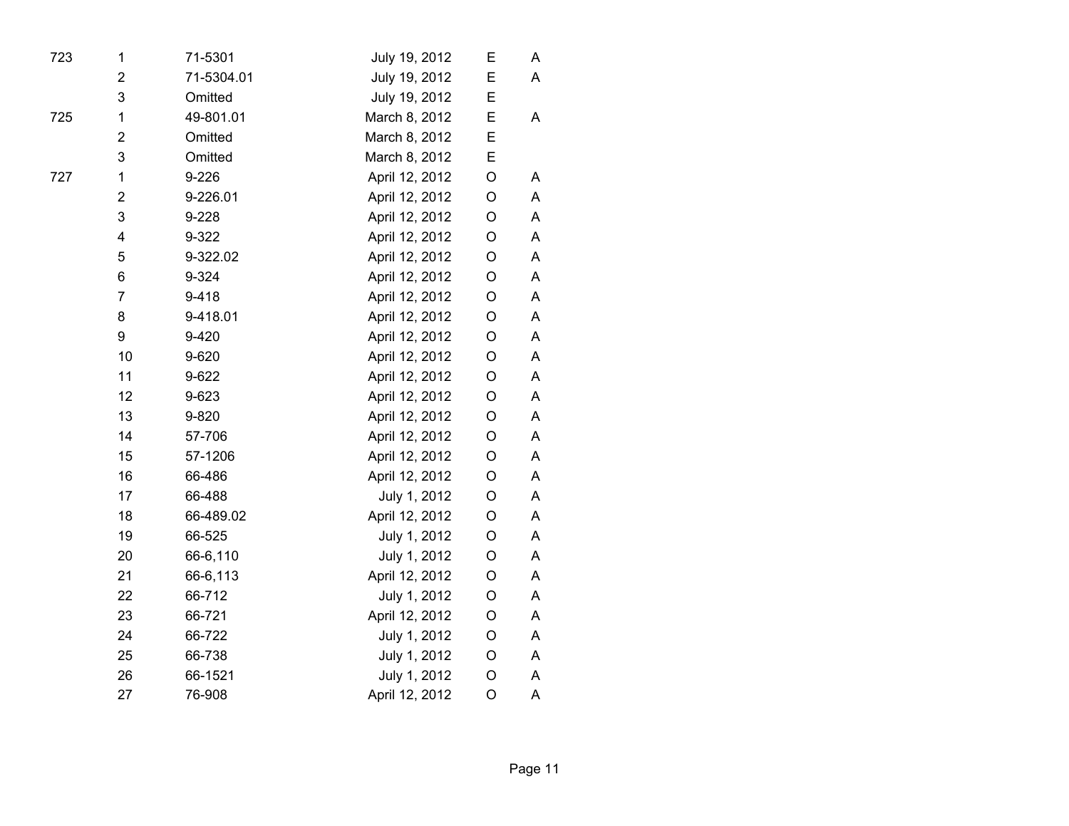| | | | | | |
|---|---|---|---|---|---|
| 723 | 1 | 71-5301 | July 19, 2012 | E | A |
| | 2 | 71-5304.01 | July 19, 2012 | E | A |
| | 3 | Omitted | July 19, 2012 | E | |
| 725 | 1 | 49-801.01 | March 8, 2012 | E | A |
| | 2 | Omitted | March 8, 2012 | E | |
| | 3 | Omitted | March 8, 2012 | E | |
| 727 | 1 | 9-226 | April 12, 2012 | O | A |
| | 2 | 9-226.01 | April 12, 2012 | O | A |
| | 3 | 9-228 | April 12, 2012 | O | A |
| | 4 | 9-322 | April 12, 2012 | O | A |
| | 5 | 9-322.02 | April 12, 2012 | O | A |
| | 6 | 9-324 | April 12, 2012 | O | A |
| | 7 | 9-418 | April 12, 2012 | O | A |
| | 8 | 9-418.01 | April 12, 2012 | O | A |
| | 9 | 9-420 | April 12, 2012 | O | A |
| | 10 | 9-620 | April 12, 2012 | O | A |
| | 11 | 9-622 | April 12, 2012 | O | A |
| | 12 | 9-623 | April 12, 2012 | O | A |
| | 13 | 9-820 | April 12, 2012 | O | A |
| | 14 | 57-706 | April 12, 2012 | O | A |
| | 15 | 57-1206 | April 12, 2012 | O | A |
| | 16 | 66-486 | April 12, 2012 | O | A |
| | 17 | 66-488 | July 1, 2012 | O | A |
| | 18 | 66-489.02 | April 12, 2012 | O | A |
| | 19 | 66-525 | July 1, 2012 | O | A |
| | 20 | 66-6,110 | July 1, 2012 | O | A |
| | 21 | 66-6,113 | April 12, 2012 | O | A |
| | 22 | 66-712 | July 1, 2012 | O | A |
| | 23 | 66-721 | April 12, 2012 | O | A |
| | 24 | 66-722 | July 1, 2012 | O | A |
| | 25 | 66-738 | July 1, 2012 | O | A |
| | 26 | 66-1521 | July 1, 2012 | O | A |
| | 27 | 76-908 | April 12, 2012 | O | A |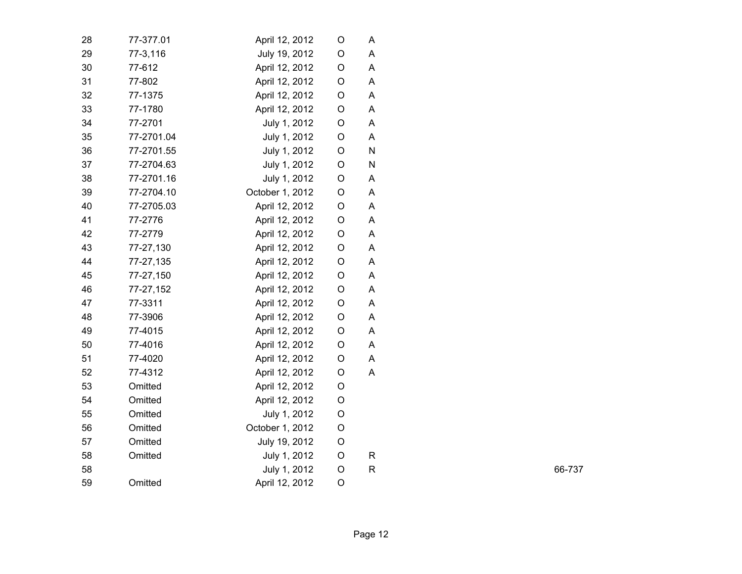| | | | | | |
|---|---|---|---|---|---|
| 28 | 77-377.01 | April 12, 2012 | O | A | |
| 29 | 77-3,116 | July 19, 2012 | O | A | |
| 30 | 77-612 | April 12, 2012 | O | A | |
| 31 | 77-802 | April 12, 2012 | O | A | |
| 32 | 77-1375 | April 12, 2012 | O | A | |
| 33 | 77-1780 | April 12, 2012 | O | A | |
| 34 | 77-2701 | July 1, 2012 | O | A | |
| 35 | 77-2701.04 | July 1, 2012 | O | A | |
| 36 | 77-2701.55 | July 1, 2012 | O | N | |
| 37 | 77-2704.63 | July 1, 2012 | O | N | |
| 38 | 77-2701.16 | July 1, 2012 | O | A | |
| 39 | 77-2704.10 | October 1, 2012 | O | A | |
| 40 | 77-2705.03 | April 12, 2012 | O | A | |
| 41 | 77-2776 | April 12, 2012 | O | A | |
| 42 | 77-2779 | April 12, 2012 | O | A | |
| 43 | 77-27,130 | April 12, 2012 | O | A | |
| 44 | 77-27,135 | April 12, 2012 | O | A | |
| 45 | 77-27,150 | April 12, 2012 | O | A | |
| 46 | 77-27,152 | April 12, 2012 | O | A | |
| 47 | 77-3311 | April 12, 2012 | O | A | |
| 48 | 77-3906 | April 12, 2012 | O | A | |
| 49 | 77-4015 | April 12, 2012 | O | A | |
| 50 | 77-4016 | April 12, 2012 | O | A | |
| 51 | 77-4020 | April 12, 2012 | O | A | |
| 52 | 77-4312 | April 12, 2012 | O | A | |
| 53 | Omitted | April 12, 2012 | O | | |
| 54 | Omitted | April 12, 2012 | O | | |
| 55 | Omitted | July 1, 2012 | O | | |
| 56 | Omitted | October 1, 2012 | O | | |
| 57 | Omitted | July 19, 2012 | O | | |
| 58 | Omitted | July 1, 2012 | O | R | |
| 58 | | July 1, 2012 | O | R | 66-737 |
| 59 | Omitted | April 12, 2012 | O | | |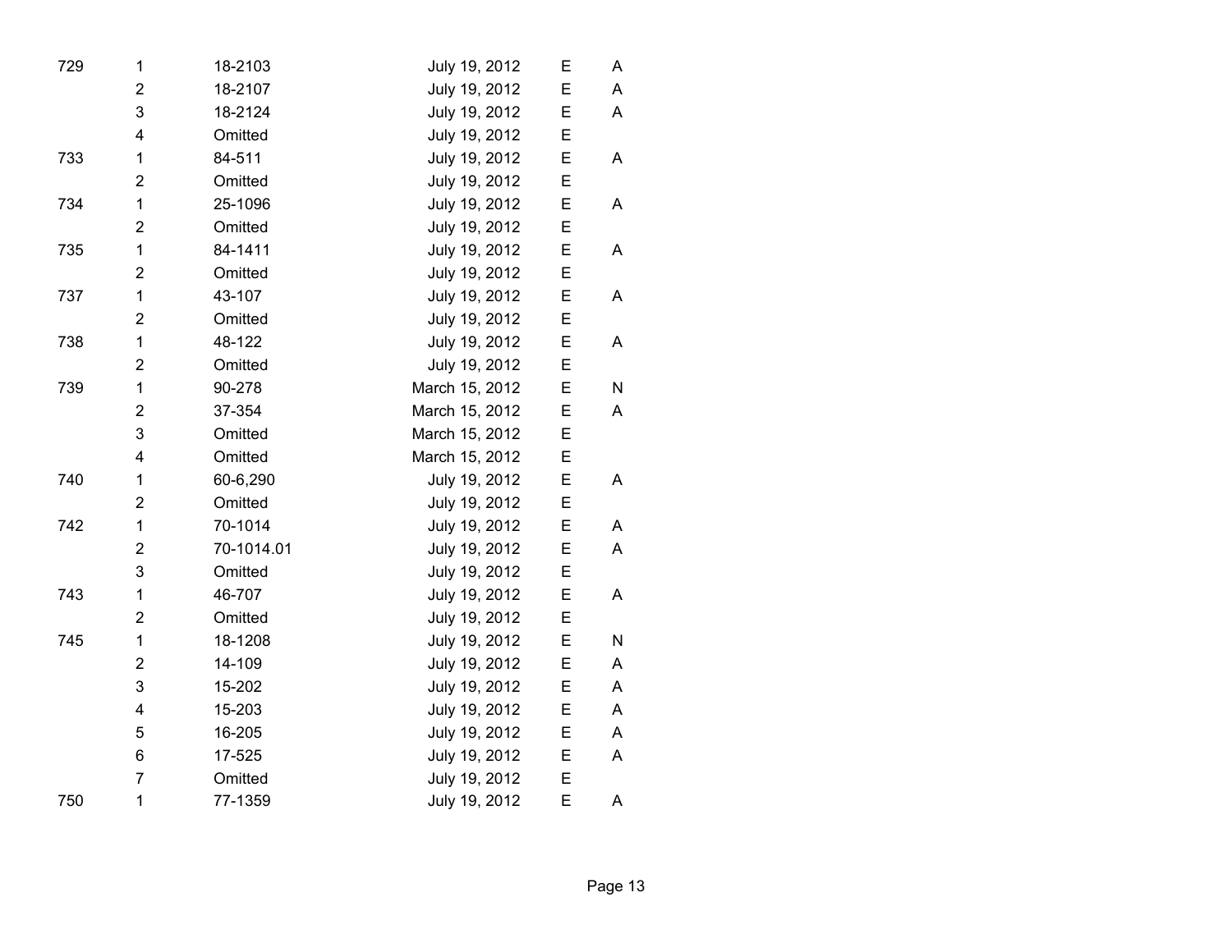| | | | | | |
|---|---|---|---|---|---|
| 729 | 1 | 18-2103 | July 19, 2012 | E | A |
| | 2 | 18-2107 | July 19, 2012 | E | A |
| | 3 | 18-2124 | July 19, 2012 | E | A |
| | 4 | Omitted | July 19, 2012 | E | |
| 733 | 1 | 84-511 | July 19, 2012 | E | A |
| | 2 | Omitted | July 19, 2012 | E | |
| 734 | 1 | 25-1096 | July 19, 2012 | E | A |
| | 2 | Omitted | July 19, 2012 | E | |
| 735 | 1 | 84-1411 | July 19, 2012 | E | A |
| | 2 | Omitted | July 19, 2012 | E | |
| 737 | 1 | 43-107 | July 19, 2012 | E | A |
| | 2 | Omitted | July 19, 2012 | E | |
| 738 | 1 | 48-122 | July 19, 2012 | E | A |
| | 2 | Omitted | July 19, 2012 | E | |
| 739 | 1 | 90-278 | March 15, 2012 | E | N |
| | 2 | 37-354 | March 15, 2012 | E | A |
| | 3 | Omitted | March 15, 2012 | E | |
| | 4 | Omitted | March 15, 2012 | E | |
| 740 | 1 | 60-6,290 | July 19, 2012 | E | A |
| | 2 | Omitted | July 19, 2012 | E | |
| 742 | 1 | 70-1014 | July 19, 2012 | E | A |
| | 2 | 70-1014.01 | July 19, 2012 | E | A |
| | 3 | Omitted | July 19, 2012 | E | |
| 743 | 1 | 46-707 | July 19, 2012 | E | A |
| | 2 | Omitted | July 19, 2012 | E | |
| 745 | 1 | 18-1208 | July 19, 2012 | E | N |
| | 2 | 14-109 | July 19, 2012 | E | A |
| | 3 | 15-202 | July 19, 2012 | E | A |
| | 4 | 15-203 | July 19, 2012 | E | A |
| | 5 | 16-205 | July 19, 2012 | E | A |
| | 6 | 17-525 | July 19, 2012 | E | A |
| | 7 | Omitted | July 19, 2012 | E | |
| 750 | 1 | 77-1359 | July 19, 2012 | E | A |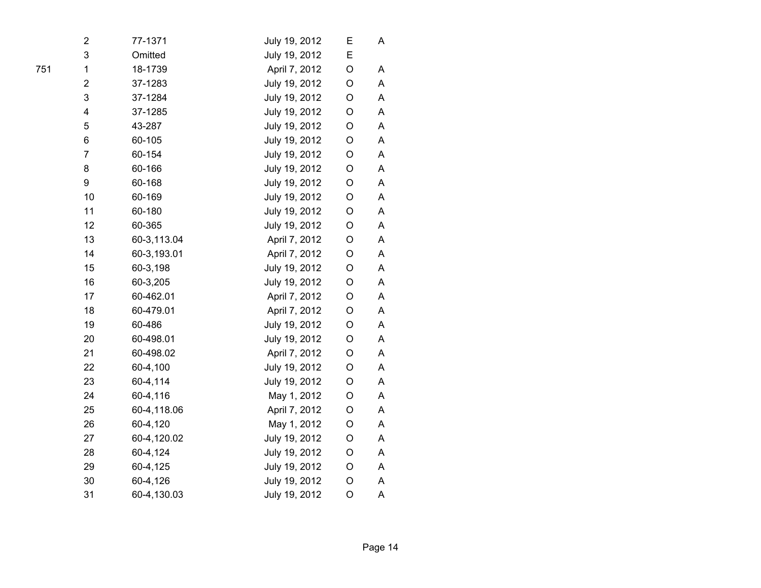| | | | | | |
|---|---|---|---|---|---|
| | 2 | 77-1371 | July 19, 2012 | E | A |
| | 3 | Omitted | July 19, 2012 | E | |
| 751 | 1 | 18-1739 | April 7, 2012 | O | A |
| | 2 | 37-1283 | July 19, 2012 | O | A |
| | 3 | 37-1284 | July 19, 2012 | O | A |
| | 4 | 37-1285 | July 19, 2012 | O | A |
| | 5 | 43-287 | July 19, 2012 | O | A |
| | 6 | 60-105 | July 19, 2012 | O | A |
| | 7 | 60-154 | July 19, 2012 | O | A |
| | 8 | 60-166 | July 19, 2012 | O | A |
| | 9 | 60-168 | July 19, 2012 | O | A |
| | 10 | 60-169 | July 19, 2012 | O | A |
| | 11 | 60-180 | July 19, 2012 | O | A |
| | 12 | 60-365 | July 19, 2012 | O | A |
| | 13 | 60-3,113.04 | April 7, 2012 | O | A |
| | 14 | 60-3,193.01 | April 7, 2012 | O | A |
| | 15 | 60-3,198 | July 19, 2012 | O | A |
| | 16 | 60-3,205 | July 19, 2012 | O | A |
| | 17 | 60-462.01 | April 7, 2012 | O | A |
| | 18 | 60-479.01 | April 7, 2012 | O | A |
| | 19 | 60-486 | July 19, 2012 | O | A |
| | 20 | 60-498.01 | July 19, 2012 | O | A |
| | 21 | 60-498.02 | April 7, 2012 | O | A |
| | 22 | 60-4,100 | July 19, 2012 | O | A |
| | 23 | 60-4,114 | July 19, 2012 | O | A |
| | 24 | 60-4,116 | May 1, 2012 | O | A |
| | 25 | 60-4,118.06 | April 7, 2012 | O | A |
| | 26 | 60-4,120 | May 1, 2012 | O | A |
| | 27 | 60-4,120.02 | July 19, 2012 | O | A |
| | 28 | 60-4,124 | July 19, 2012 | O | A |
| | 29 | 60-4,125 | July 19, 2012 | O | A |
| | 30 | 60-4,126 | July 19, 2012 | O | A |
| | 31 | 60-4,130.03 | July 19, 2012 | O | A |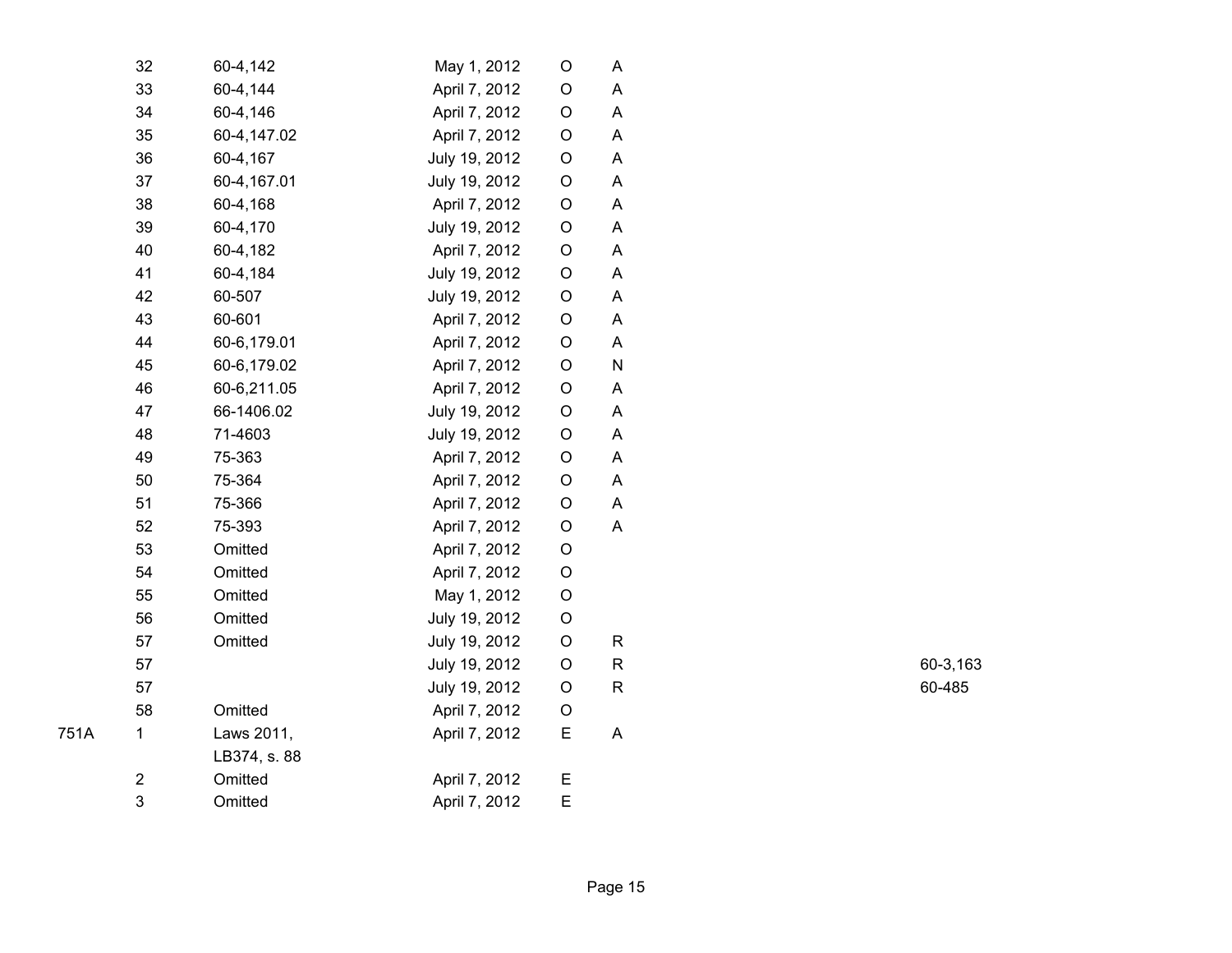| | | | | | | |
|---|---|---|---|---|---|---|
| | 32 | 60-4,142 | May 1, 2012 | O | A | |
| | 33 | 60-4,144 | April 7, 2012 | O | A | |
| | 34 | 60-4,146 | April 7, 2012 | O | A | |
| | 35 | 60-4,147.02 | April 7, 2012 | O | A | |
| | 36 | 60-4,167 | July 19, 2012 | O | A | |
| | 37 | 60-4,167.01 | July 19, 2012 | O | A | |
| | 38 | 60-4,168 | April 7, 2012 | O | A | |
| | 39 | 60-4,170 | July 19, 2012 | O | A | |
| | 40 | 60-4,182 | April 7, 2012 | O | A | |
| | 41 | 60-4,184 | July 19, 2012 | O | A | |
| | 42 | 60-507 | July 19, 2012 | O | A | |
| | 43 | 60-601 | April 7, 2012 | O | A | |
| | 44 | 60-6,179.01 | April 7, 2012 | O | A | |
| | 45 | 60-6,179.02 | April 7, 2012 | O | N | |
| | 46 | 60-6,211.05 | April 7, 2012 | O | A | |
| | 47 | 66-1406.02 | July 19, 2012 | O | A | |
| | 48 | 71-4603 | July 19, 2012 | O | A | |
| | 49 | 75-363 | April 7, 2012 | O | A | |
| | 50 | 75-364 | April 7, 2012 | O | A | |
| | 51 | 75-366 | April 7, 2012 | O | A | |
| | 52 | 75-393 | April 7, 2012 | O | A | |
| | 53 | Omitted | April 7, 2012 | O | | |
| | 54 | Omitted | April 7, 2012 | O | | |
| | 55 | Omitted | May 1, 2012 | O | | |
| | 56 | Omitted | July 19, 2012 | O | | |
| | 57 | Omitted | July 19, 2012 | O | R | |
| | 57 | | July 19, 2012 | O | R | 60-3,163 |
| | 57 | | July 19, 2012 | O | R | 60-485 |
| | 58 | Omitted | April 7, 2012 | O | | |
| 751A | 1 | Laws 2011, LB374, s. 88 | April 7, 2012 | E | A | |
| | 2 | Omitted | April 7, 2012 | E | | |
| | 3 | Omitted | April 7, 2012 | E | | |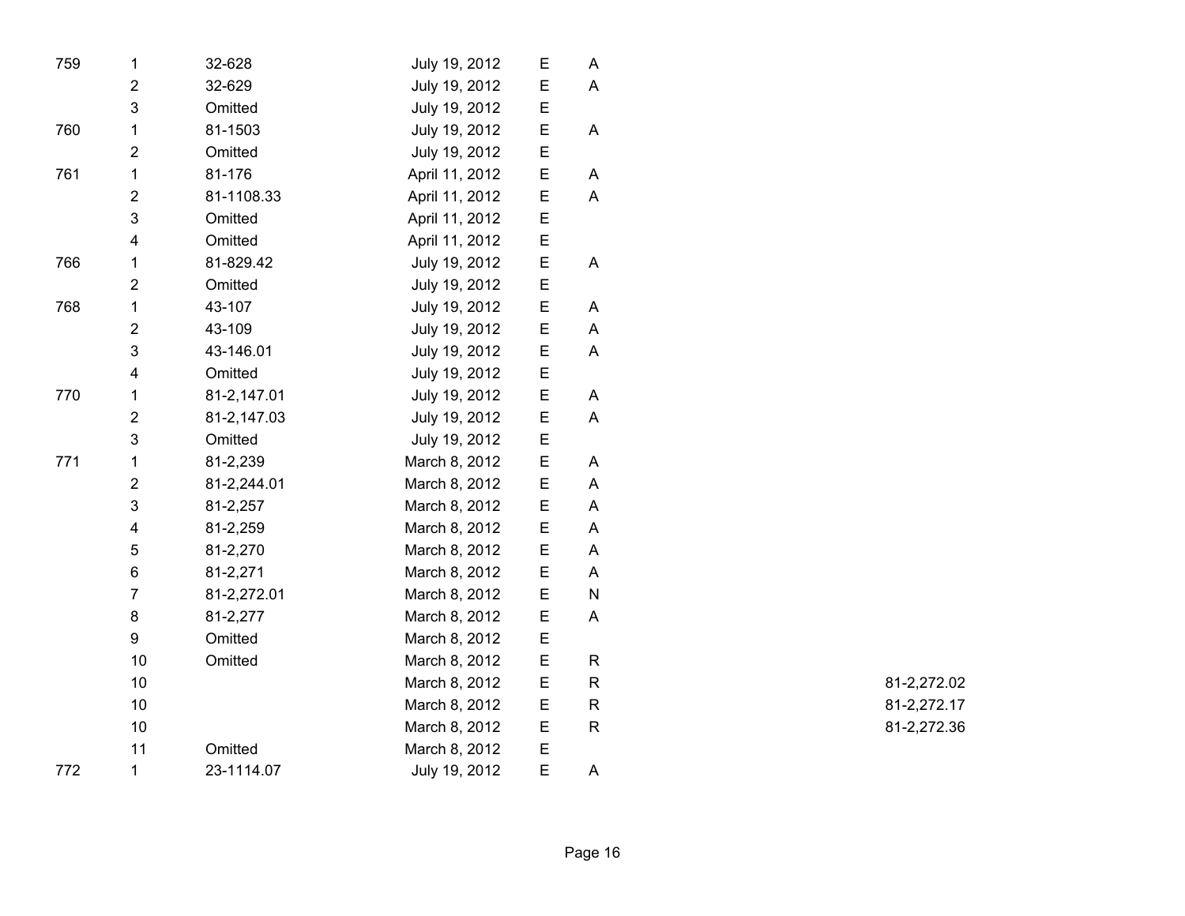| | | | | | | |
|---|---|---|---|---|---|---|
| 759 | 1 | 32-628 | July 19, 2012 | E | A | |
| | 2 | 32-629 | July 19, 2012 | E | A | |
| | 3 | Omitted | July 19, 2012 | E | | |
| 760 | 1 | 81-1503 | July 19, 2012 | E | A | |
| | 2 | Omitted | July 19, 2012 | E | | |
| 761 | 1 | 81-176 | April 11, 2012 | E | A | |
| | 2 | 81-1108.33 | April 11, 2012 | E | A | |
| | 3 | Omitted | April 11, 2012 | E | | |
| | 4 | Omitted | April 11, 2012 | E | | |
| 766 | 1 | 81-829.42 | July 19, 2012 | E | A | |
| | 2 | Omitted | July 19, 2012 | E | | |
| 768 | 1 | 43-107 | July 19, 2012 | E | A | |
| | 2 | 43-109 | July 19, 2012 | E | A | |
| | 3 | 43-146.01 | July 19, 2012 | E | A | |
| | 4 | Omitted | July 19, 2012 | E | | |
| 770 | 1 | 81-2,147.01 | July 19, 2012 | E | A | |
| | 2 | 81-2,147.03 | July 19, 2012 | E | A | |
| | 3 | Omitted | July 19, 2012 | E | | |
| 771 | 1 | 81-2,239 | March 8, 2012 | E | A | |
| | 2 | 81-2,244.01 | March 8, 2012 | E | A | |
| | 3 | 81-2,257 | March 8, 2012 | E | A | |
| | 4 | 81-2,259 | March 8, 2012 | E | A | |
| | 5 | 81-2,270 | March 8, 2012 | E | A | |
| | 6 | 81-2,271 | March 8, 2012 | E | A | |
| | 7 | 81-2,272.01 | March 8, 2012 | E | N | |
| | 8 | 81-2,277 | March 8, 2012 | E | A | |
| | 9 | Omitted | March 8, 2012 | E | | |
| | 10 | Omitted | March 8, 2012 | E | R | |
| | 10 | | March 8, 2012 | E | R | 81-2,272.02 |
| | 10 | | March 8, 2012 | E | R | 81-2,272.17 |
| | 10 | | March 8, 2012 | E | R | 81-2,272.36 |
| | 11 | Omitted | March 8, 2012 | E | | |
| 772 | 1 | 23-1114.07 | July 19, 2012 | E | A | |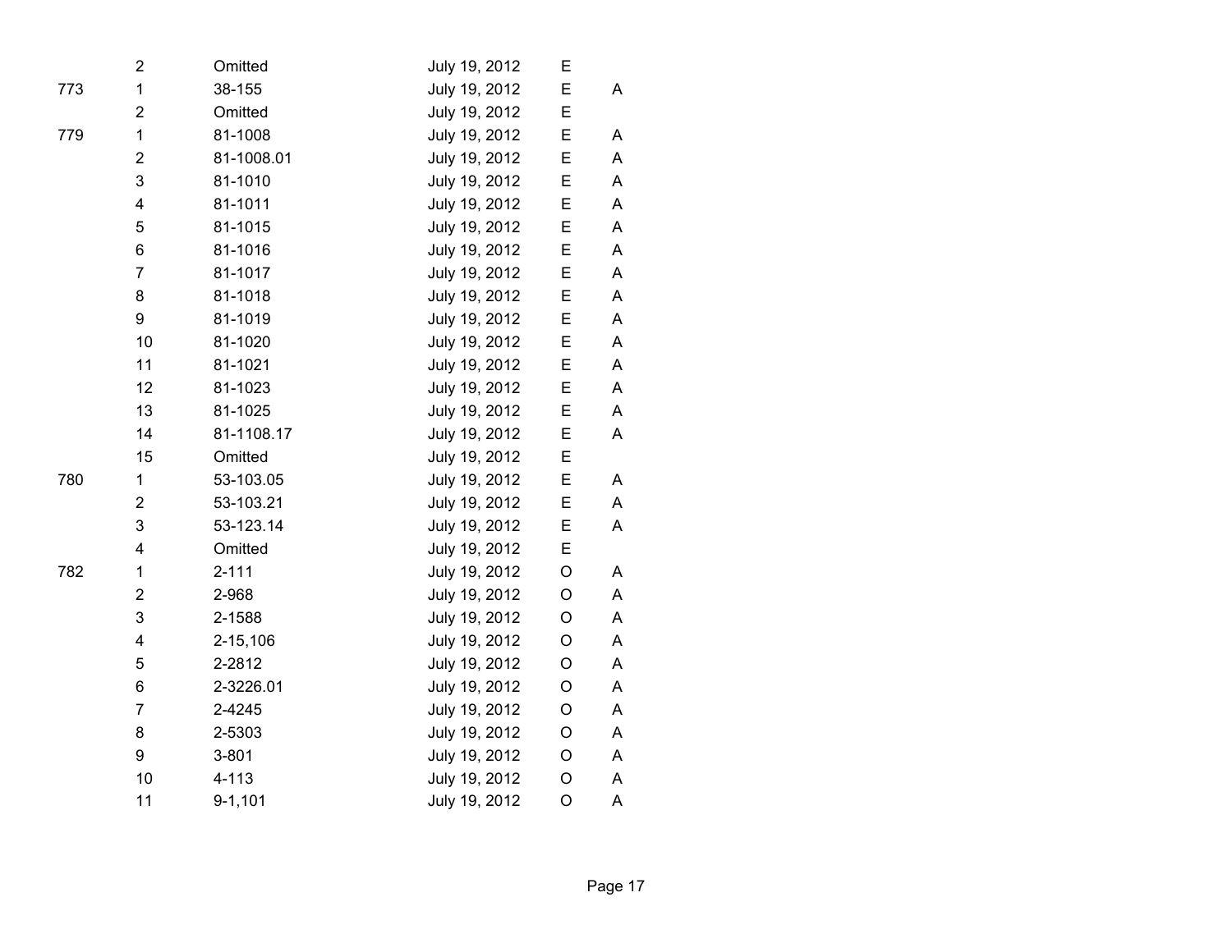|  |  |  |  |  |  |
|---|---|---|---|---|---|
|  | 2 | Omitted | July 19, 2012 | E |  |
| 773 | 1 | 38-155 | July 19, 2012 | E | A |
|  | 2 | Omitted | July 19, 2012 | E |  |
| 779 | 1 | 81-1008 | July 19, 2012 | E | A |
|  | 2 | 81-1008.01 | July 19, 2012 | E | A |
|  | 3 | 81-1010 | July 19, 2012 | E | A |
|  | 4 | 81-1011 | July 19, 2012 | E | A |
|  | 5 | 81-1015 | July 19, 2012 | E | A |
|  | 6 | 81-1016 | July 19, 2012 | E | A |
|  | 7 | 81-1017 | July 19, 2012 | E | A |
|  | 8 | 81-1018 | July 19, 2012 | E | A |
|  | 9 | 81-1019 | July 19, 2012 | E | A |
|  | 10 | 81-1020 | July 19, 2012 | E | A |
|  | 11 | 81-1021 | July 19, 2012 | E | A |
|  | 12 | 81-1023 | July 19, 2012 | E | A |
|  | 13 | 81-1025 | July 19, 2012 | E | A |
|  | 14 | 81-1108.17 | July 19, 2012 | E | A |
|  | 15 | Omitted | July 19, 2012 | E |  |
| 780 | 1 | 53-103.05 | July 19, 2012 | E | A |
|  | 2 | 53-103.21 | July 19, 2012 | E | A |
|  | 3 | 53-123.14 | July 19, 2012 | E | A |
|  | 4 | Omitted | July 19, 2012 | E |  |
| 782 | 1 | 2-111 | July 19, 2012 | O | A |
|  | 2 | 2-968 | July 19, 2012 | O | A |
|  | 3 | 2-1588 | July 19, 2012 | O | A |
|  | 4 | 2-15,106 | July 19, 2012 | O | A |
|  | 5 | 2-2812 | July 19, 2012 | O | A |
|  | 6 | 2-3226.01 | July 19, 2012 | O | A |
|  | 7 | 2-4245 | July 19, 2012 | O | A |
|  | 8 | 2-5303 | July 19, 2012 | O | A |
|  | 9 | 3-801 | July 19, 2012 | O | A |
|  | 10 | 4-113 | July 19, 2012 | O | A |
|  | 11 | 9-1,101 | July 19, 2012 | O | A |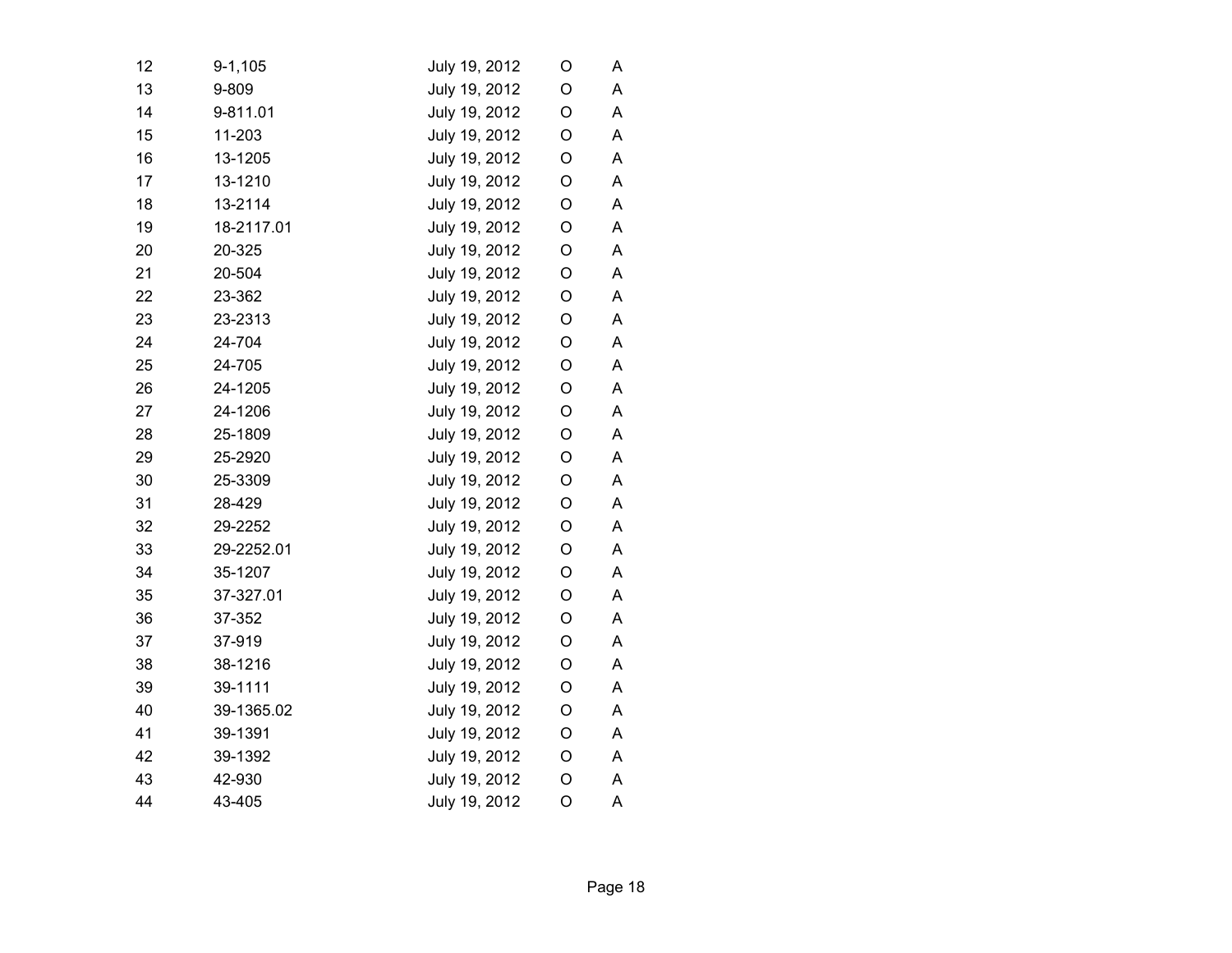| | | | | |
|---|---|---|---|---|
| 12 | 9-1,105 | July 19, 2012 | O | A |
| 13 | 9-809 | July 19, 2012 | O | A |
| 14 | 9-811.01 | July 19, 2012 | O | A |
| 15 | 11-203 | July 19, 2012 | O | A |
| 16 | 13-1205 | July 19, 2012 | O | A |
| 17 | 13-1210 | July 19, 2012 | O | A |
| 18 | 13-2114 | July 19, 2012 | O | A |
| 19 | 18-2117.01 | July 19, 2012 | O | A |
| 20 | 20-325 | July 19, 2012 | O | A |
| 21 | 20-504 | July 19, 2012 | O | A |
| 22 | 23-362 | July 19, 2012 | O | A |
| 23 | 23-2313 | July 19, 2012 | O | A |
| 24 | 24-704 | July 19, 2012 | O | A |
| 25 | 24-705 | July 19, 2012 | O | A |
| 26 | 24-1205 | July 19, 2012 | O | A |
| 27 | 24-1206 | July 19, 2012 | O | A |
| 28 | 25-1809 | July 19, 2012 | O | A |
| 29 | 25-2920 | July 19, 2012 | O | A |
| 30 | 25-3309 | July 19, 2012 | O | A |
| 31 | 28-429 | July 19, 2012 | O | A |
| 32 | 29-2252 | July 19, 2012 | O | A |
| 33 | 29-2252.01 | July 19, 2012 | O | A |
| 34 | 35-1207 | July 19, 2012 | O | A |
| 35 | 37-327.01 | July 19, 2012 | O | A |
| 36 | 37-352 | July 19, 2012 | O | A |
| 37 | 37-919 | July 19, 2012 | O | A |
| 38 | 38-1216 | July 19, 2012 | O | A |
| 39 | 39-1111 | July 19, 2012 | O | A |
| 40 | 39-1365.02 | July 19, 2012 | O | A |
| 41 | 39-1391 | July 19, 2012 | O | A |
| 42 | 39-1392 | July 19, 2012 | O | A |
| 43 | 42-930 | July 19, 2012 | O | A |
| 44 | 43-405 | July 19, 2012 | O | A |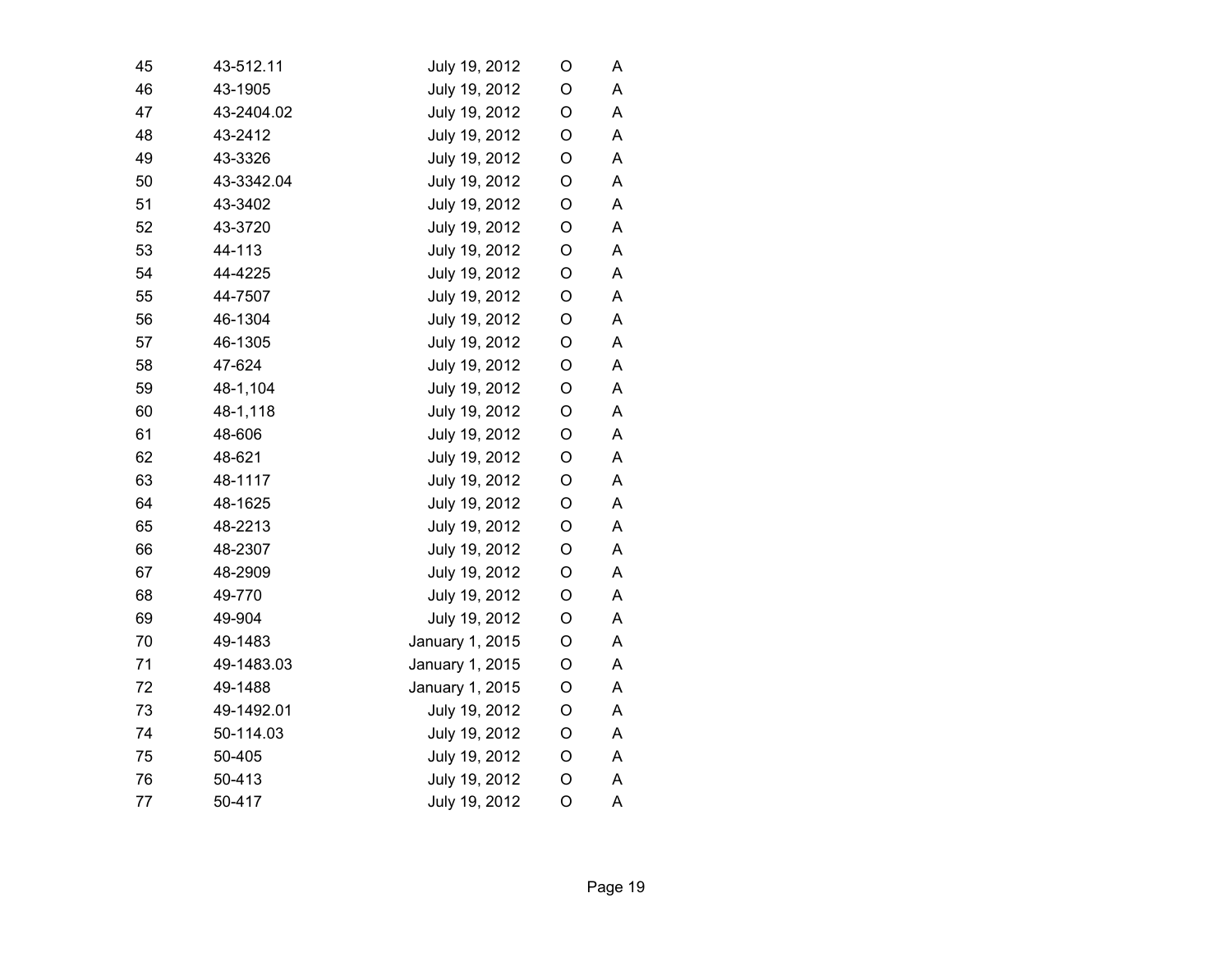| | | | | |
|---|---|---|---|---|
| 45 | 43-512.11 | July 19, 2012 | O | A |
| 46 | 43-1905 | July 19, 2012 | O | A |
| 47 | 43-2404.02 | July 19, 2012 | O | A |
| 48 | 43-2412 | July 19, 2012 | O | A |
| 49 | 43-3326 | July 19, 2012 | O | A |
| 50 | 43-3342.04 | July 19, 2012 | O | A |
| 51 | 43-3402 | July 19, 2012 | O | A |
| 52 | 43-3720 | July 19, 2012 | O | A |
| 53 | 44-113 | July 19, 2012 | O | A |
| 54 | 44-4225 | July 19, 2012 | O | A |
| 55 | 44-7507 | July 19, 2012 | O | A |
| 56 | 46-1304 | July 19, 2012 | O | A |
| 57 | 46-1305 | July 19, 2012 | O | A |
| 58 | 47-624 | July 19, 2012 | O | A |
| 59 | 48-1,104 | July 19, 2012 | O | A |
| 60 | 48-1,118 | July 19, 2012 | O | A |
| 61 | 48-606 | July 19, 2012 | O | A |
| 62 | 48-621 | July 19, 2012 | O | A |
| 63 | 48-1117 | July 19, 2012 | O | A |
| 64 | 48-1625 | July 19, 2012 | O | A |
| 65 | 48-2213 | July 19, 2012 | O | A |
| 66 | 48-2307 | July 19, 2012 | O | A |
| 67 | 48-2909 | July 19, 2012 | O | A |
| 68 | 49-770 | July 19, 2012 | O | A |
| 69 | 49-904 | July 19, 2012 | O | A |
| 70 | 49-1483 | January 1, 2015 | O | A |
| 71 | 49-1483.03 | January 1, 2015 | O | A |
| 72 | 49-1488 | January 1, 2015 | O | A |
| 73 | 49-1492.01 | July 19, 2012 | O | A |
| 74 | 50-114.03 | July 19, 2012 | O | A |
| 75 | 50-405 | July 19, 2012 | O | A |
| 76 | 50-413 | July 19, 2012 | O | A |
| 77 | 50-417 | July 19, 2012 | O | A |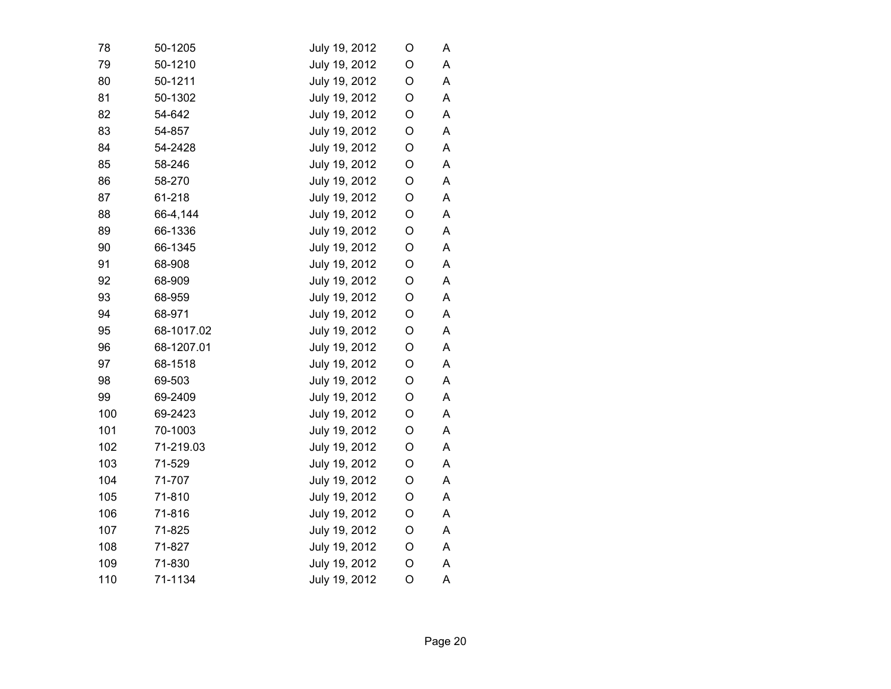| | | | | |
|---|---|---|---|---|
| 78 | 50-1205 | July 19, 2012 | O | A |
| 79 | 50-1210 | July 19, 2012 | O | A |
| 80 | 50-1211 | July 19, 2012 | O | A |
| 81 | 50-1302 | July 19, 2012 | O | A |
| 82 | 54-642 | July 19, 2012 | O | A |
| 83 | 54-857 | July 19, 2012 | O | A |
| 84 | 54-2428 | July 19, 2012 | O | A |
| 85 | 58-246 | July 19, 2012 | O | A |
| 86 | 58-270 | July 19, 2012 | O | A |
| 87 | 61-218 | July 19, 2012 | O | A |
| 88 | 66-4,144 | July 19, 2012 | O | A |
| 89 | 66-1336 | July 19, 2012 | O | A |
| 90 | 66-1345 | July 19, 2012 | O | A |
| 91 | 68-908 | July 19, 2012 | O | A |
| 92 | 68-909 | July 19, 2012 | O | A |
| 93 | 68-959 | July 19, 2012 | O | A |
| 94 | 68-971 | July 19, 2012 | O | A |
| 95 | 68-1017.02 | July 19, 2012 | O | A |
| 96 | 68-1207.01 | July 19, 2012 | O | A |
| 97 | 68-1518 | July 19, 2012 | O | A |
| 98 | 69-503 | July 19, 2012 | O | A |
| 99 | 69-2409 | July 19, 2012 | O | A |
| 100 | 69-2423 | July 19, 2012 | O | A |
| 101 | 70-1003 | July 19, 2012 | O | A |
| 102 | 71-219.03 | July 19, 2012 | O | A |
| 103 | 71-529 | July 19, 2012 | O | A |
| 104 | 71-707 | July 19, 2012 | O | A |
| 105 | 71-810 | July 19, 2012 | O | A |
| 106 | 71-816 | July 19, 2012 | O | A |
| 107 | 71-825 | July 19, 2012 | O | A |
| 108 | 71-827 | July 19, 2012 | O | A |
| 109 | 71-830 | July 19, 2012 | O | A |
| 110 | 71-1134 | July 19, 2012 | O | A |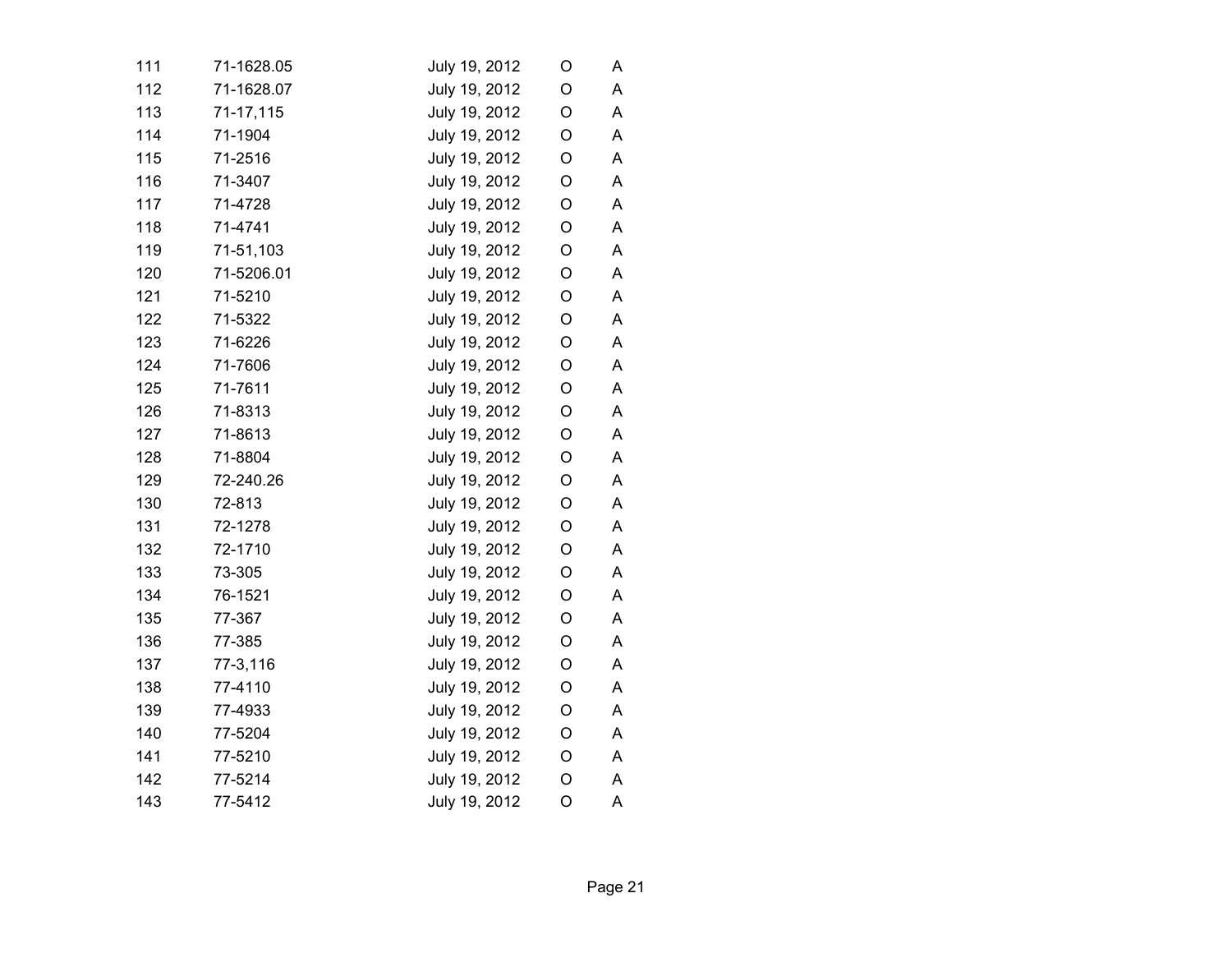| | | | | |
|---|---|---|---|---|
| 111 | 71-1628.05 | July 19, 2012 | O | A |
| 112 | 71-1628.07 | July 19, 2012 | O | A |
| 113 | 71-17,115 | July 19, 2012 | O | A |
| 114 | 71-1904 | July 19, 2012 | O | A |
| 115 | 71-2516 | July 19, 2012 | O | A |
| 116 | 71-3407 | July 19, 2012 | O | A |
| 117 | 71-4728 | July 19, 2012 | O | A |
| 118 | 71-4741 | July 19, 2012 | O | A |
| 119 | 71-51,103 | July 19, 2012 | O | A |
| 120 | 71-5206.01 | July 19, 2012 | O | A |
| 121 | 71-5210 | July 19, 2012 | O | A |
| 122 | 71-5322 | July 19, 2012 | O | A |
| 123 | 71-6226 | July 19, 2012 | O | A |
| 124 | 71-7606 | July 19, 2012 | O | A |
| 125 | 71-7611 | July 19, 2012 | O | A |
| 126 | 71-8313 | July 19, 2012 | O | A |
| 127 | 71-8613 | July 19, 2012 | O | A |
| 128 | 71-8804 | July 19, 2012 | O | A |
| 129 | 72-240.26 | July 19, 2012 | O | A |
| 130 | 72-813 | July 19, 2012 | O | A |
| 131 | 72-1278 | July 19, 2012 | O | A |
| 132 | 72-1710 | July 19, 2012 | O | A |
| 133 | 73-305 | July 19, 2012 | O | A |
| 134 | 76-1521 | July 19, 2012 | O | A |
| 135 | 77-367 | July 19, 2012 | O | A |
| 136 | 77-385 | July 19, 2012 | O | A |
| 137 | 77-3,116 | July 19, 2012 | O | A |
| 138 | 77-4110 | July 19, 2012 | O | A |
| 139 | 77-4933 | July 19, 2012 | O | A |
| 140 | 77-5204 | July 19, 2012 | O | A |
| 141 | 77-5210 | July 19, 2012 | O | A |
| 142 | 77-5214 | July 19, 2012 | O | A |
| 143 | 77-5412 | July 19, 2012 | O | A |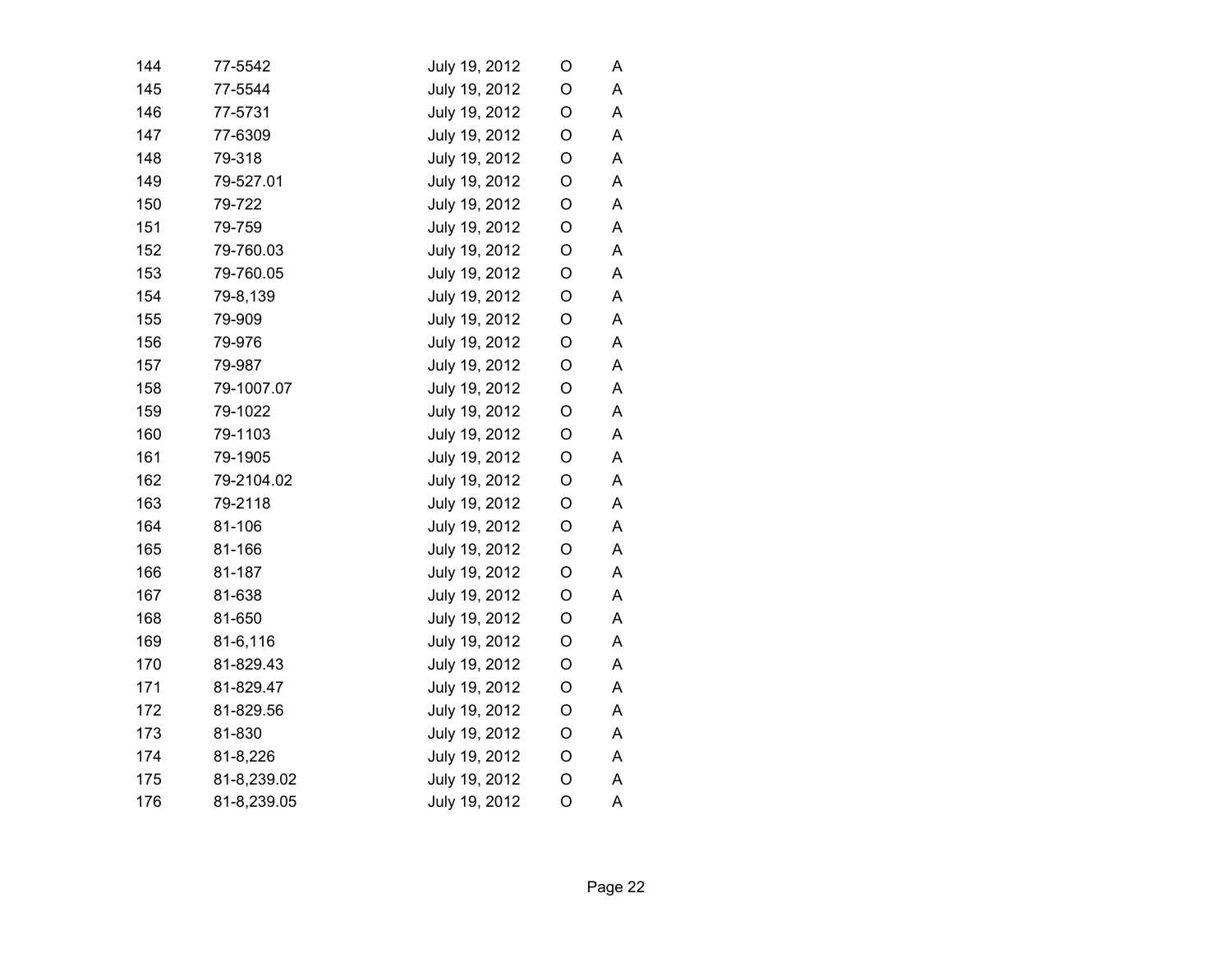| | | | | |
|---|---|---|---|---|
| 144 | 77-5542 | July 19, 2012 | O | A |
| 145 | 77-5544 | July 19, 2012 | O | A |
| 146 | 77-5731 | July 19, 2012 | O | A |
| 147 | 77-6309 | July 19, 2012 | O | A |
| 148 | 79-318 | July 19, 2012 | O | A |
| 149 | 79-527.01 | July 19, 2012 | O | A |
| 150 | 79-722 | July 19, 2012 | O | A |
| 151 | 79-759 | July 19, 2012 | O | A |
| 152 | 79-760.03 | July 19, 2012 | O | A |
| 153 | 79-760.05 | July 19, 2012 | O | A |
| 154 | 79-8,139 | July 19, 2012 | O | A |
| 155 | 79-909 | July 19, 2012 | O | A |
| 156 | 79-976 | July 19, 2012 | O | A |
| 157 | 79-987 | July 19, 2012 | O | A |
| 158 | 79-1007.07 | July 19, 2012 | O | A |
| 159 | 79-1022 | July 19, 2012 | O | A |
| 160 | 79-1103 | July 19, 2012 | O | A |
| 161 | 79-1905 | July 19, 2012 | O | A |
| 162 | 79-2104.02 | July 19, 2012 | O | A |
| 163 | 79-2118 | July 19, 2012 | O | A |
| 164 | 81-106 | July 19, 2012 | O | A |
| 165 | 81-166 | July 19, 2012 | O | A |
| 166 | 81-187 | July 19, 2012 | O | A |
| 167 | 81-638 | July 19, 2012 | O | A |
| 168 | 81-650 | July 19, 2012 | O | A |
| 169 | 81-6,116 | July 19, 2012 | O | A |
| 170 | 81-829.43 | July 19, 2012 | O | A |
| 171 | 81-829.47 | July 19, 2012 | O | A |
| 172 | 81-829.56 | July 19, 2012 | O | A |
| 173 | 81-830 | July 19, 2012 | O | A |
| 174 | 81-8,226 | July 19, 2012 | O | A |
| 175 | 81-8,239.02 | July 19, 2012 | O | A |
| 176 | 81-8,239.05 | July 19, 2012 | O | A |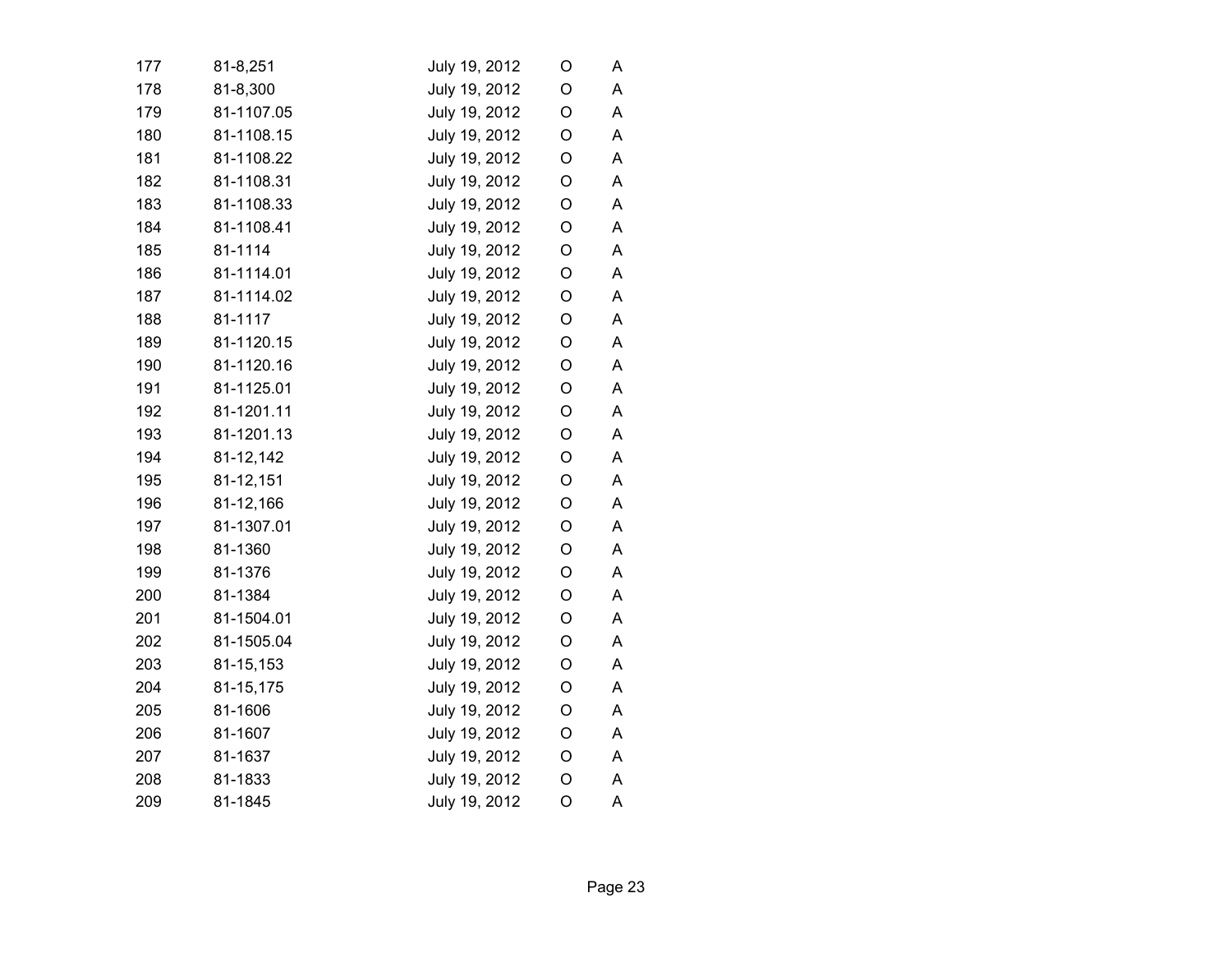| | | | | |
|---|---|---|---|---|
| 177 | 81-8,251 | July 19, 2012 | O | A |
| 178 | 81-8,300 | July 19, 2012 | O | A |
| 179 | 81-1107.05 | July 19, 2012 | O | A |
| 180 | 81-1108.15 | July 19, 2012 | O | A |
| 181 | 81-1108.22 | July 19, 2012 | O | A |
| 182 | 81-1108.31 | July 19, 2012 | O | A |
| 183 | 81-1108.33 | July 19, 2012 | O | A |
| 184 | 81-1108.41 | July 19, 2012 | O | A |
| 185 | 81-1114 | July 19, 2012 | O | A |
| 186 | 81-1114.01 | July 19, 2012 | O | A |
| 187 | 81-1114.02 | July 19, 2012 | O | A |
| 188 | 81-1117 | July 19, 2012 | O | A |
| 189 | 81-1120.15 | July 19, 2012 | O | A |
| 190 | 81-1120.16 | July 19, 2012 | O | A |
| 191 | 81-1125.01 | July 19, 2012 | O | A |
| 192 | 81-1201.11 | July 19, 2012 | O | A |
| 193 | 81-1201.13 | July 19, 2012 | O | A |
| 194 | 81-12,142 | July 19, 2012 | O | A |
| 195 | 81-12,151 | July 19, 2012 | O | A |
| 196 | 81-12,166 | July 19, 2012 | O | A |
| 197 | 81-1307.01 | July 19, 2012 | O | A |
| 198 | 81-1360 | July 19, 2012 | O | A |
| 199 | 81-1376 | July 19, 2012 | O | A |
| 200 | 81-1384 | July 19, 2012 | O | A |
| 201 | 81-1504.01 | July 19, 2012 | O | A |
| 202 | 81-1505.04 | July 19, 2012 | O | A |
| 203 | 81-15,153 | July 19, 2012 | O | A |
| 204 | 81-15,175 | July 19, 2012 | O | A |
| 205 | 81-1606 | July 19, 2012 | O | A |
| 206 | 81-1607 | July 19, 2012 | O | A |
| 207 | 81-1637 | July 19, 2012 | O | A |
| 208 | 81-1833 | July 19, 2012 | O | A |
| 209 | 81-1845 | July 19, 2012 | O | A |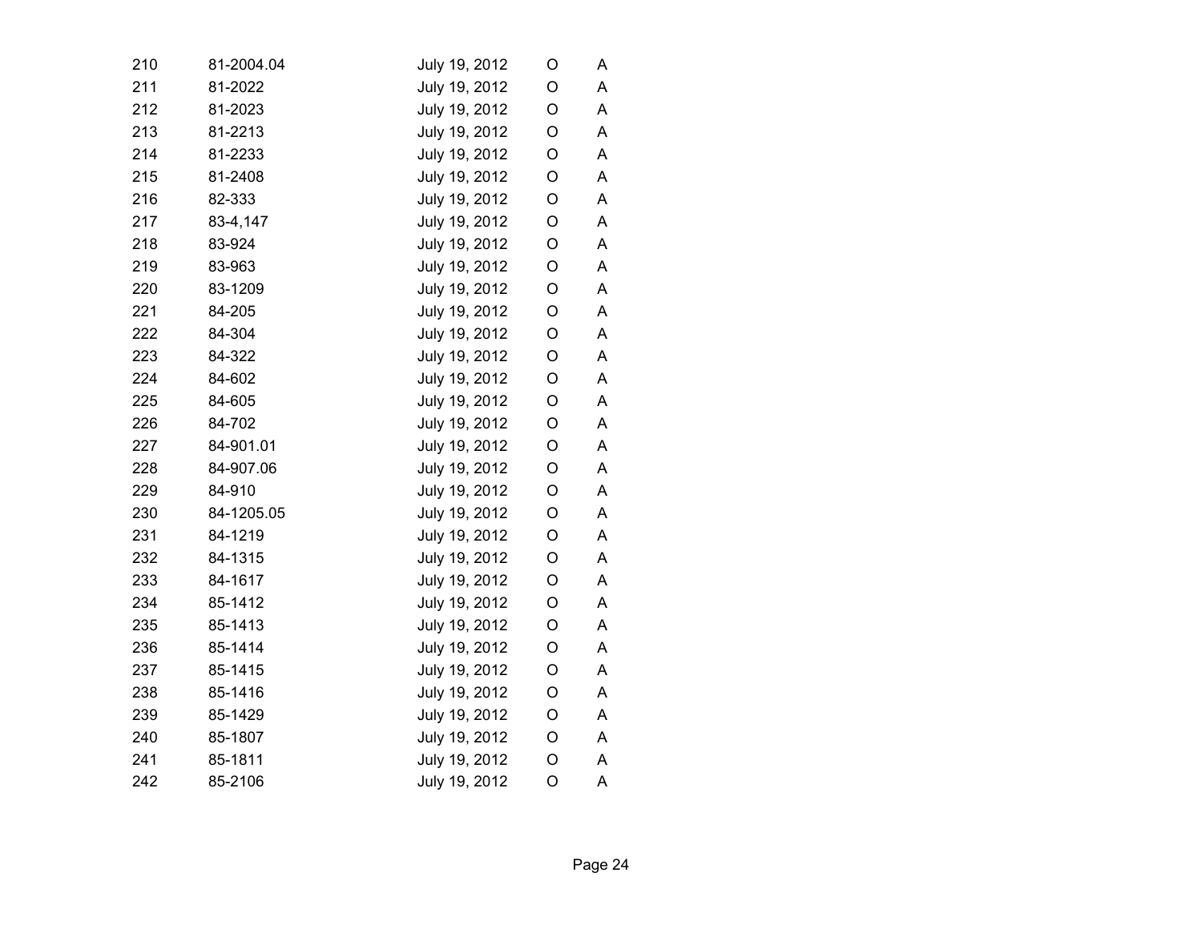| | | | | |
|---|---|---|---|---|
| 210 | 81-2004.04 | July 19, 2012 | O | A |
| 211 | 81-2022 | July 19, 2012 | O | A |
| 212 | 81-2023 | July 19, 2012 | O | A |
| 213 | 81-2213 | July 19, 2012 | O | A |
| 214 | 81-2233 | July 19, 2012 | O | A |
| 215 | 81-2408 | July 19, 2012 | O | A |
| 216 | 82-333 | July 19, 2012 | O | A |
| 217 | 83-4,147 | July 19, 2012 | O | A |
| 218 | 83-924 | July 19, 2012 | O | A |
| 219 | 83-963 | July 19, 2012 | O | A |
| 220 | 83-1209 | July 19, 2012 | O | A |
| 221 | 84-205 | July 19, 2012 | O | A |
| 222 | 84-304 | July 19, 2012 | O | A |
| 223 | 84-322 | July 19, 2012 | O | A |
| 224 | 84-602 | July 19, 2012 | O | A |
| 225 | 84-605 | July 19, 2012 | O | A |
| 226 | 84-702 | July 19, 2012 | O | A |
| 227 | 84-901.01 | July 19, 2012 | O | A |
| 228 | 84-907.06 | July 19, 2012 | O | A |
| 229 | 84-910 | July 19, 2012 | O | A |
| 230 | 84-1205.05 | July 19, 2012 | O | A |
| 231 | 84-1219 | July 19, 2012 | O | A |
| 232 | 84-1315 | July 19, 2012 | O | A |
| 233 | 84-1617 | July 19, 2012 | O | A |
| 234 | 85-1412 | July 19, 2012 | O | A |
| 235 | 85-1413 | July 19, 2012 | O | A |
| 236 | 85-1414 | July 19, 2012 | O | A |
| 237 | 85-1415 | July 19, 2012 | O | A |
| 238 | 85-1416 | July 19, 2012 | O | A |
| 239 | 85-1429 | July 19, 2012 | O | A |
| 240 | 85-1807 | July 19, 2012 | O | A |
| 241 | 85-1811 | July 19, 2012 | O | A |
| 242 | 85-2106 | July 19, 2012 | O | A |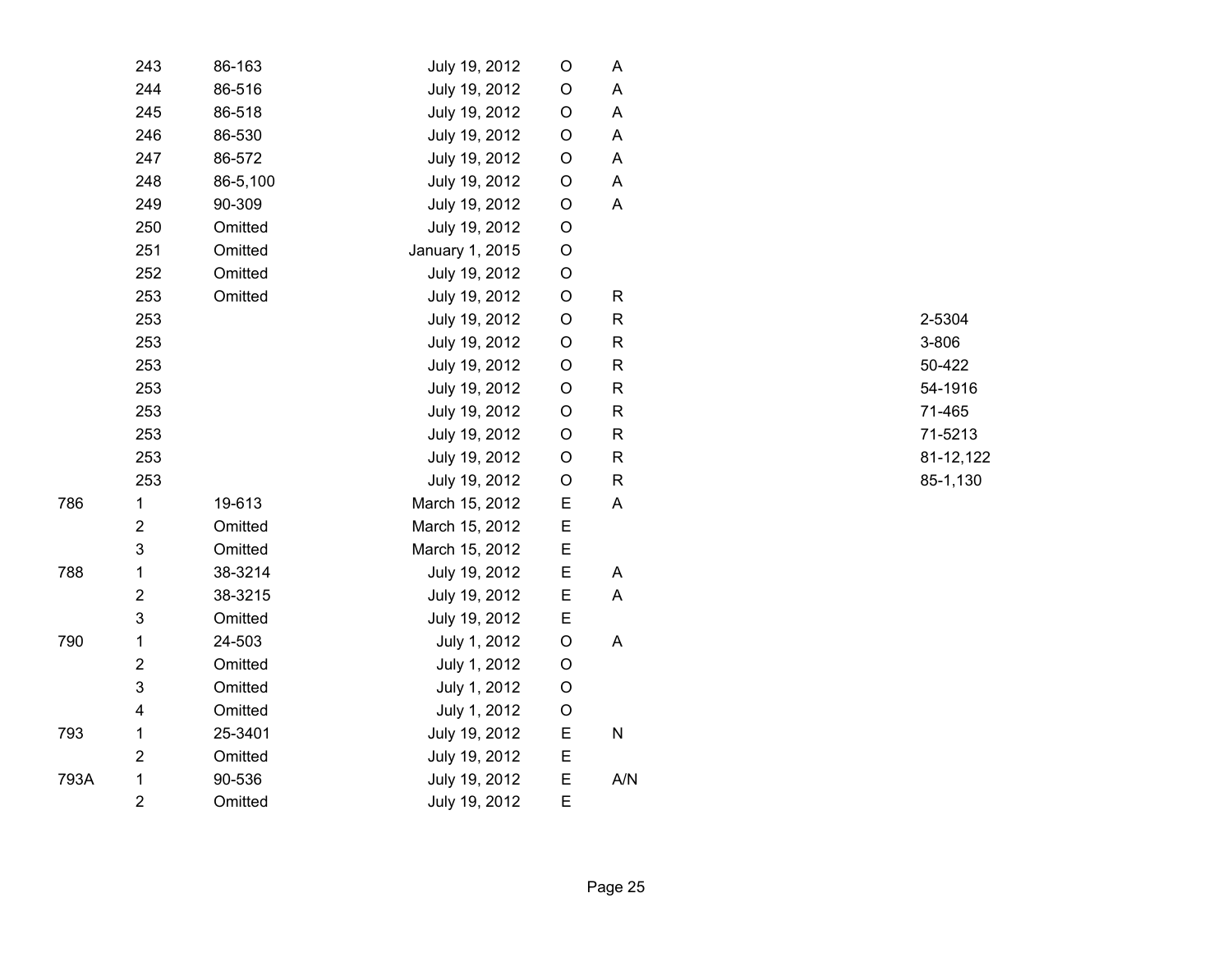| | | | | | | |
|---|---|---|---|---|---|---|
| | 243 | 86-163 | July 19, 2012 | O | A | |
| | 244 | 86-516 | July 19, 2012 | O | A | |
| | 245 | 86-518 | July 19, 2012 | O | A | |
| | 246 | 86-530 | July 19, 2012 | O | A | |
| | 247 | 86-572 | July 19, 2012 | O | A | |
| | 248 | 86-5,100 | July 19, 2012 | O | A | |
| | 249 | 90-309 | July 19, 2012 | O | A | |
| | 250 | Omitted | July 19, 2012 | O | | |
| | 251 | Omitted | January 1, 2015 | O | | |
| | 252 | Omitted | July 19, 2012 | O | | |
| | 253 | Omitted | July 19, 2012 | O | R | |
| | 253 | | July 19, 2012 | O | R | 2-5304 |
| | 253 | | July 19, 2012 | O | R | 3-806 |
| | 253 | | July 19, 2012 | O | R | 50-422 |
| | 253 | | July 19, 2012 | O | R | 54-1916 |
| | 253 | | July 19, 2012 | O | R | 71-465 |
| | 253 | | July 19, 2012 | O | R | 71-5213 |
| | 253 | | July 19, 2012 | O | R | 81-12,122 |
| | 253 | | July 19, 2012 | O | R | 85-1,130 |
| 786 | 1 | 19-613 | March 15, 2012 | E | A | |
| | 2 | Omitted | March 15, 2012 | E | | |
| | 3 | Omitted | March 15, 2012 | E | | |
| 788 | 1 | 38-3214 | July 19, 2012 | E | A | |
| | 2 | 38-3215 | July 19, 2012 | E | A | |
| | 3 | Omitted | July 19, 2012 | E | | |
| 790 | 1 | 24-503 | July 1, 2012 | O | A | |
| | 2 | Omitted | July 1, 2012 | O | | |
| | 3 | Omitted | July 1, 2012 | O | | |
| | 4 | Omitted | July 1, 2012 | O | | |
| 793 | 1 | 25-3401 | July 19, 2012 | E | N | |
| | 2 | Omitted | July 19, 2012 | E | | |
| 793A | 1 | 90-536 | July 19, 2012 | E | A/N | |
| | 2 | Omitted | July 19, 2012 | E | | |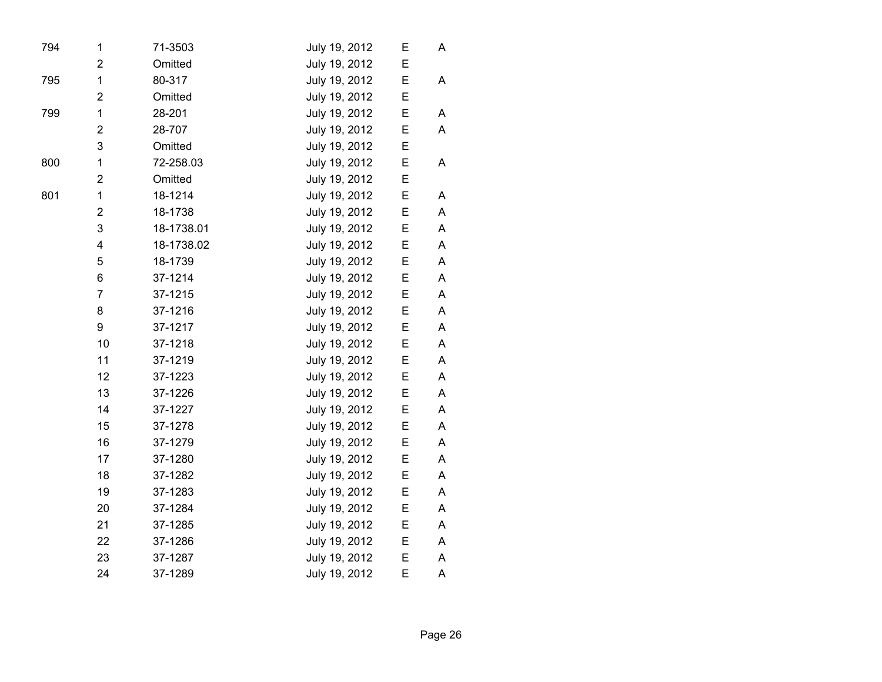| | | | | | |
|---|---|---|---|---|---|
| 794 | 1 | 71-3503 | July 19, 2012 | E | A |
| | 2 | Omitted | July 19, 2012 | E | |
| 795 | 1 | 80-317 | July 19, 2012 | E | A |
| | 2 | Omitted | July 19, 2012 | E | |
| 799 | 1 | 28-201 | July 19, 2012 | E | A |
| | 2 | 28-707 | July 19, 2012 | E | A |
| | 3 | Omitted | July 19, 2012 | E | |
| 800 | 1 | 72-258.03 | July 19, 2012 | E | A |
| | 2 | Omitted | July 19, 2012 | E | |
| 801 | 1 | 18-1214 | July 19, 2012 | E | A |
| | 2 | 18-1738 | July 19, 2012 | E | A |
| | 3 | 18-1738.01 | July 19, 2012 | E | A |
| | 4 | 18-1738.02 | July 19, 2012 | E | A |
| | 5 | 18-1739 | July 19, 2012 | E | A |
| | 6 | 37-1214 | July 19, 2012 | E | A |
| | 7 | 37-1215 | July 19, 2012 | E | A |
| | 8 | 37-1216 | July 19, 2012 | E | A |
| | 9 | 37-1217 | July 19, 2012 | E | A |
| | 10 | 37-1218 | July 19, 2012 | E | A |
| | 11 | 37-1219 | July 19, 2012 | E | A |
| | 12 | 37-1223 | July 19, 2012 | E | A |
| | 13 | 37-1226 | July 19, 2012 | E | A |
| | 14 | 37-1227 | July 19, 2012 | E | A |
| | 15 | 37-1278 | July 19, 2012 | E | A |
| | 16 | 37-1279 | July 19, 2012 | E | A |
| | 17 | 37-1280 | July 19, 2012 | E | A |
| | 18 | 37-1282 | July 19, 2012 | E | A |
| | 19 | 37-1283 | July 19, 2012 | E | A |
| | 20 | 37-1284 | July 19, 2012 | E | A |
| | 21 | 37-1285 | July 19, 2012 | E | A |
| | 22 | 37-1286 | July 19, 2012 | E | A |
| | 23 | 37-1287 | July 19, 2012 | E | A |
| | 24 | 37-1289 | July 19, 2012 | E | A |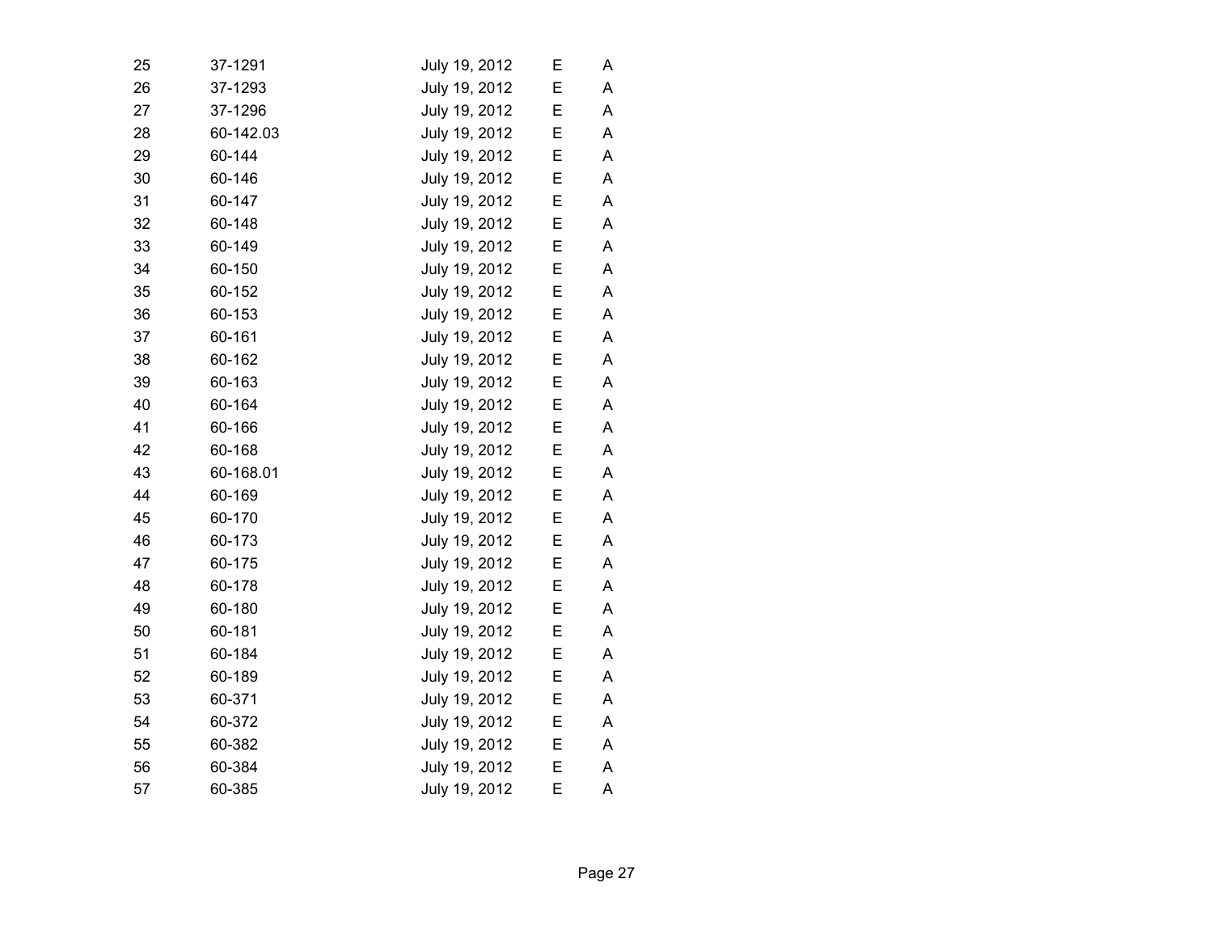| | | | | |
|---|---|---|---|---|
| 25 | 37-1291 | July 19, 2012 | E | A |
| 26 | 37-1293 | July 19, 2012 | E | A |
| 27 | 37-1296 | July 19, 2012 | E | A |
| 28 | 60-142.03 | July 19, 2012 | E | A |
| 29 | 60-144 | July 19, 2012 | E | A |
| 30 | 60-146 | July 19, 2012 | E | A |
| 31 | 60-147 | July 19, 2012 | E | A |
| 32 | 60-148 | July 19, 2012 | E | A |
| 33 | 60-149 | July 19, 2012 | E | A |
| 34 | 60-150 | July 19, 2012 | E | A |
| 35 | 60-152 | July 19, 2012 | E | A |
| 36 | 60-153 | July 19, 2012 | E | A |
| 37 | 60-161 | July 19, 2012 | E | A |
| 38 | 60-162 | July 19, 2012 | E | A |
| 39 | 60-163 | July 19, 2012 | E | A |
| 40 | 60-164 | July 19, 2012 | E | A |
| 41 | 60-166 | July 19, 2012 | E | A |
| 42 | 60-168 | July 19, 2012 | E | A |
| 43 | 60-168.01 | July 19, 2012 | E | A |
| 44 | 60-169 | July 19, 2012 | E | A |
| 45 | 60-170 | July 19, 2012 | E | A |
| 46 | 60-173 | July 19, 2012 | E | A |
| 47 | 60-175 | July 19, 2012 | E | A |
| 48 | 60-178 | July 19, 2012 | E | A |
| 49 | 60-180 | July 19, 2012 | E | A |
| 50 | 60-181 | July 19, 2012 | E | A |
| 51 | 60-184 | July 19, 2012 | E | A |
| 52 | 60-189 | July 19, 2012 | E | A |
| 53 | 60-371 | July 19, 2012 | E | A |
| 54 | 60-372 | July 19, 2012 | E | A |
| 55 | 60-382 | July 19, 2012 | E | A |
| 56 | 60-384 | July 19, 2012 | E | A |
| 57 | 60-385 | July 19, 2012 | E | A |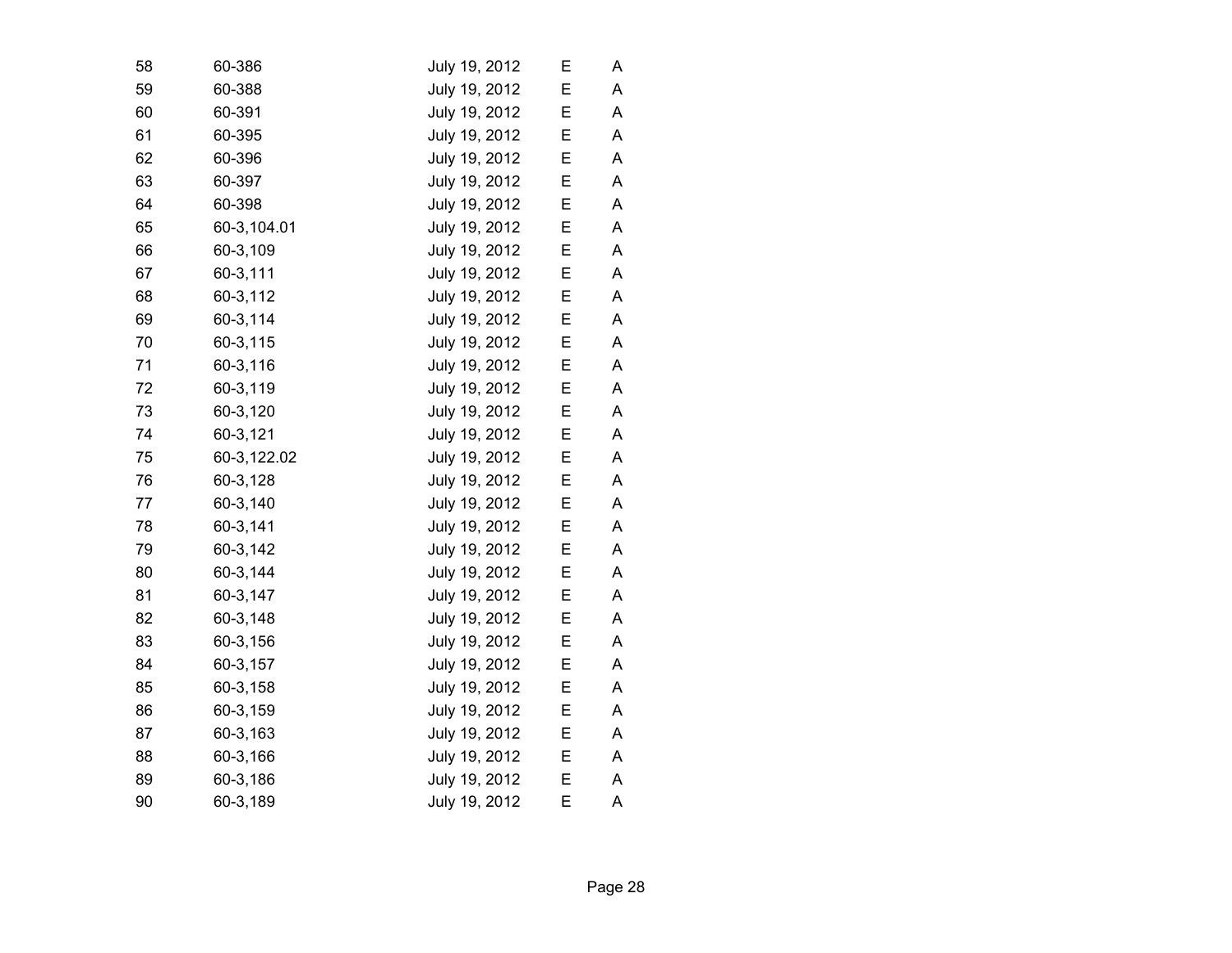| | | | | |
|---|---|---|---|---|
| 58 | 60-386 | July 19, 2012 | E | A |
| 59 | 60-388 | July 19, 2012 | E | A |
| 60 | 60-391 | July 19, 2012 | E | A |
| 61 | 60-395 | July 19, 2012 | E | A |
| 62 | 60-396 | July 19, 2012 | E | A |
| 63 | 60-397 | July 19, 2012 | E | A |
| 64 | 60-398 | July 19, 2012 | E | A |
| 65 | 60-3,104.01 | July 19, 2012 | E | A |
| 66 | 60-3,109 | July 19, 2012 | E | A |
| 67 | 60-3,111 | July 19, 2012 | E | A |
| 68 | 60-3,112 | July 19, 2012 | E | A |
| 69 | 60-3,114 | July 19, 2012 | E | A |
| 70 | 60-3,115 | July 19, 2012 | E | A |
| 71 | 60-3,116 | July 19, 2012 | E | A |
| 72 | 60-3,119 | July 19, 2012 | E | A |
| 73 | 60-3,120 | July 19, 2012 | E | A |
| 74 | 60-3,121 | July 19, 2012 | E | A |
| 75 | 60-3,122.02 | July 19, 2012 | E | A |
| 76 | 60-3,128 | July 19, 2012 | E | A |
| 77 | 60-3,140 | July 19, 2012 | E | A |
| 78 | 60-3,141 | July 19, 2012 | E | A |
| 79 | 60-3,142 | July 19, 2012 | E | A |
| 80 | 60-3,144 | July 19, 2012 | E | A |
| 81 | 60-3,147 | July 19, 2012 | E | A |
| 82 | 60-3,148 | July 19, 2012 | E | A |
| 83 | 60-3,156 | July 19, 2012 | E | A |
| 84 | 60-3,157 | July 19, 2012 | E | A |
| 85 | 60-3,158 | July 19, 2012 | E | A |
| 86 | 60-3,159 | July 19, 2012 | E | A |
| 87 | 60-3,163 | July 19, 2012 | E | A |
| 88 | 60-3,166 | July 19, 2012 | E | A |
| 89 | 60-3,186 | July 19, 2012 | E | A |
| 90 | 60-3,189 | July 19, 2012 | E | A |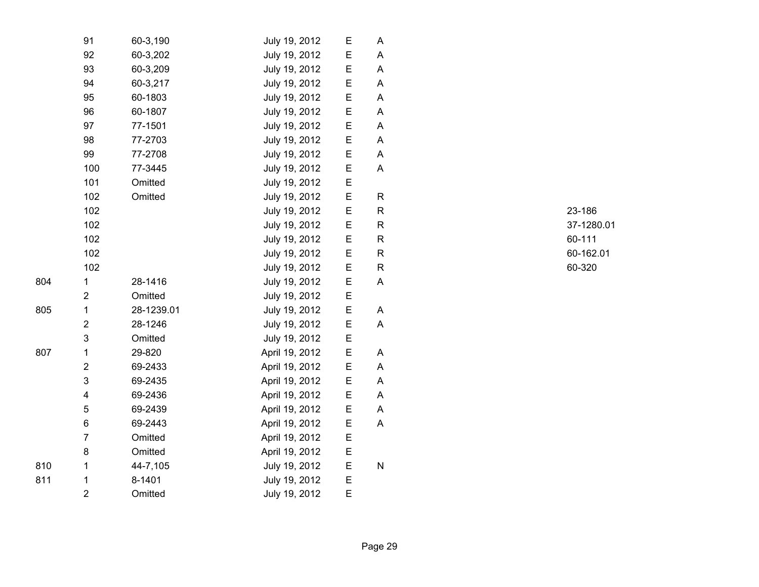|  |  |  |  |  |  |  |
|---|---|---|---|---|---|---|
|  | 91 | 60-3,190 | July 19, 2012 | E | A |  |
|  | 92 | 60-3,202 | July 19, 2012 | E | A |  |
|  | 93 | 60-3,209 | July 19, 2012 | E | A |  |
|  | 94 | 60-3,217 | July 19, 2012 | E | A |  |
|  | 95 | 60-1803 | July 19, 2012 | E | A |  |
|  | 96 | 60-1807 | July 19, 2012 | E | A |  |
|  | 97 | 77-1501 | July 19, 2012 | E | A |  |
|  | 98 | 77-2703 | July 19, 2012 | E | A |  |
|  | 99 | 77-2708 | July 19, 2012 | E | A |  |
|  | 100 | 77-3445 | July 19, 2012 | E | A |  |
|  | 101 | Omitted | July 19, 2012 | E |  |  |
|  | 102 | Omitted | July 19, 2012 | E | R |  |
|  | 102 |  | July 19, 2012 | E | R | 23-186 |
|  | 102 |  | July 19, 2012 | E | R | 37-1280.01 |
|  | 102 |  | July 19, 2012 | E | R | 60-111 |
|  | 102 |  | July 19, 2012 | E | R | 60-162.01 |
|  | 102 |  | July 19, 2012 | E | R | 60-320 |
| 804 | 1 | 28-1416 | July 19, 2012 | E | A |  |
|  | 2 | Omitted | July 19, 2012 | E |  |  |
| 805 | 1 | 28-1239.01 | July 19, 2012 | E | A |  |
|  | 2 | 28-1246 | July 19, 2012 | E | A |  |
|  | 3 | Omitted | July 19, 2012 | E |  |  |
| 807 | 1 | 29-820 | April 19, 2012 | E | A |  |
|  | 2 | 69-2433 | April 19, 2012 | E | A |  |
|  | 3 | 69-2435 | April 19, 2012 | E | A |  |
|  | 4 | 69-2436 | April 19, 2012 | E | A |  |
|  | 5 | 69-2439 | April 19, 2012 | E | A |  |
|  | 6 | 69-2443 | April 19, 2012 | E | A |  |
|  | 7 | Omitted | April 19, 2012 | E |  |  |
|  | 8 | Omitted | April 19, 2012 | E |  |  |
| 810 | 1 | 44-7,105 | July 19, 2012 | E | N |  |
| 811 | 1 | 8-1401 | July 19, 2012 | E |  |  |
|  | 2 | Omitted | July 19, 2012 | E |  |  |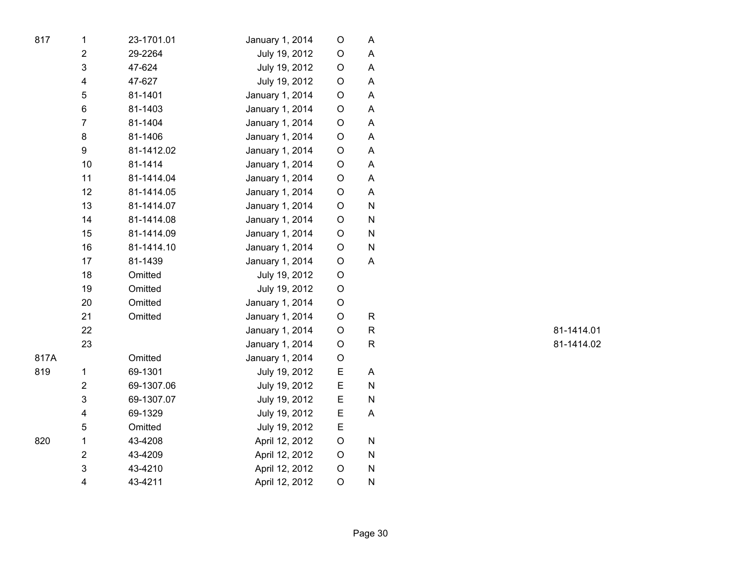| | | | | | | |
|---|---|---|---|---|---|---|
| 817 | 1 | 23-1701.01 | January 1, 2014 | O | A | |
| | 2 | 29-2264 | July 19, 2012 | O | A | |
| | 3 | 47-624 | July 19, 2012 | O | A | |
| | 4 | 47-627 | July 19, 2012 | O | A | |
| | 5 | 81-1401 | January 1, 2014 | O | A | |
| | 6 | 81-1403 | January 1, 2014 | O | A | |
| | 7 | 81-1404 | January 1, 2014 | O | A | |
| | 8 | 81-1406 | January 1, 2014 | O | A | |
| | 9 | 81-1412.02 | January 1, 2014 | O | A | |
| | 10 | 81-1414 | January 1, 2014 | O | A | |
| | 11 | 81-1414.04 | January 1, 2014 | O | A | |
| | 12 | 81-1414.05 | January 1, 2014 | O | A | |
| | 13 | 81-1414.07 | January 1, 2014 | O | N | |
| | 14 | 81-1414.08 | January 1, 2014 | O | N | |
| | 15 | 81-1414.09 | January 1, 2014 | O | N | |
| | 16 | 81-1414.10 | January 1, 2014 | O | N | |
| | 17 | 81-1439 | January 1, 2014 | O | A | |
| | 18 | Omitted | July 19, 2012 | O | | |
| | 19 | Omitted | July 19, 2012 | O | | |
| | 20 | Omitted | January 1, 2014 | O | | |
| | 21 | Omitted | January 1, 2014 | O | R | |
| | 22 | | January 1, 2014 | O | R | 81-1414.01 |
| | 23 | | January 1, 2014 | O | R | 81-1414.02 |
| 817A | | Omitted | January 1, 2014 | O | | |
| 819 | 1 | 69-1301 | July 19, 2012 | E | A | |
| | 2 | 69-1307.06 | July 19, 2012 | E | N | |
| | 3 | 69-1307.07 | July 19, 2012 | E | N | |
| | 4 | 69-1329 | July 19, 2012 | E | A | |
| | 5 | Omitted | July 19, 2012 | E | | |
| 820 | 1 | 43-4208 | April 12, 2012 | O | N | |
| | 2 | 43-4209 | April 12, 2012 | O | N | |
| | 3 | 43-4210 | April 12, 2012 | O | N | |
| | 4 | 43-4211 | April 12, 2012 | O | N | |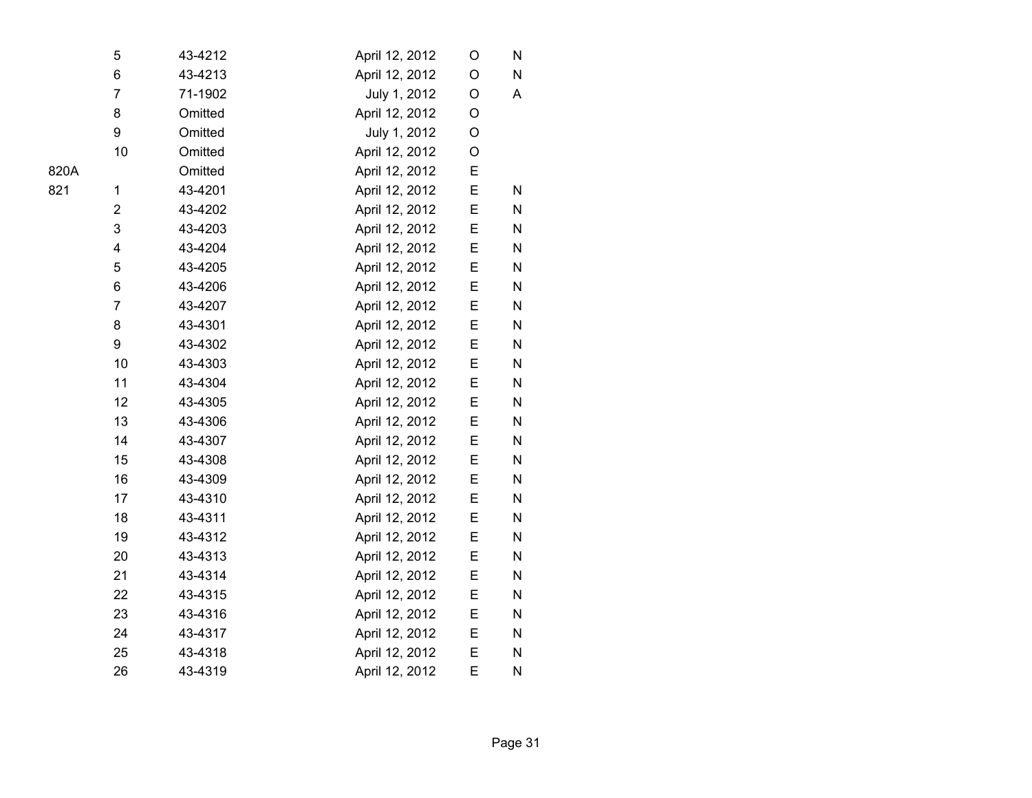| | | | | | |
|---|---|---|---|---|---|
| | 5 | 43-4212 | April 12, 2012 | O | N |
| | 6 | 43-4213 | April 12, 2012 | O | N |
| | 7 | 71-1902 | July 1, 2012 | O | A |
| | 8 | Omitted | April 12, 2012 | O | |
| | 9 | Omitted | July 1, 2012 | O | |
| | 10 | Omitted | April 12, 2012 | O | |
| 820A | | Omitted | April 12, 2012 | E | |
| 821 | 1 | 43-4201 | April 12, 2012 | E | N |
| | 2 | 43-4202 | April 12, 2012 | E | N |
| | 3 | 43-4203 | April 12, 2012 | E | N |
| | 4 | 43-4204 | April 12, 2012 | E | N |
| | 5 | 43-4205 | April 12, 2012 | E | N |
| | 6 | 43-4206 | April 12, 2012 | E | N |
| | 7 | 43-4207 | April 12, 2012 | E | N |
| | 8 | 43-4301 | April 12, 2012 | E | N |
| | 9 | 43-4302 | April 12, 2012 | E | N |
| | 10 | 43-4303 | April 12, 2012 | E | N |
| | 11 | 43-4304 | April 12, 2012 | E | N |
| | 12 | 43-4305 | April 12, 2012 | E | N |
| | 13 | 43-4306 | April 12, 2012 | E | N |
| | 14 | 43-4307 | April 12, 2012 | E | N |
| | 15 | 43-4308 | April 12, 2012 | E | N |
| | 16 | 43-4309 | April 12, 2012 | E | N |
| | 17 | 43-4310 | April 12, 2012 | E | N |
| | 18 | 43-4311 | April 12, 2012 | E | N |
| | 19 | 43-4312 | April 12, 2012 | E | N |
| | 20 | 43-4313 | April 12, 2012 | E | N |
| | 21 | 43-4314 | April 12, 2012 | E | N |
| | 22 | 43-4315 | April 12, 2012 | E | N |
| | 23 | 43-4316 | April 12, 2012 | E | N |
| | 24 | 43-4317 | April 12, 2012 | E | N |
| | 25 | 43-4318 | April 12, 2012 | E | N |
| | 26 | 43-4319 | April 12, 2012 | E | N |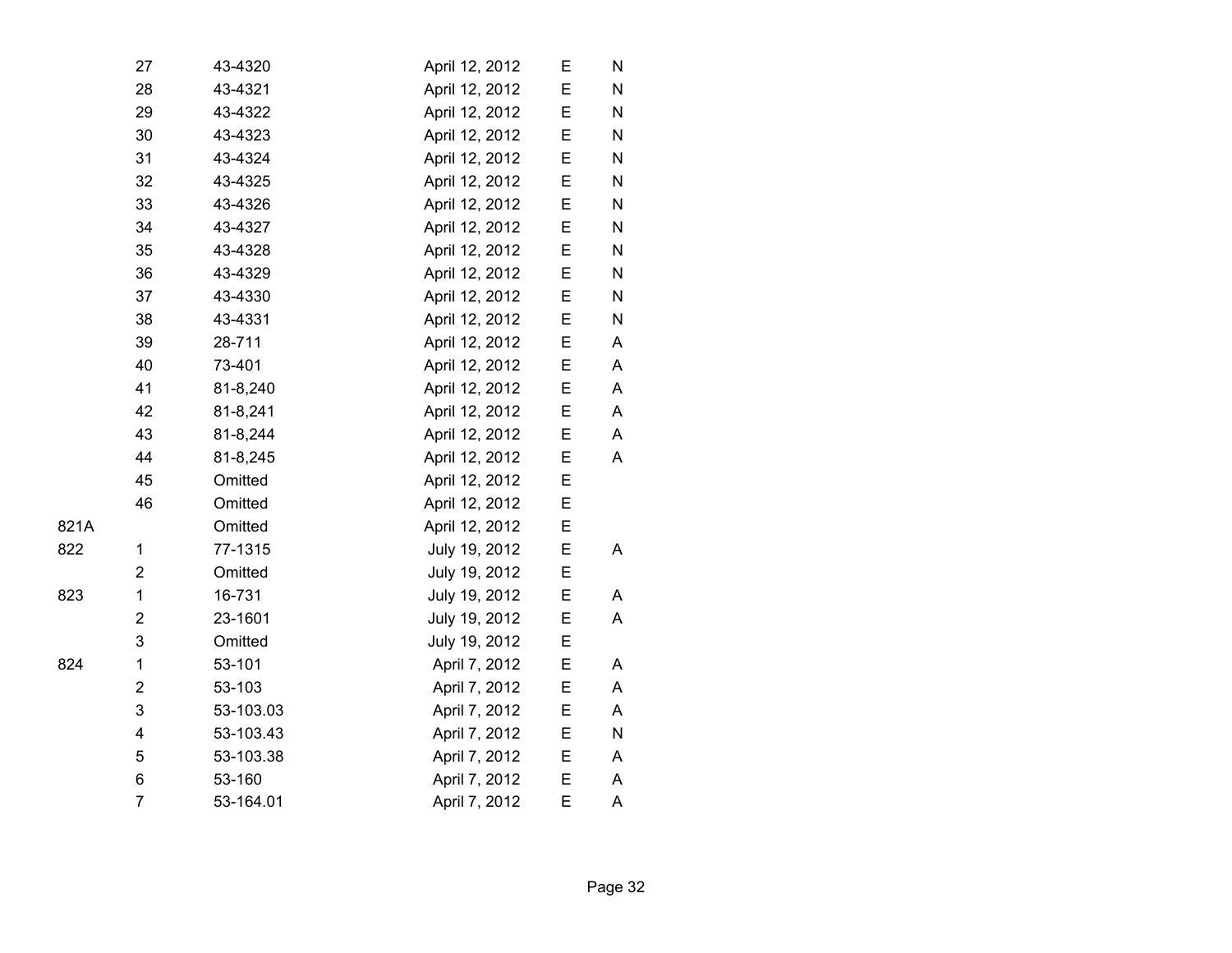|  |  |  |  |  |  |
|---|---|---|---|---|---|
|  | 27 | 43-4320 | April 12, 2012 | E | N |
|  | 28 | 43-4321 | April 12, 2012 | E | N |
|  | 29 | 43-4322 | April 12, 2012 | E | N |
|  | 30 | 43-4323 | April 12, 2012 | E | N |
|  | 31 | 43-4324 | April 12, 2012 | E | N |
|  | 32 | 43-4325 | April 12, 2012 | E | N |
|  | 33 | 43-4326 | April 12, 2012 | E | N |
|  | 34 | 43-4327 | April 12, 2012 | E | N |
|  | 35 | 43-4328 | April 12, 2012 | E | N |
|  | 36 | 43-4329 | April 12, 2012 | E | N |
|  | 37 | 43-4330 | April 12, 2012 | E | N |
|  | 38 | 43-4331 | April 12, 2012 | E | N |
|  | 39 | 28-711 | April 12, 2012 | E | A |
|  | 40 | 73-401 | April 12, 2012 | E | A |
|  | 41 | 81-8,240 | April 12, 2012 | E | A |
|  | 42 | 81-8,241 | April 12, 2012 | E | A |
|  | 43 | 81-8,244 | April 12, 2012 | E | A |
|  | 44 | 81-8,245 | April 12, 2012 | E | A |
|  | 45 | Omitted | April 12, 2012 | E |  |
|  | 46 | Omitted | April 12, 2012 | E |  |
| 821A |  | Omitted | April 12, 2012 | E |  |
| 822 | 1 | 77-1315 | July 19, 2012 | E | A |
|  | 2 | Omitted | July 19, 2012 | E |  |
| 823 | 1 | 16-731 | July 19, 2012 | E | A |
|  | 2 | 23-1601 | July 19, 2012 | E | A |
|  | 3 | Omitted | July 19, 2012 | E |  |
| 824 | 1 | 53-101 | April 7, 2012 | E | A |
|  | 2 | 53-103 | April 7, 2012 | E | A |
|  | 3 | 53-103.03 | April 7, 2012 | E | A |
|  | 4 | 53-103.43 | April 7, 2012 | E | N |
|  | 5 | 53-103.38 | April 7, 2012 | E | A |
|  | 6 | 53-160 | April 7, 2012 | E | A |
|  | 7 | 53-164.01 | April 7, 2012 | E | A |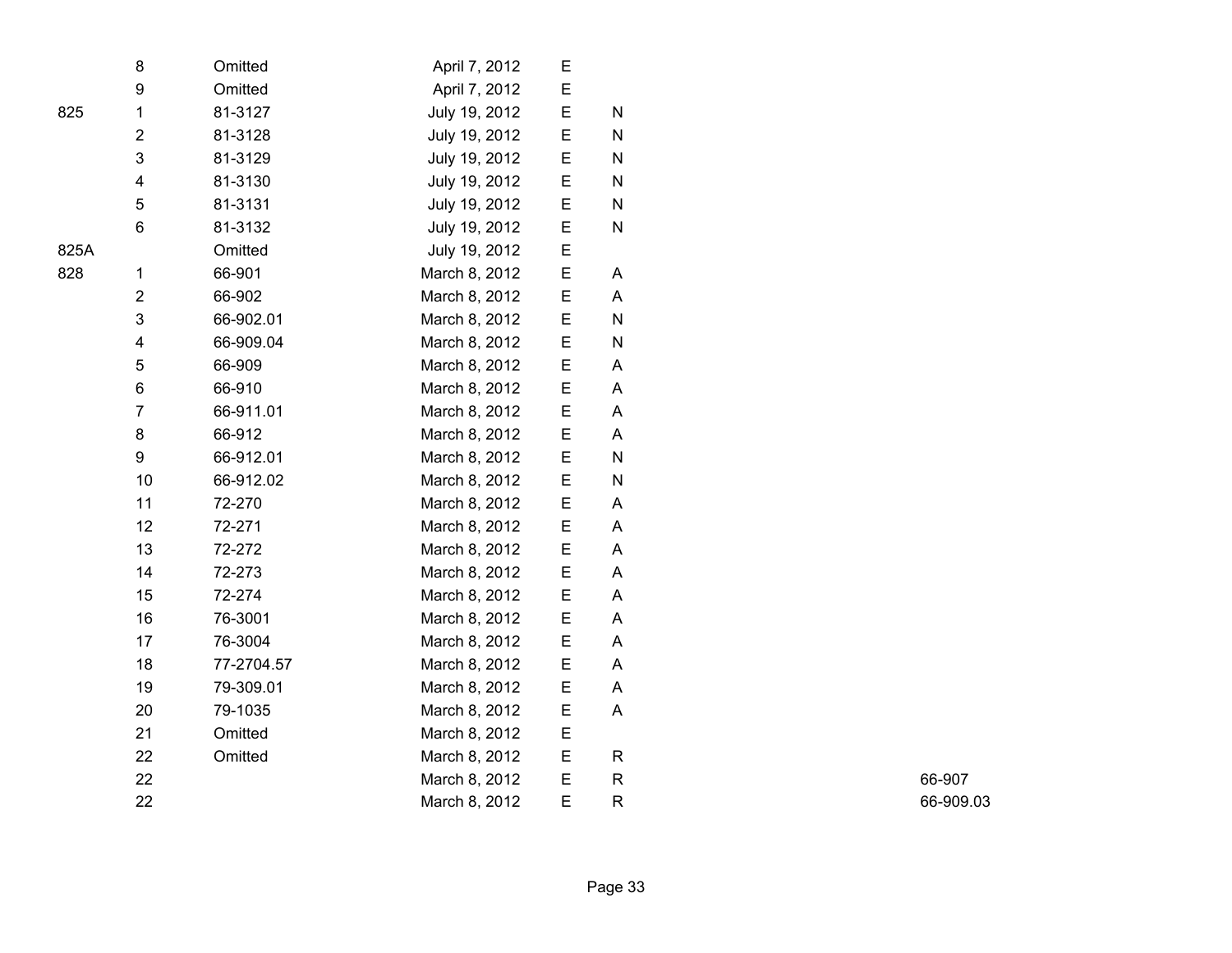| | | | | | | |
|---|---|---|---|---|---|---|
| | 8 | Omitted | April 7, 2012 | E | | |
| | 9 | Omitted | April 7, 2012 | E | | |
| 825 | 1 | 81-3127 | July 19, 2012 | E | N | |
| | 2 | 81-3128 | July 19, 2012 | E | N | |
| | 3 | 81-3129 | July 19, 2012 | E | N | |
| | 4 | 81-3130 | July 19, 2012 | E | N | |
| | 5 | 81-3131 | July 19, 2012 | E | N | |
| | 6 | 81-3132 | July 19, 2012 | E | N | |
| 825A | | Omitted | July 19, 2012 | E | | |
| 828 | 1 | 66-901 | March 8, 2012 | E | A | |
| | 2 | 66-902 | March 8, 2012 | E | A | |
| | 3 | 66-902.01 | March 8, 2012 | E | N | |
| | 4 | 66-909.04 | March 8, 2012 | E | N | |
| | 5 | 66-909 | March 8, 2012 | E | A | |
| | 6 | 66-910 | March 8, 2012 | E | A | |
| | 7 | 66-911.01 | March 8, 2012 | E | A | |
| | 8 | 66-912 | March 8, 2012 | E | A | |
| | 9 | 66-912.01 | March 8, 2012 | E | N | |
| | 10 | 66-912.02 | March 8, 2012 | E | N | |
| | 11 | 72-270 | March 8, 2012 | E | A | |
| | 12 | 72-271 | March 8, 2012 | E | A | |
| | 13 | 72-272 | March 8, 2012 | E | A | |
| | 14 | 72-273 | March 8, 2012 | E | A | |
| | 15 | 72-274 | March 8, 2012 | E | A | |
| | 16 | 76-3001 | March 8, 2012 | E | A | |
| | 17 | 76-3004 | March 8, 2012 | E | A | |
| | 18 | 77-2704.57 | March 8, 2012 | E | A | |
| | 19 | 79-309.01 | March 8, 2012 | E | A | |
| | 20 | 79-1035 | March 8, 2012 | E | A | |
| | 21 | Omitted | March 8, 2012 | E | | |
| | 22 | Omitted | March 8, 2012 | E | R | |
| | 22 | | March 8, 2012 | E | R | 66-907 |
| | 22 | | March 8, 2012 | E | R | 66-909.03 |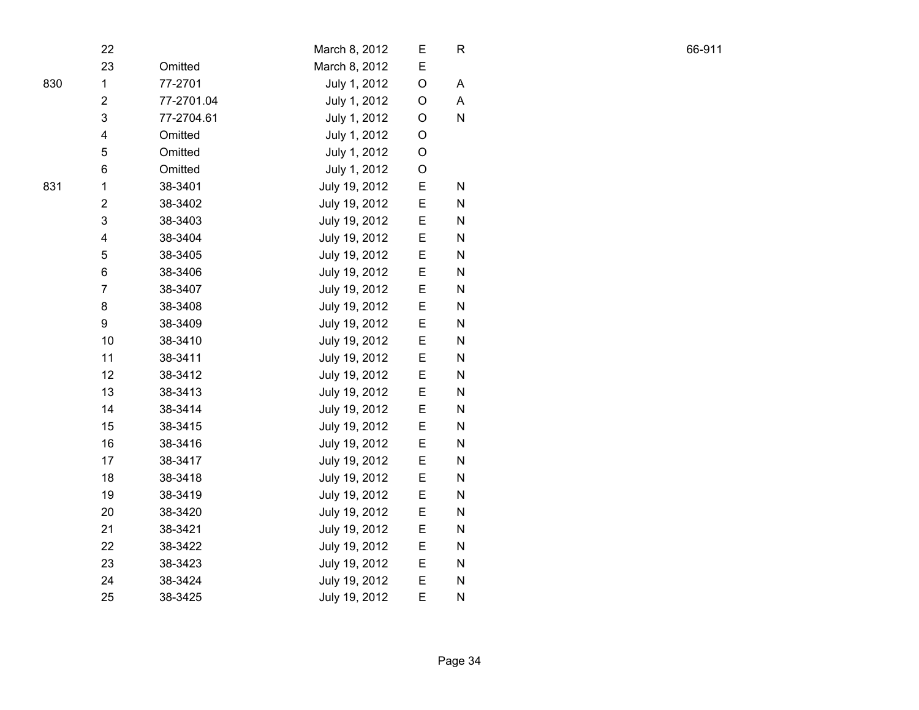| | | | | | | |
|---|---|---|---|---|---|---|
| | 22 | | March 8, 2012 | E | R | 66-911 |
| | 23 | Omitted | March 8, 2012 | E | | |
| 830 | 1 | 77-2701 | July 1, 2012 | O | A | |
| | 2 | 77-2701.04 | July 1, 2012 | O | A | |
| | 3 | 77-2704.61 | July 1, 2012 | O | N | |
| | 4 | Omitted | July 1, 2012 | O | | |
| | 5 | Omitted | July 1, 2012 | O | | |
| | 6 | Omitted | July 1, 2012 | O | | |
| 831 | 1 | 38-3401 | July 19, 2012 | E | N | |
| | 2 | 38-3402 | July 19, 2012 | E | N | |
| | 3 | 38-3403 | July 19, 2012 | E | N | |
| | 4 | 38-3404 | July 19, 2012 | E | N | |
| | 5 | 38-3405 | July 19, 2012 | E | N | |
| | 6 | 38-3406 | July 19, 2012 | E | N | |
| | 7 | 38-3407 | July 19, 2012 | E | N | |
| | 8 | 38-3408 | July 19, 2012 | E | N | |
| | 9 | 38-3409 | July 19, 2012 | E | N | |
| | 10 | 38-3410 | July 19, 2012 | E | N | |
| | 11 | 38-3411 | July 19, 2012 | E | N | |
| | 12 | 38-3412 | July 19, 2012 | E | N | |
| | 13 | 38-3413 | July 19, 2012 | E | N | |
| | 14 | 38-3414 | July 19, 2012 | E | N | |
| | 15 | 38-3415 | July 19, 2012 | E | N | |
| | 16 | 38-3416 | July 19, 2012 | E | N | |
| | 17 | 38-3417 | July 19, 2012 | E | N | |
| | 18 | 38-3418 | July 19, 2012 | E | N | |
| | 19 | 38-3419 | July 19, 2012 | E | N | |
| | 20 | 38-3420 | July 19, 2012 | E | N | |
| | 21 | 38-3421 | July 19, 2012 | E | N | |
| | 22 | 38-3422 | July 19, 2012 | E | N | |
| | 23 | 38-3423 | July 19, 2012 | E | N | |
| | 24 | 38-3424 | July 19, 2012 | E | N | |
| | 25 | 38-3425 | July 19, 2012 | E | N | |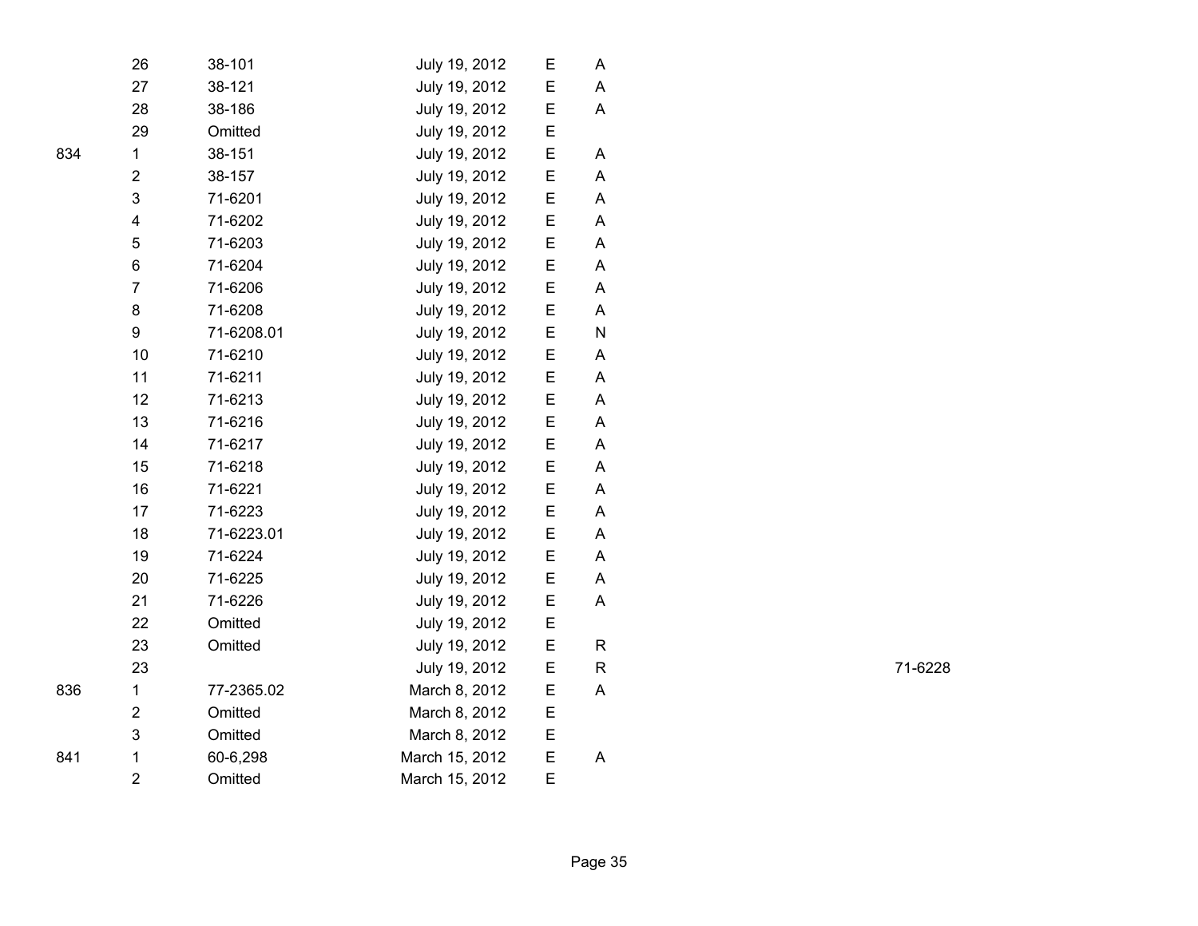| | | | | | | |
|---|---|---|---|---|---|---|
| | 26 | 38-101 | July 19, 2012 | E | A | |
| | 27 | 38-121 | July 19, 2012 | E | A | |
| | 28 | 38-186 | July 19, 2012 | E | A | |
| | 29 | Omitted | July 19, 2012 | E | | |
| 834 | 1 | 38-151 | July 19, 2012 | E | A | |
| | 2 | 38-157 | July 19, 2012 | E | A | |
| | 3 | 71-6201 | July 19, 2012 | E | A | |
| | 4 | 71-6202 | July 19, 2012 | E | A | |
| | 5 | 71-6203 | July 19, 2012 | E | A | |
| | 6 | 71-6204 | July 19, 2012 | E | A | |
| | 7 | 71-6206 | July 19, 2012 | E | A | |
| | 8 | 71-6208 | July 19, 2012 | E | A | |
| | 9 | 71-6208.01 | July 19, 2012 | E | N | |
| | 10 | 71-6210 | July 19, 2012 | E | A | |
| | 11 | 71-6211 | July 19, 2012 | E | A | |
| | 12 | 71-6213 | July 19, 2012 | E | A | |
| | 13 | 71-6216 | July 19, 2012 | E | A | |
| | 14 | 71-6217 | July 19, 2012 | E | A | |
| | 15 | 71-6218 | July 19, 2012 | E | A | |
| | 16 | 71-6221 | July 19, 2012 | E | A | |
| | 17 | 71-6223 | July 19, 2012 | E | A | |
| | 18 | 71-6223.01 | July 19, 2012 | E | A | |
| | 19 | 71-6224 | July 19, 2012 | E | A | |
| | 20 | 71-6225 | July 19, 2012 | E | A | |
| | 21 | 71-6226 | July 19, 2012 | E | A | |
| | 22 | Omitted | July 19, 2012 | E | | |
| | 23 | Omitted | July 19, 2012 | E | R | |
| | 23 | | July 19, 2012 | E | R | 71-6228 |
| 836 | 1 | 77-2365.02 | March 8, 2012 | E | A | |
| | 2 | Omitted | March 8, 2012 | E | | |
| | 3 | Omitted | March 8, 2012 | E | | |
| 841 | 1 | 60-6,298 | March 15, 2012 | E | A | |
| | 2 | Omitted | March 15, 2012 | E | | |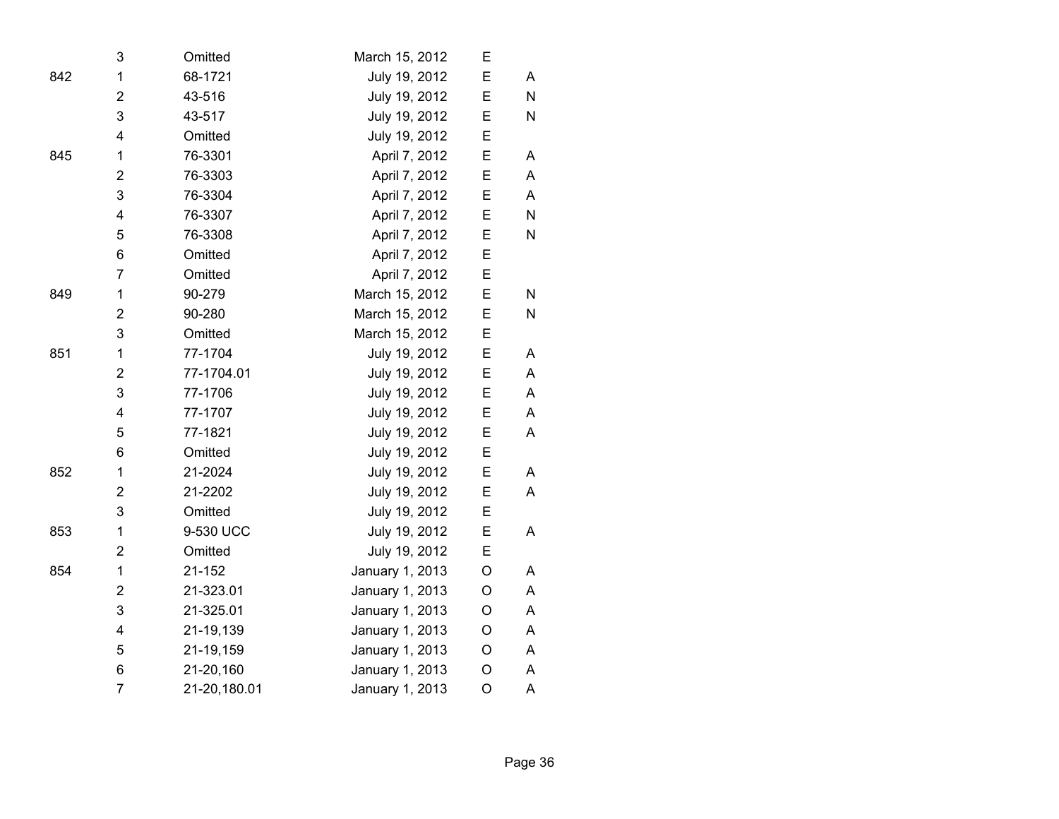| | | | | | |
|---|---|---|---|---|---|
| | 3 | Omitted | March 15, 2012 | E | |
| 842 | 1 | 68-1721 | July 19, 2012 | E | A |
| | 2 | 43-516 | July 19, 2012 | E | N |
| | 3 | 43-517 | July 19, 2012 | E | N |
| | 4 | Omitted | July 19, 2012 | E | |
| 845 | 1 | 76-3301 | April 7, 2012 | E | A |
| | 2 | 76-3303 | April 7, 2012 | E | A |
| | 3 | 76-3304 | April 7, 2012 | E | A |
| | 4 | 76-3307 | April 7, 2012 | E | N |
| | 5 | 76-3308 | April 7, 2012 | E | N |
| | 6 | Omitted | April 7, 2012 | E | |
| | 7 | Omitted | April 7, 2012 | E | |
| 849 | 1 | 90-279 | March 15, 2012 | E | N |
| | 2 | 90-280 | March 15, 2012 | E | N |
| | 3 | Omitted | March 15, 2012 | E | |
| 851 | 1 | 77-1704 | July 19, 2012 | E | A |
| | 2 | 77-1704.01 | July 19, 2012 | E | A |
| | 3 | 77-1706 | July 19, 2012 | E | A |
| | 4 | 77-1707 | July 19, 2012 | E | A |
| | 5 | 77-1821 | July 19, 2012 | E | A |
| | 6 | Omitted | July 19, 2012 | E | |
| 852 | 1 | 21-2024 | July 19, 2012 | E | A |
| | 2 | 21-2202 | July 19, 2012 | E | A |
| | 3 | Omitted | July 19, 2012 | E | |
| 853 | 1 | 9-530 UCC | July 19, 2012 | E | A |
| | 2 | Omitted | July 19, 2012 | E | |
| 854 | 1 | 21-152 | January 1, 2013 | O | A |
| | 2 | 21-323.01 | January 1, 2013 | O | A |
| | 3 | 21-325.01 | January 1, 2013 | O | A |
| | 4 | 21-19,139 | January 1, 2013 | O | A |
| | 5 | 21-19,159 | January 1, 2013 | O | A |
| | 6 | 21-20,160 | January 1, 2013 | O | A |
| | 7 | 21-20,180.01 | January 1, 2013 | O | A |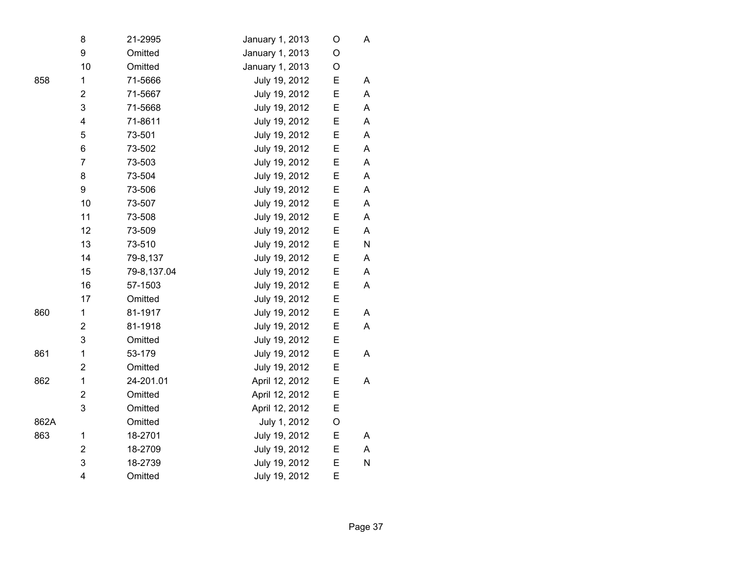| | | | | | |
|---|---|---|---|---|---|
| | 8 | 21-2995 | January 1, 2013 | O | A |
| | 9 | Omitted | January 1, 2013 | O | |
| | 10 | Omitted | January 1, 2013 | O | |
| 858 | 1 | 71-5666 | July 19, 2012 | E | A |
| | 2 | 71-5667 | July 19, 2012 | E | A |
| | 3 | 71-5668 | July 19, 2012 | E | A |
| | 4 | 71-8611 | July 19, 2012 | E | A |
| | 5 | 73-501 | July 19, 2012 | E | A |
| | 6 | 73-502 | July 19, 2012 | E | A |
| | 7 | 73-503 | July 19, 2012 | E | A |
| | 8 | 73-504 | July 19, 2012 | E | A |
| | 9 | 73-506 | July 19, 2012 | E | A |
| | 10 | 73-507 | July 19, 2012 | E | A |
| | 11 | 73-508 | July 19, 2012 | E | A |
| | 12 | 73-509 | July 19, 2012 | E | A |
| | 13 | 73-510 | July 19, 2012 | E | N |
| | 14 | 79-8,137 | July 19, 2012 | E | A |
| | 15 | 79-8,137.04 | July 19, 2012 | E | A |
| | 16 | 57-1503 | July 19, 2012 | E | A |
| | 17 | Omitted | July 19, 2012 | E | |
| 860 | 1 | 81-1917 | July 19, 2012 | E | A |
| | 2 | 81-1918 | July 19, 2012 | E | A |
| | 3 | Omitted | July 19, 2012 | E | |
| 861 | 1 | 53-179 | July 19, 2012 | E | A |
| | 2 | Omitted | July 19, 2012 | E | |
| 862 | 1 | 24-201.01 | April 12, 2012 | E | A |
| | 2 | Omitted | April 12, 2012 | E | |
| | 3 | Omitted | April 12, 2012 | E | |
| 862A | | Omitted | July 1, 2012 | O | |
| 863 | 1 | 18-2701 | July 19, 2012 | E | A |
| | 2 | 18-2709 | July 19, 2012 | E | A |
| | 3 | 18-2739 | July 19, 2012 | E | N |
| | 4 | Omitted | July 19, 2012 | E | |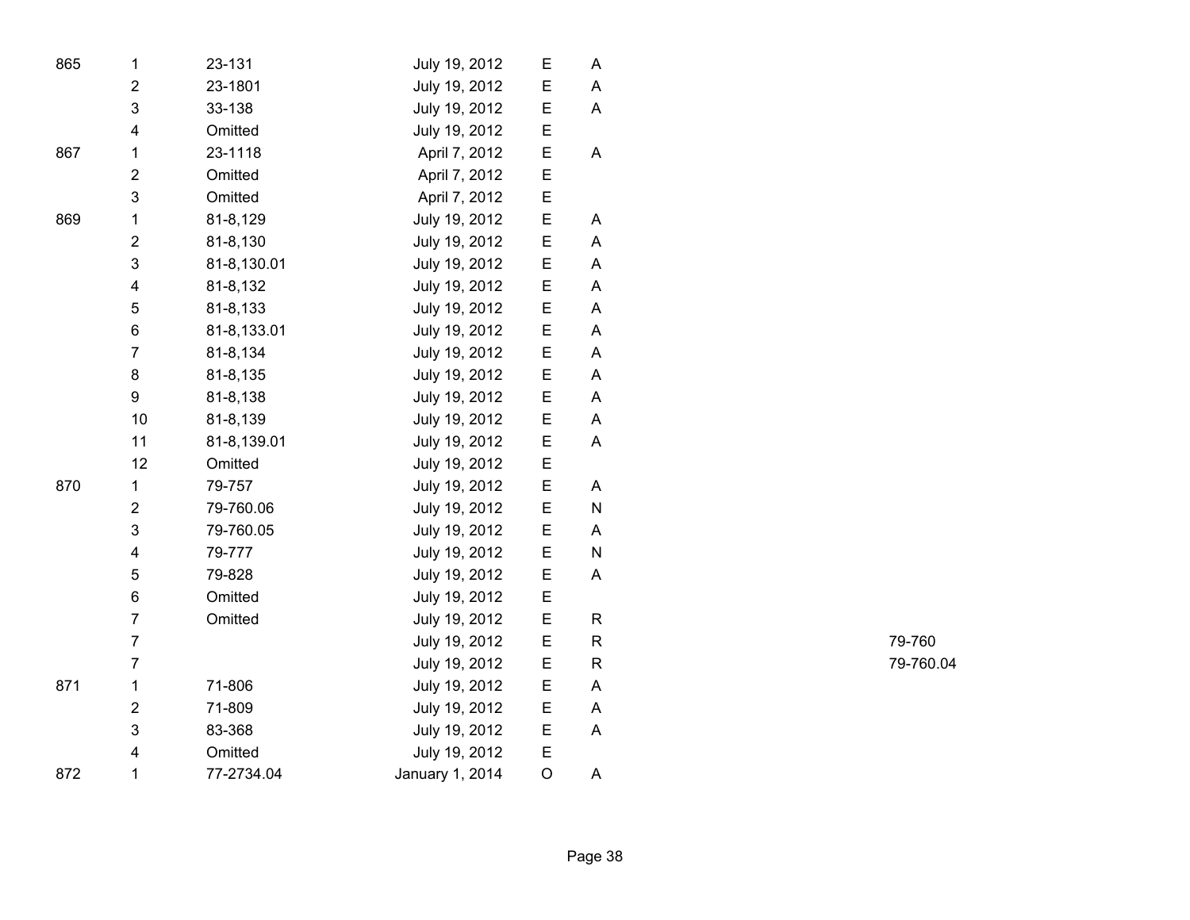| | | | | | | |
|---|---|---|---|---|---|---|
| 865 | 1 | 23-131 | July 19, 2012 | E | A | |
| | 2 | 23-1801 | July 19, 2012 | E | A | |
| | 3 | 33-138 | July 19, 2012 | E | A | |
| | 4 | Omitted | July 19, 2012 | E | | |
| 867 | 1 | 23-1118 | April 7, 2012 | E | A | |
| | 2 | Omitted | April 7, 2012 | E | | |
| | 3 | Omitted | April 7, 2012 | E | | |
| 869 | 1 | 81-8,129 | July 19, 2012 | E | A | |
| | 2 | 81-8,130 | July 19, 2012 | E | A | |
| | 3 | 81-8,130.01 | July 19, 2012 | E | A | |
| | 4 | 81-8,132 | July 19, 2012 | E | A | |
| | 5 | 81-8,133 | July 19, 2012 | E | A | |
| | 6 | 81-8,133.01 | July 19, 2012 | E | A | |
| | 7 | 81-8,134 | July 19, 2012 | E | A | |
| | 8 | 81-8,135 | July 19, 2012 | E | A | |
| | 9 | 81-8,138 | July 19, 2012 | E | A | |
| | 10 | 81-8,139 | July 19, 2012 | E | A | |
| | 11 | 81-8,139.01 | July 19, 2012 | E | A | |
| | 12 | Omitted | July 19, 2012 | E | | |
| 870 | 1 | 79-757 | July 19, 2012 | E | A | |
| | 2 | 79-760.06 | July 19, 2012 | E | N | |
| | 3 | 79-760.05 | July 19, 2012 | E | A | |
| | 4 | 79-777 | July 19, 2012 | E | N | |
| | 5 | 79-828 | July 19, 2012 | E | A | |
| | 6 | Omitted | July 19, 2012 | E | | |
| | 7 | Omitted | July 19, 2012 | E | R | |
| | 7 | | July 19, 2012 | E | R | 79-760 |
| | 7 | | July 19, 2012 | E | R | 79-760.04 |
| 871 | 1 | 71-806 | July 19, 2012 | E | A | |
| | 2 | 71-809 | July 19, 2012 | E | A | |
| | 3 | 83-368 | July 19, 2012 | E | A | |
| | 4 | Omitted | July 19, 2012 | E | | |
| 872 | 1 | 77-2734.04 | January 1, 2014 | O | A | |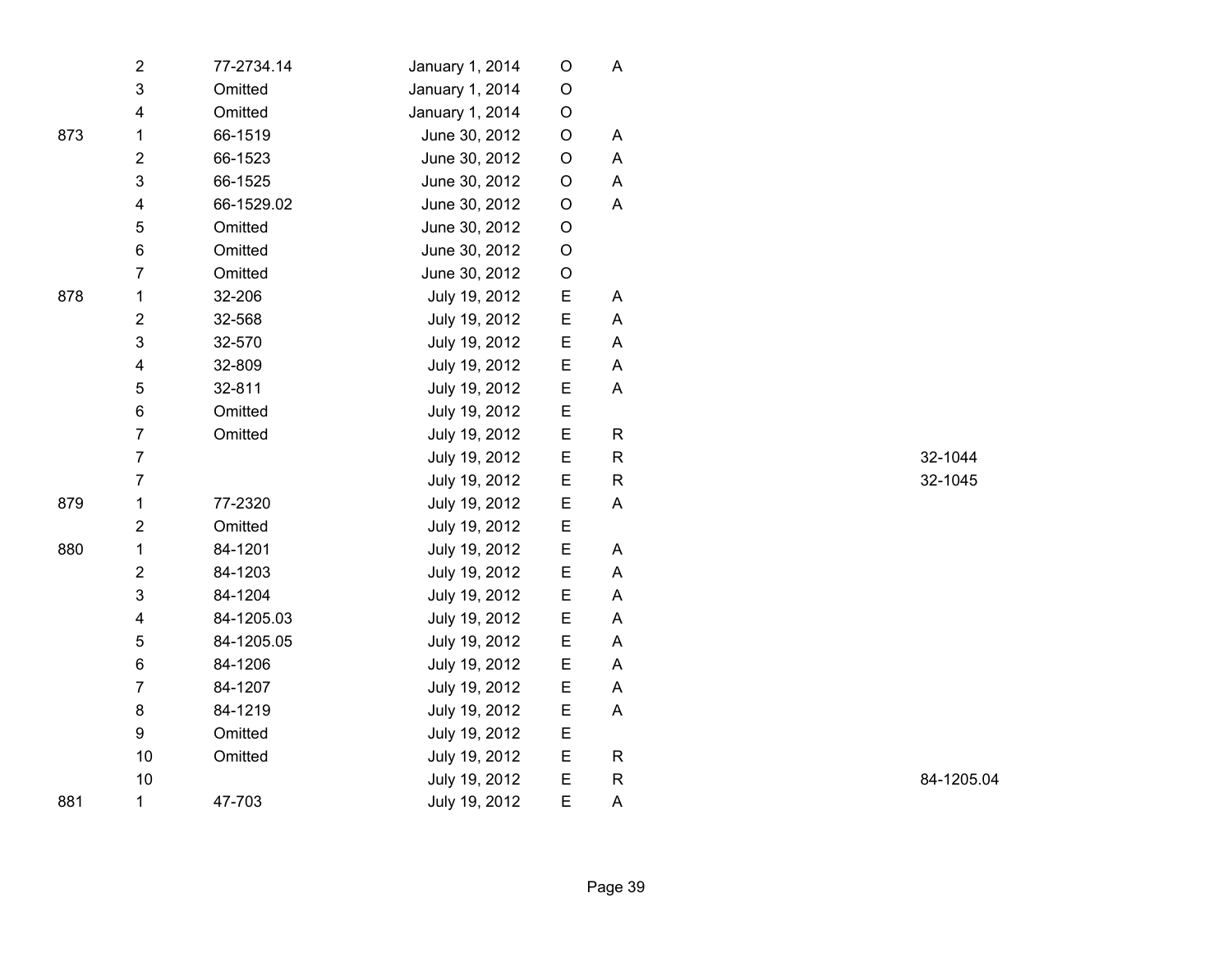| | | | | | | |
|---|---|---|---|---|---|---|
| | 2 | 77-2734.14 | January 1, 2014 | O | A | |
| | 3 | Omitted | January 1, 2014 | O | | |
| | 4 | Omitted | January 1, 2014 | O | | |
| 873 | 1 | 66-1519 | June 30, 2012 | O | A | |
| | 2 | 66-1523 | June 30, 2012 | O | A | |
| | 3 | 66-1525 | June 30, 2012 | O | A | |
| | 4 | 66-1529.02 | June 30, 2012 | O | A | |
| | 5 | Omitted | June 30, 2012 | O | | |
| | 6 | Omitted | June 30, 2012 | O | | |
| | 7 | Omitted | June 30, 2012 | O | | |
| 878 | 1 | 32-206 | July 19, 2012 | E | A | |
| | 2 | 32-568 | July 19, 2012 | E | A | |
| | 3 | 32-570 | July 19, 2012 | E | A | |
| | 4 | 32-809 | July 19, 2012 | E | A | |
| | 5 | 32-811 | July 19, 2012 | E | A | |
| | 6 | Omitted | July 19, 2012 | E | | |
| | 7 | Omitted | July 19, 2012 | E | R | |
| | 7 | | July 19, 2012 | E | R | 32-1044 |
| | 7 | | July 19, 2012 | E | R | 32-1045 |
| 879 | 1 | 77-2320 | July 19, 2012 | E | A | |
| | 2 | Omitted | July 19, 2012 | E | | |
| 880 | 1 | 84-1201 | July 19, 2012 | E | A | |
| | 2 | 84-1203 | July 19, 2012 | E | A | |
| | 3 | 84-1204 | July 19, 2012 | E | A | |
| | 4 | 84-1205.03 | July 19, 2012 | E | A | |
| | 5 | 84-1205.05 | July 19, 2012 | E | A | |
| | 6 | 84-1206 | July 19, 2012 | E | A | |
| | 7 | 84-1207 | July 19, 2012 | E | A | |
| | 8 | 84-1219 | July 19, 2012 | E | A | |
| | 9 | Omitted | July 19, 2012 | E | | |
| | 10 | Omitted | July 19, 2012 | E | R | |
| | 10 | | July 19, 2012 | E | R | 84-1205.04 |
| 881 | 1 | 47-703 | July 19, 2012 | E | A | |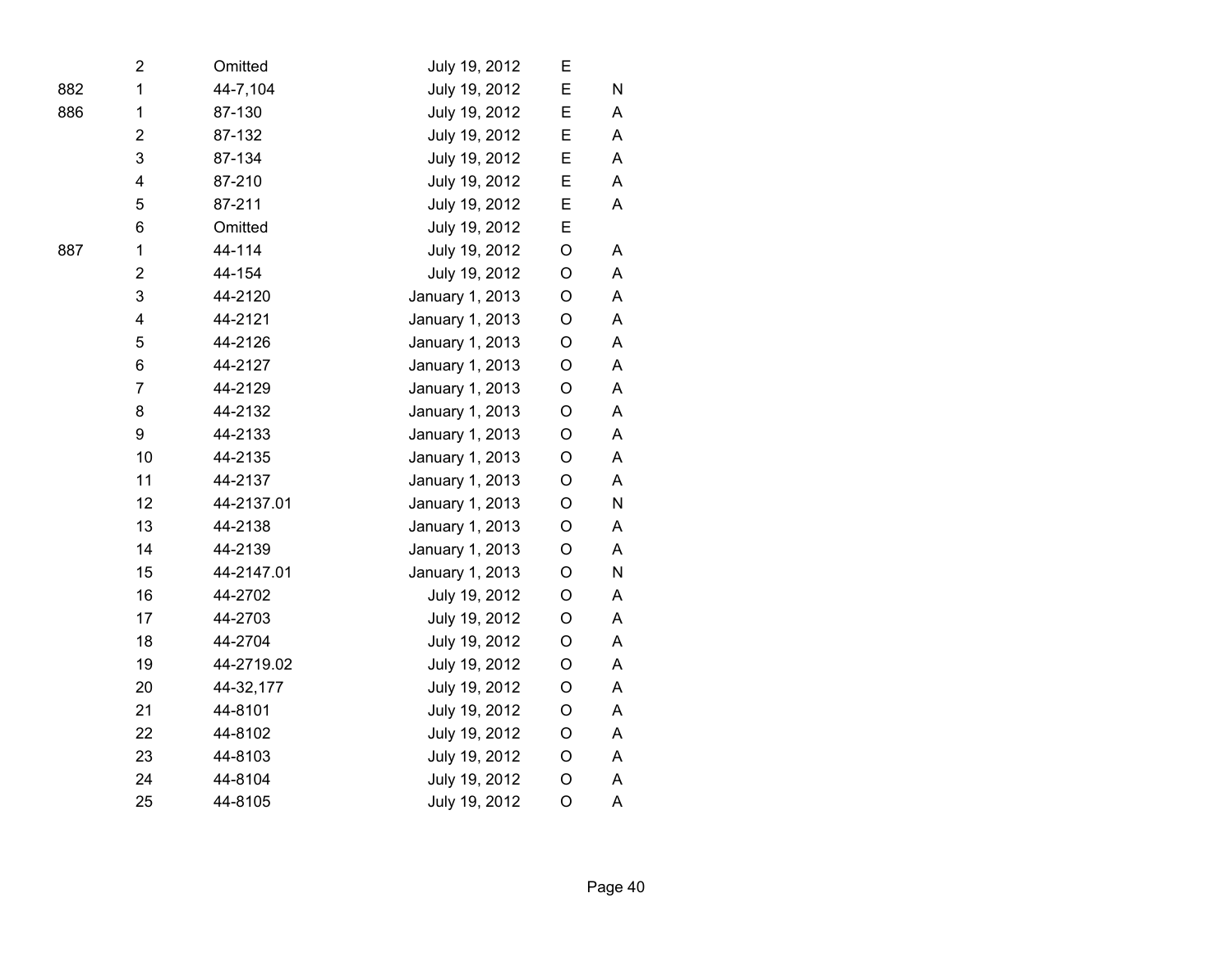| | | | | | |
|---|---|---|---|---|---|
| | 2 | Omitted | July 19, 2012 | E | |
| 882 | 1 | 44-7,104 | July 19, 2012 | E | N |
| 886 | 1 | 87-130 | July 19, 2012 | E | A |
| | 2 | 87-132 | July 19, 2012 | E | A |
| | 3 | 87-134 | July 19, 2012 | E | A |
| | 4 | 87-210 | July 19, 2012 | E | A |
| | 5 | 87-211 | July 19, 2012 | E | A |
| | 6 | Omitted | July 19, 2012 | E | |
| 887 | 1 | 44-114 | July 19, 2012 | O | A |
| | 2 | 44-154 | July 19, 2012 | O | A |
| | 3 | 44-2120 | January 1, 2013 | O | A |
| | 4 | 44-2121 | January 1, 2013 | O | A |
| | 5 | 44-2126 | January 1, 2013 | O | A |
| | 6 | 44-2127 | January 1, 2013 | O | A |
| | 7 | 44-2129 | January 1, 2013 | O | A |
| | 8 | 44-2132 | January 1, 2013 | O | A |
| | 9 | 44-2133 | January 1, 2013 | O | A |
| | 10 | 44-2135 | January 1, 2013 | O | A |
| | 11 | 44-2137 | January 1, 2013 | O | A |
| | 12 | 44-2137.01 | January 1, 2013 | O | N |
| | 13 | 44-2138 | January 1, 2013 | O | A |
| | 14 | 44-2139 | January 1, 2013 | O | A |
| | 15 | 44-2147.01 | January 1, 2013 | O | N |
| | 16 | 44-2702 | July 19, 2012 | O | A |
| | 17 | 44-2703 | July 19, 2012 | O | A |
| | 18 | 44-2704 | July 19, 2012 | O | A |
| | 19 | 44-2719.02 | July 19, 2012 | O | A |
| | 20 | 44-32,177 | July 19, 2012 | O | A |
| | 21 | 44-8101 | July 19, 2012 | O | A |
| | 22 | 44-8102 | July 19, 2012 | O | A |
| | 23 | 44-8103 | July 19, 2012 | O | A |
| | 24 | 44-8104 | July 19, 2012 | O | A |
| | 25 | 44-8105 | July 19, 2012 | O | A |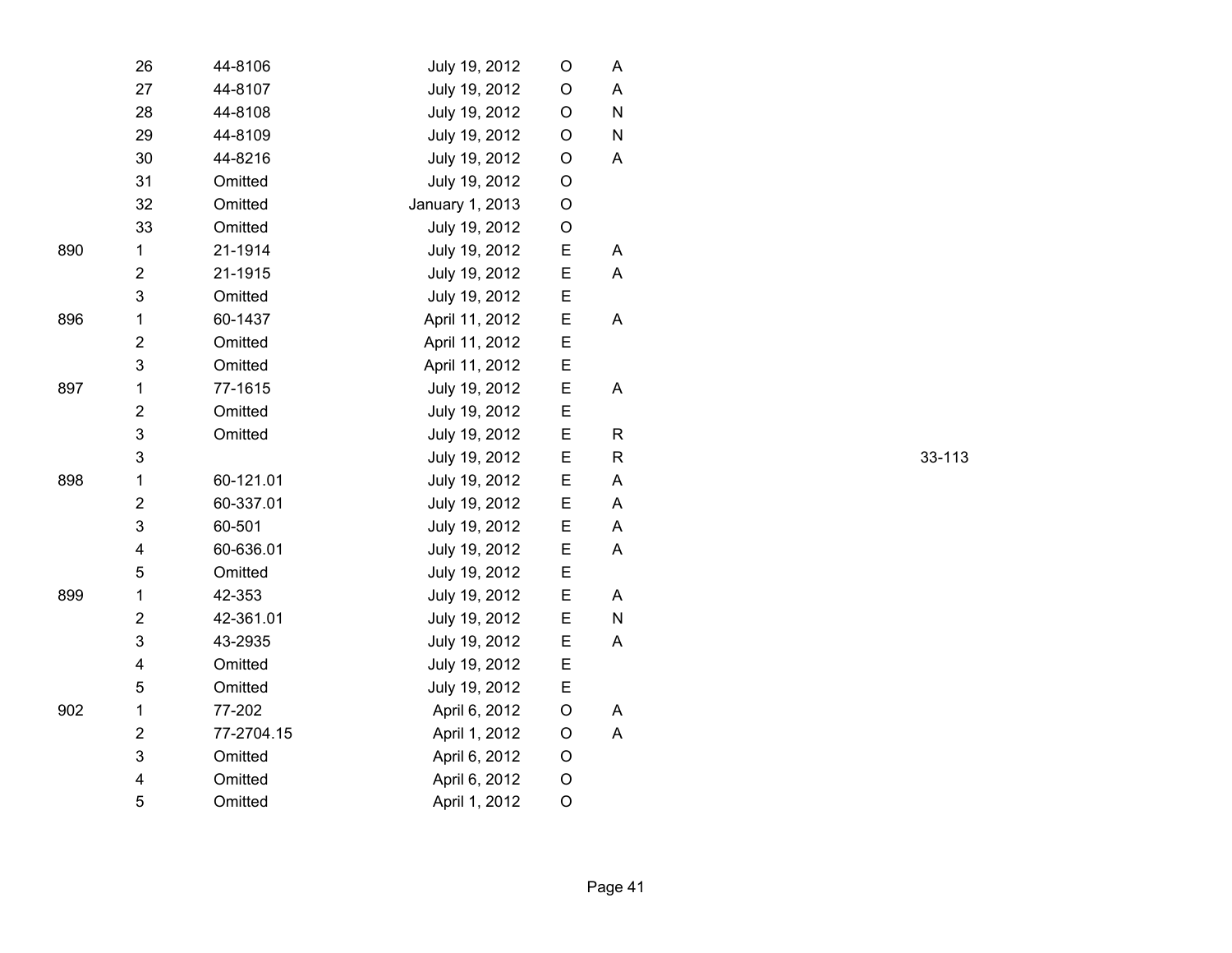| | | | | | | |
|---|---|---|---|---|---|---|
| | 26 | 44-8106 | July 19, 2012 | O | A | |
| | 27 | 44-8107 | July 19, 2012 | O | A | |
| | 28 | 44-8108 | July 19, 2012 | O | N | |
| | 29 | 44-8109 | July 19, 2012 | O | N | |
| | 30 | 44-8216 | July 19, 2012 | O | A | |
| | 31 | Omitted | July 19, 2012 | O | | |
| | 32 | Omitted | January 1, 2013 | O | | |
| | 33 | Omitted | July 19, 2012 | O | | |
| 890 | 1 | 21-1914 | July 19, 2012 | E | A | |
| | 2 | 21-1915 | July 19, 2012 | E | A | |
| | 3 | Omitted | July 19, 2012 | E | | |
| 896 | 1 | 60-1437 | April 11, 2012 | E | A | |
| | 2 | Omitted | April 11, 2012 | E | | |
| | 3 | Omitted | April 11, 2012 | E | | |
| 897 | 1 | 77-1615 | July 19, 2012 | E | A | |
| | 2 | Omitted | July 19, 2012 | E | | |
| | 3 | Omitted | July 19, 2012 | E | R | |
| | 3 | | July 19, 2012 | E | R | 33-113 |
| 898 | 1 | 60-121.01 | July 19, 2012 | E | A | |
| | 2 | 60-337.01 | July 19, 2012 | E | A | |
| | 3 | 60-501 | July 19, 2012 | E | A | |
| | 4 | 60-636.01 | July 19, 2012 | E | A | |
| | 5 | Omitted | July 19, 2012 | E | | |
| 899 | 1 | 42-353 | July 19, 2012 | E | A | |
| | 2 | 42-361.01 | July 19, 2012 | E | N | |
| | 3 | 43-2935 | July 19, 2012 | E | A | |
| | 4 | Omitted | July 19, 2012 | E | | |
| | 5 | Omitted | July 19, 2012 | E | | |
| 902 | 1 | 77-202 | April 6, 2012 | O | A | |
| | 2 | 77-2704.15 | April 1, 2012 | O | A | |
| | 3 | Omitted | April 6, 2012 | O | | |
| | 4 | Omitted | April 6, 2012 | O | | |
| | 5 | Omitted | April 1, 2012 | O | | |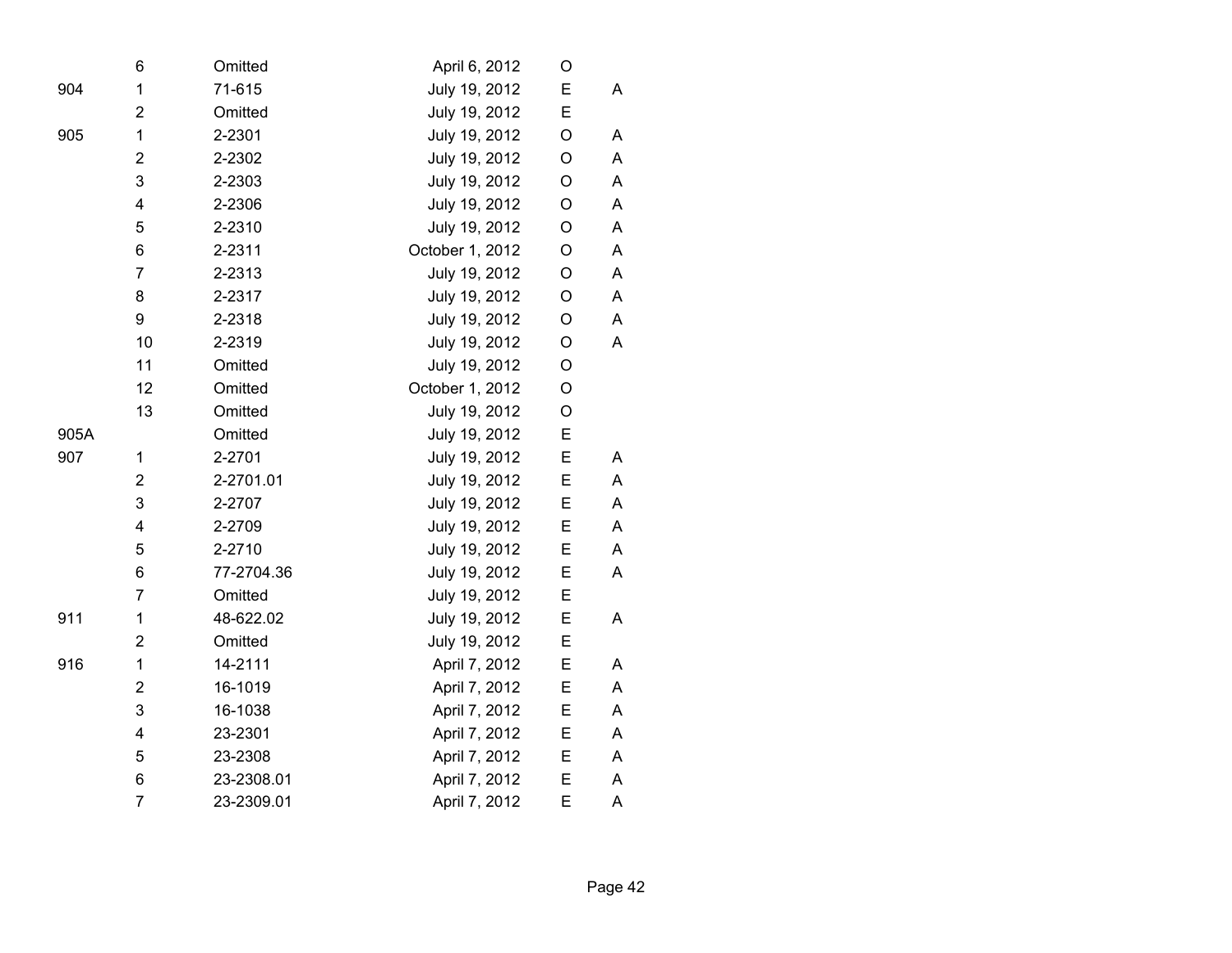| | | | | | |
|---|---|---|---|---|---|
| | 6 | Omitted | April 6, 2012 | O | |
| 904 | 1 | 71-615 | July 19, 2012 | E | A |
| | 2 | Omitted | July 19, 2012 | E | |
| 905 | 1 | 2-2301 | July 19, 2012 | O | A |
| | 2 | 2-2302 | July 19, 2012 | O | A |
| | 3 | 2-2303 | July 19, 2012 | O | A |
| | 4 | 2-2306 | July 19, 2012 | O | A |
| | 5 | 2-2310 | July 19, 2012 | O | A |
| | 6 | 2-2311 | October 1, 2012 | O | A |
| | 7 | 2-2313 | July 19, 2012 | O | A |
| | 8 | 2-2317 | July 19, 2012 | O | A |
| | 9 | 2-2318 | July 19, 2012 | O | A |
| | 10 | 2-2319 | July 19, 2012 | O | A |
| | 11 | Omitted | July 19, 2012 | O | |
| | 12 | Omitted | October 1, 2012 | O | |
| | 13 | Omitted | July 19, 2012 | O | |
| 905A | | Omitted | July 19, 2012 | E | |
| 907 | 1 | 2-2701 | July 19, 2012 | E | A |
| | 2 | 2-2701.01 | July 19, 2012 | E | A |
| | 3 | 2-2707 | July 19, 2012 | E | A |
| | 4 | 2-2709 | July 19, 2012 | E | A |
| | 5 | 2-2710 | July 19, 2012 | E | A |
| | 6 | 77-2704.36 | July 19, 2012 | E | A |
| | 7 | Omitted | July 19, 2012 | E | |
| 911 | 1 | 48-622.02 | July 19, 2012 | E | A |
| | 2 | Omitted | July 19, 2012 | E | |
| 916 | 1 | 14-2111 | April 7, 2012 | E | A |
| | 2 | 16-1019 | April 7, 2012 | E | A |
| | 3 | 16-1038 | April 7, 2012 | E | A |
| | 4 | 23-2301 | April 7, 2012 | E | A |
| | 5 | 23-2308 | April 7, 2012 | E | A |
| | 6 | 23-2308.01 | April 7, 2012 | E | A |
| | 7 | 23-2309.01 | April 7, 2012 | E | A |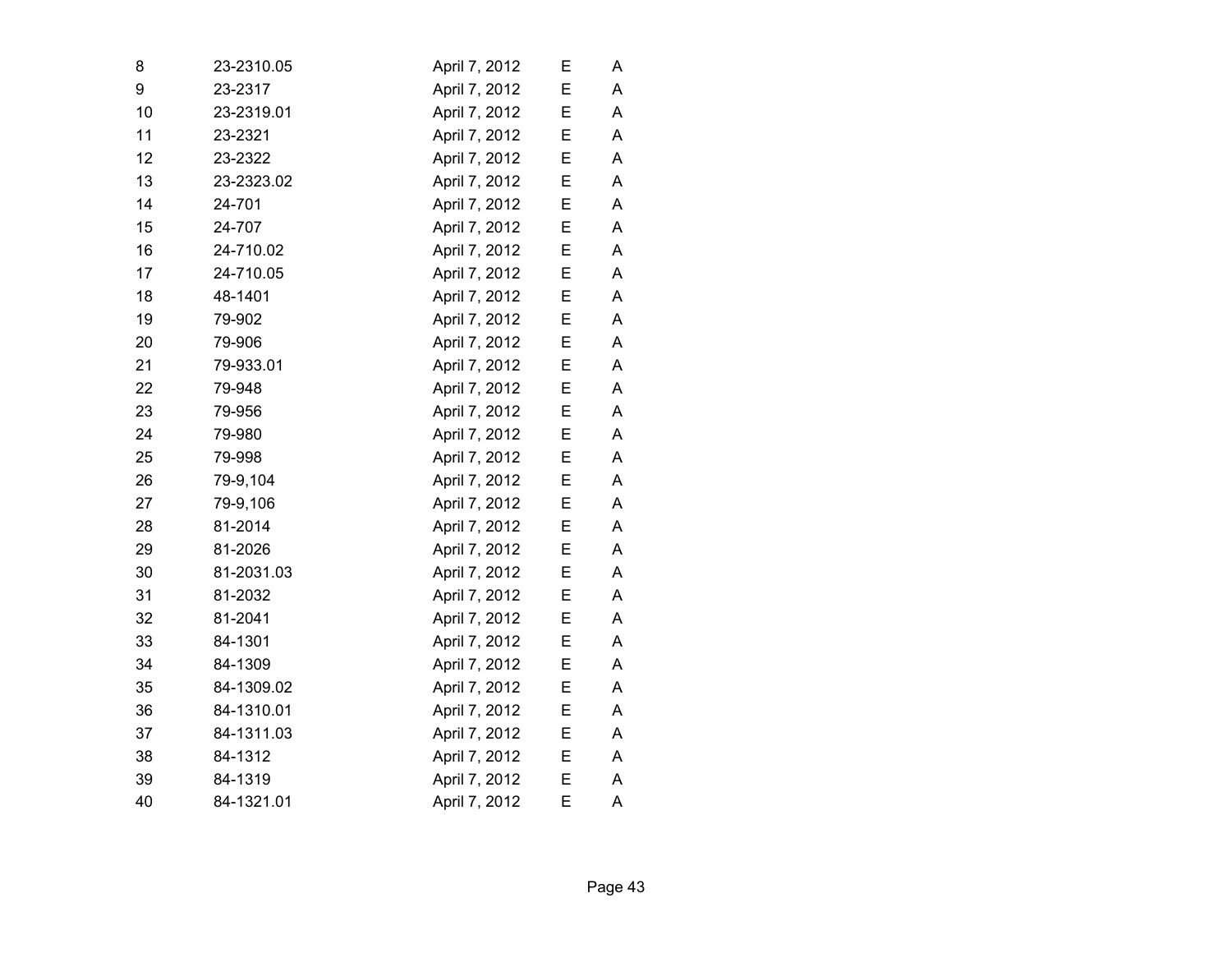| | | | | |
|---|---|---|---|---|
| 8 | 23-2310.05 | April 7, 2012 | E | A |
| 9 | 23-2317 | April 7, 2012 | E | A |
| 10 | 23-2319.01 | April 7, 2012 | E | A |
| 11 | 23-2321 | April 7, 2012 | E | A |
| 12 | 23-2322 | April 7, 2012 | E | A |
| 13 | 23-2323.02 | April 7, 2012 | E | A |
| 14 | 24-701 | April 7, 2012 | E | A |
| 15 | 24-707 | April 7, 2012 | E | A |
| 16 | 24-710.02 | April 7, 2012 | E | A |
| 17 | 24-710.05 | April 7, 2012 | E | A |
| 18 | 48-1401 | April 7, 2012 | E | A |
| 19 | 79-902 | April 7, 2012 | E | A |
| 20 | 79-906 | April 7, 2012 | E | A |
| 21 | 79-933.01 | April 7, 2012 | E | A |
| 22 | 79-948 | April 7, 2012 | E | A |
| 23 | 79-956 | April 7, 2012 | E | A |
| 24 | 79-980 | April 7, 2012 | E | A |
| 25 | 79-998 | April 7, 2012 | E | A |
| 26 | 79-9,104 | April 7, 2012 | E | A |
| 27 | 79-9,106 | April 7, 2012 | E | A |
| 28 | 81-2014 | April 7, 2012 | E | A |
| 29 | 81-2026 | April 7, 2012 | E | A |
| 30 | 81-2031.03 | April 7, 2012 | E | A |
| 31 | 81-2032 | April 7, 2012 | E | A |
| 32 | 81-2041 | April 7, 2012 | E | A |
| 33 | 84-1301 | April 7, 2012 | E | A |
| 34 | 84-1309 | April 7, 2012 | E | A |
| 35 | 84-1309.02 | April 7, 2012 | E | A |
| 36 | 84-1310.01 | April 7, 2012 | E | A |
| 37 | 84-1311.03 | April 7, 2012 | E | A |
| 38 | 84-1312 | April 7, 2012 | E | A |
| 39 | 84-1319 | April 7, 2012 | E | A |
| 40 | 84-1321.01 | April 7, 2012 | E | A |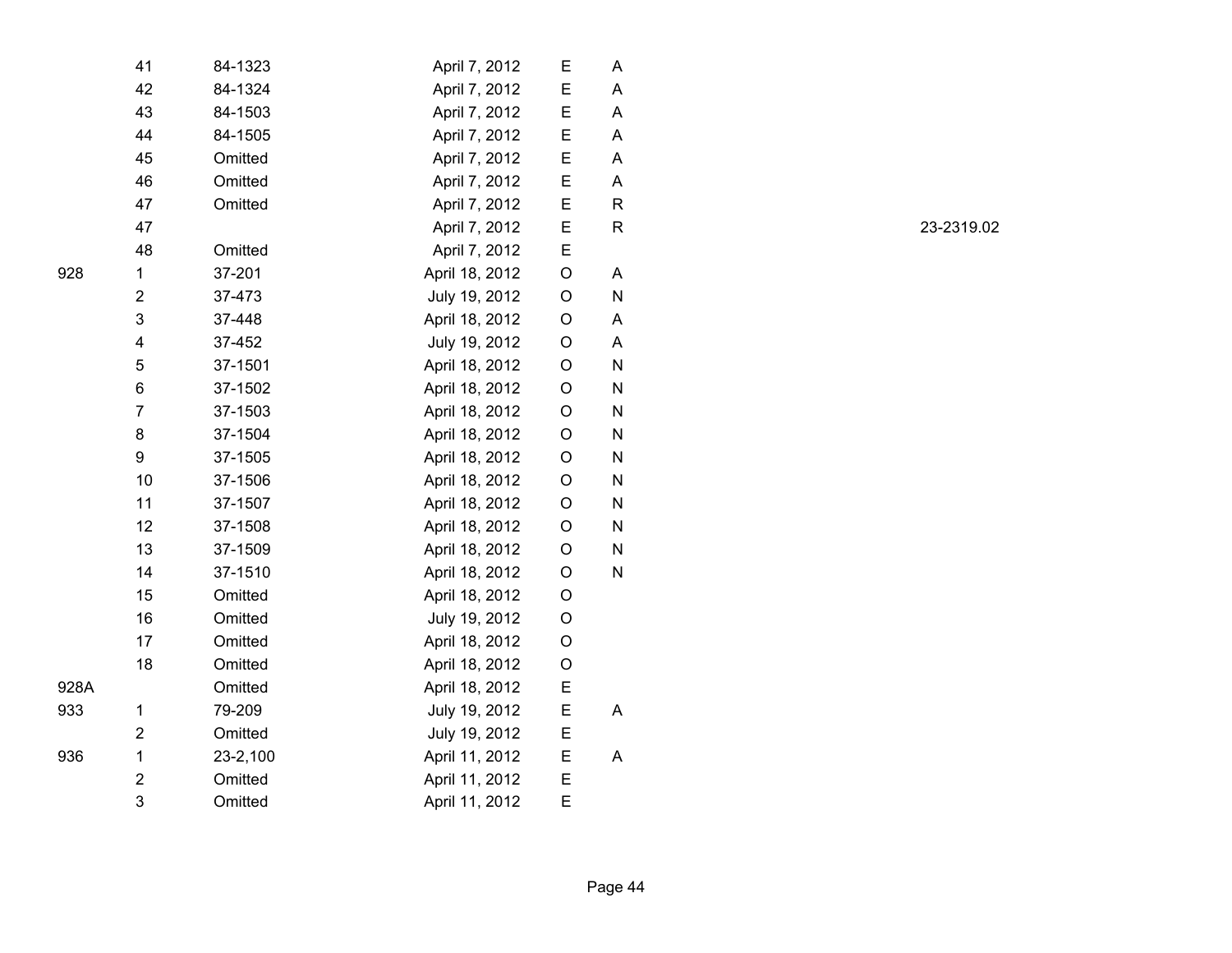| | | | | | | |
|---|---|---|---|---|---|---|
| | 41 | 84-1323 | April 7, 2012 | E | A | |
| | 42 | 84-1324 | April 7, 2012 | E | A | |
| | 43 | 84-1503 | April 7, 2012 | E | A | |
| | 44 | 84-1505 | April 7, 2012 | E | A | |
| | 45 | Omitted | April 7, 2012 | E | A | |
| | 46 | Omitted | April 7, 2012 | E | A | |
| | 47 | Omitted | April 7, 2012 | E | R | |
| | 47 | | April 7, 2012 | E | R | 23-2319.02 |
| | 48 | Omitted | April 7, 2012 | E | | |
| 928 | 1 | 37-201 | April 18, 2012 | O | A | |
| | 2 | 37-473 | July 19, 2012 | O | N | |
| | 3 | 37-448 | April 18, 2012 | O | A | |
| | 4 | 37-452 | July 19, 2012 | O | A | |
| | 5 | 37-1501 | April 18, 2012 | O | N | |
| | 6 | 37-1502 | April 18, 2012 | O | N | |
| | 7 | 37-1503 | April 18, 2012 | O | N | |
| | 8 | 37-1504 | April 18, 2012 | O | N | |
| | 9 | 37-1505 | April 18, 2012 | O | N | |
| | 10 | 37-1506 | April 18, 2012 | O | N | |
| | 11 | 37-1507 | April 18, 2012 | O | N | |
| | 12 | 37-1508 | April 18, 2012 | O | N | |
| | 13 | 37-1509 | April 18, 2012 | O | N | |
| | 14 | 37-1510 | April 18, 2012 | O | N | |
| | 15 | Omitted | April 18, 2012 | O | | |
| | 16 | Omitted | July 19, 2012 | O | | |
| | 17 | Omitted | April 18, 2012 | O | | |
| | 18 | Omitted | April 18, 2012 | O | | |
| 928A | | Omitted | April 18, 2012 | E | | |
| 933 | 1 | 79-209 | July 19, 2012 | E | A | |
| | 2 | Omitted | July 19, 2012 | E | | |
| 936 | 1 | 23-2,100 | April 11, 2012 | E | A | |
| | 2 | Omitted | April 11, 2012 | E | | |
| | 3 | Omitted | April 11, 2012 | E | | |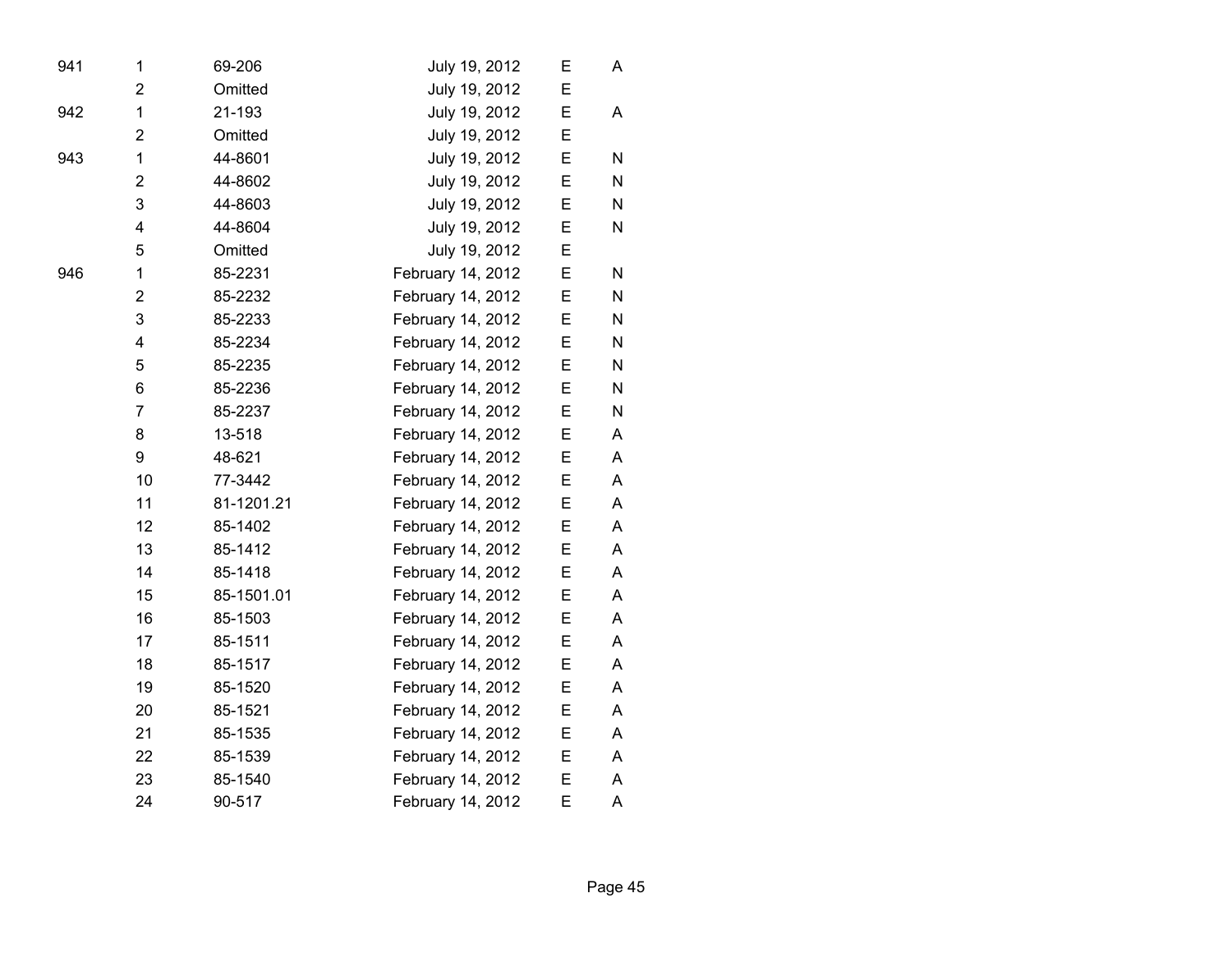| | | | | | |
|---|---|---|---|---|---|
| 941 | 1 | 69-206 | July 19, 2012 | E | A |
| | 2 | Omitted | July 19, 2012 | E | |
| 942 | 1 | 21-193 | July 19, 2012 | E | A |
| | 2 | Omitted | July 19, 2012 | E | |
| 943 | 1 | 44-8601 | July 19, 2012 | E | N |
| | 2 | 44-8602 | July 19, 2012 | E | N |
| | 3 | 44-8603 | July 19, 2012 | E | N |
| | 4 | 44-8604 | July 19, 2012 | E | N |
| | 5 | Omitted | July 19, 2012 | E | |
| 946 | 1 | 85-2231 | February 14, 2012 | E | N |
| | 2 | 85-2232 | February 14, 2012 | E | N |
| | 3 | 85-2233 | February 14, 2012 | E | N |
| | 4 | 85-2234 | February 14, 2012 | E | N |
| | 5 | 85-2235 | February 14, 2012 | E | N |
| | 6 | 85-2236 | February 14, 2012 | E | N |
| | 7 | 85-2237 | February 14, 2012 | E | N |
| | 8 | 13-518 | February 14, 2012 | E | A |
| | 9 | 48-621 | February 14, 2012 | E | A |
| | 10 | 77-3442 | February 14, 2012 | E | A |
| | 11 | 81-1201.21 | February 14, 2012 | E | A |
| | 12 | 85-1402 | February 14, 2012 | E | A |
| | 13 | 85-1412 | February 14, 2012 | E | A |
| | 14 | 85-1418 | February 14, 2012 | E | A |
| | 15 | 85-1501.01 | February 14, 2012 | E | A |
| | 16 | 85-1503 | February 14, 2012 | E | A |
| | 17 | 85-1511 | February 14, 2012 | E | A |
| | 18 | 85-1517 | February 14, 2012 | E | A |
| | 19 | 85-1520 | February 14, 2012 | E | A |
| | 20 | 85-1521 | February 14, 2012 | E | A |
| | 21 | 85-1535 | February 14, 2012 | E | A |
| | 22 | 85-1539 | February 14, 2012 | E | A |
| | 23 | 85-1540 | February 14, 2012 | E | A |
| | 24 | 90-517 | February 14, 2012 | E | A |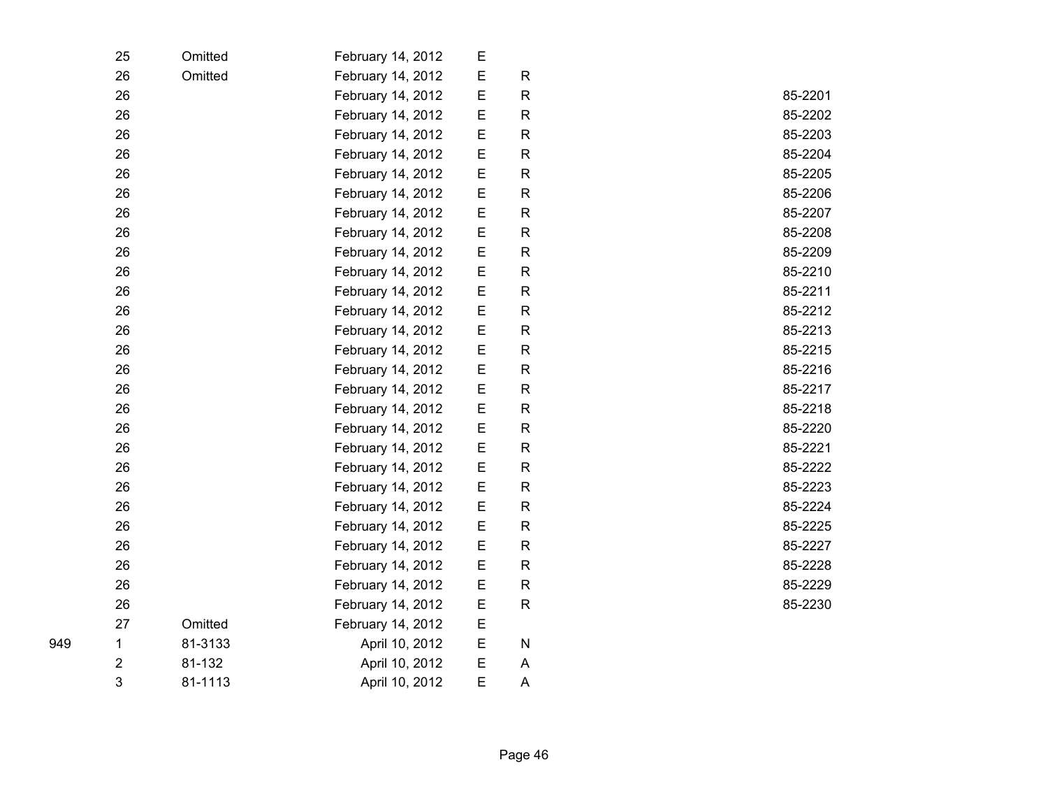| | | | | | | |
|---|---|---|---|---|---|---|
| | 25 | Omitted | February 14, 2012 | E | | |
| | 26 | Omitted | February 14, 2012 | E | R | |
| | 26 | | February 14, 2012 | E | R | 85-2201 |
| | 26 | | February 14, 2012 | E | R | 85-2202 |
| | 26 | | February 14, 2012 | E | R | 85-2203 |
| | 26 | | February 14, 2012 | E | R | 85-2204 |
| | 26 | | February 14, 2012 | E | R | 85-2205 |
| | 26 | | February 14, 2012 | E | R | 85-2206 |
| | 26 | | February 14, 2012 | E | R | 85-2207 |
| | 26 | | February 14, 2012 | E | R | 85-2208 |
| | 26 | | February 14, 2012 | E | R | 85-2209 |
| | 26 | | February 14, 2012 | E | R | 85-2210 |
| | 26 | | February 14, 2012 | E | R | 85-2211 |
| | 26 | | February 14, 2012 | E | R | 85-2212 |
| | 26 | | February 14, 2012 | E | R | 85-2213 |
| | 26 | | February 14, 2012 | E | R | 85-2215 |
| | 26 | | February 14, 2012 | E | R | 85-2216 |
| | 26 | | February 14, 2012 | E | R | 85-2217 |
| | 26 | | February 14, 2012 | E | R | 85-2218 |
| | 26 | | February 14, 2012 | E | R | 85-2220 |
| | 26 | | February 14, 2012 | E | R | 85-2221 |
| | 26 | | February 14, 2012 | E | R | 85-2222 |
| | 26 | | February 14, 2012 | E | R | 85-2223 |
| | 26 | | February 14, 2012 | E | R | 85-2224 |
| | 26 | | February 14, 2012 | E | R | 85-2225 |
| | 26 | | February 14, 2012 | E | R | 85-2227 |
| | 26 | | February 14, 2012 | E | R | 85-2228 |
| | 26 | | February 14, 2012 | E | R | 85-2229 |
| | 26 | | February 14, 2012 | E | R | 85-2230 |
| | 27 | Omitted | February 14, 2012 | E | | |
| 949 | 1 | 81-3133 | April 10, 2012 | E | N | |
| | 2 | 81-132 | April 10, 2012 | E | A | |
| | 3 | 81-1113 | April 10, 2012 | E | A | |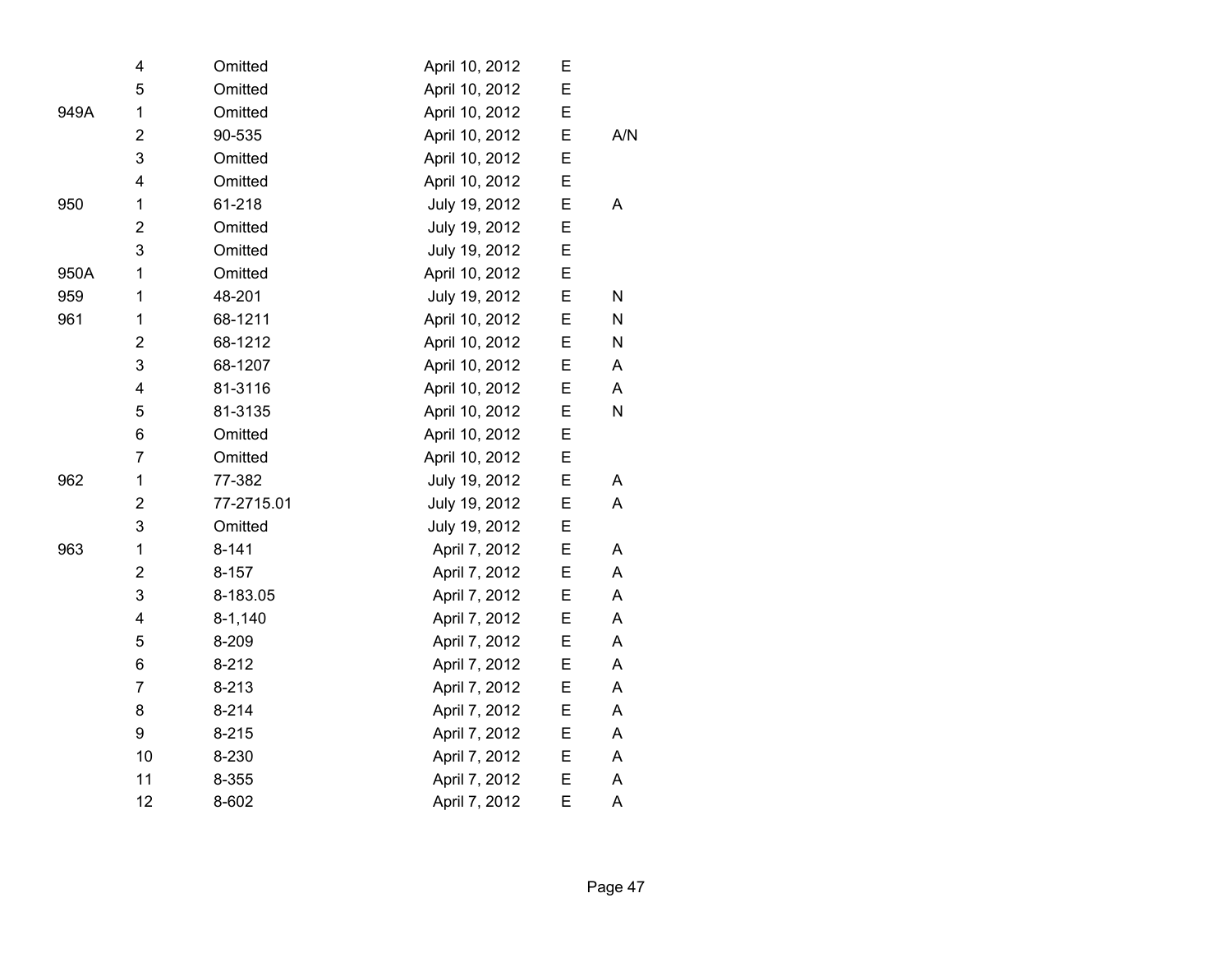| | | | | | |
|---|---|---|---|---|---|
| | 4 | Omitted | April 10, 2012 | E | |
| | 5 | Omitted | April 10, 2012 | E | |
| 949A | 1 | Omitted | April 10, 2012 | E | |
| | 2 | 90-535 | April 10, 2012 | E | A/N |
| | 3 | Omitted | April 10, 2012 | E | |
| | 4 | Omitted | April 10, 2012 | E | |
| 950 | 1 | 61-218 | July 19, 2012 | E | A |
| | 2 | Omitted | July 19, 2012 | E | |
| | 3 | Omitted | July 19, 2012 | E | |
| 950A | 1 | Omitted | April 10, 2012 | E | |
| 959 | 1 | 48-201 | July 19, 2012 | E | N |
| 961 | 1 | 68-1211 | April 10, 2012 | E | N |
| | 2 | 68-1212 | April 10, 2012 | E | N |
| | 3 | 68-1207 | April 10, 2012 | E | A |
| | 4 | 81-3116 | April 10, 2012 | E | A |
| | 5 | 81-3135 | April 10, 2012 | E | N |
| | 6 | Omitted | April 10, 2012 | E | |
| | 7 | Omitted | April 10, 2012 | E | |
| 962 | 1 | 77-382 | July 19, 2012 | E | A |
| | 2 | 77-2715.01 | July 19, 2012 | E | A |
| | 3 | Omitted | July 19, 2012 | E | |
| 963 | 1 | 8-141 | April 7, 2012 | E | A |
| | 2 | 8-157 | April 7, 2012 | E | A |
| | 3 | 8-183.05 | April 7, 2012 | E | A |
| | 4 | 8-1,140 | April 7, 2012 | E | A |
| | 5 | 8-209 | April 7, 2012 | E | A |
| | 6 | 8-212 | April 7, 2012 | E | A |
| | 7 | 8-213 | April 7, 2012 | E | A |
| | 8 | 8-214 | April 7, 2012 | E | A |
| | 9 | 8-215 | April 7, 2012 | E | A |
| | 10 | 8-230 | April 7, 2012 | E | A |
| | 11 | 8-355 | April 7, 2012 | E | A |
| | 12 | 8-602 | April 7, 2012 | E | A |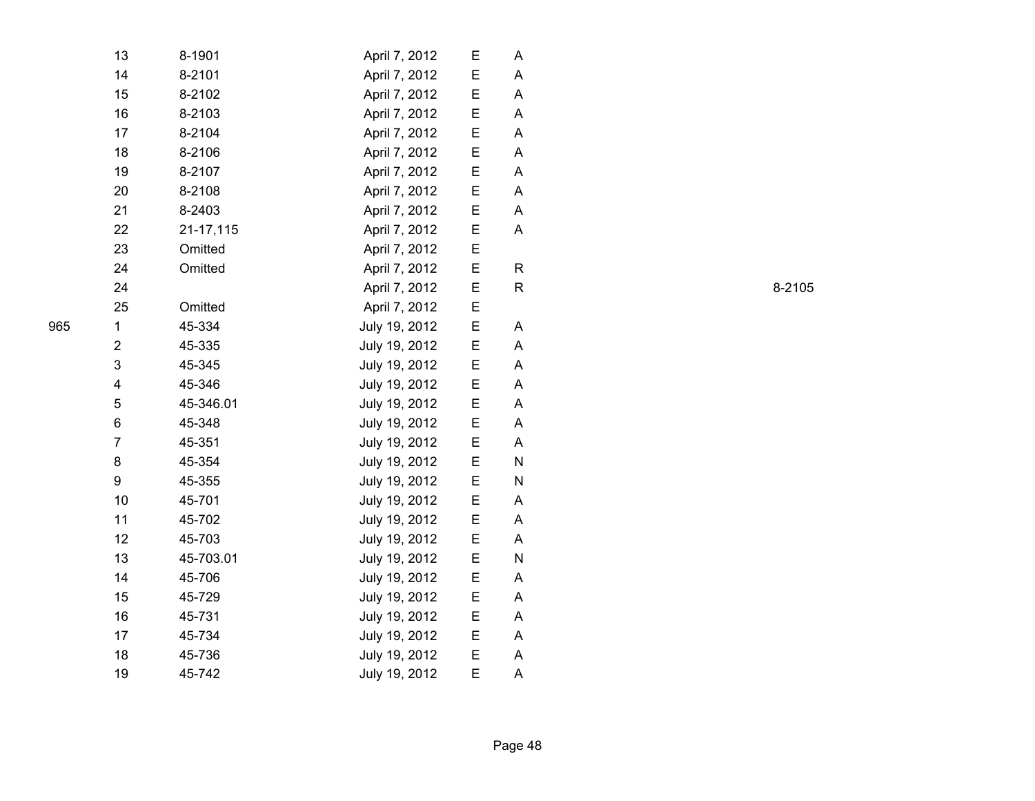| | | | | | | |
|---|---|---|---|---|---|---|
| | 13 | 8-1901 | April 7, 2012 | E | A | |
| | 14 | 8-2101 | April 7, 2012 | E | A | |
| | 15 | 8-2102 | April 7, 2012 | E | A | |
| | 16 | 8-2103 | April 7, 2012 | E | A | |
| | 17 | 8-2104 | April 7, 2012 | E | A | |
| | 18 | 8-2106 | April 7, 2012 | E | A | |
| | 19 | 8-2107 | April 7, 2012 | E | A | |
| | 20 | 8-2108 | April 7, 2012 | E | A | |
| | 21 | 8-2403 | April 7, 2012 | E | A | |
| | 22 | 21-17,115 | April 7, 2012 | E | A | |
| | 23 | Omitted | April 7, 2012 | E | | |
| | 24 | Omitted | April 7, 2012 | E | R | |
| | 24 | | April 7, 2012 | E | R | 8-2105 |
| | 25 | Omitted | April 7, 2012 | E | | |
| 965 | 1 | 45-334 | July 19, 2012 | E | A | |
| | 2 | 45-335 | July 19, 2012 | E | A | |
| | 3 | 45-345 | July 19, 2012 | E | A | |
| | 4 | 45-346 | July 19, 2012 | E | A | |
| | 5 | 45-346.01 | July 19, 2012 | E | A | |
| | 6 | 45-348 | July 19, 2012 | E | A | |
| | 7 | 45-351 | July 19, 2012 | E | A | |
| | 8 | 45-354 | July 19, 2012 | E | N | |
| | 9 | 45-355 | July 19, 2012 | E | N | |
| | 10 | 45-701 | July 19, 2012 | E | A | |
| | 11 | 45-702 | July 19, 2012 | E | A | |
| | 12 | 45-703 | July 19, 2012 | E | A | |
| | 13 | 45-703.01 | July 19, 2012 | E | N | |
| | 14 | 45-706 | July 19, 2012 | E | A | |
| | 15 | 45-729 | July 19, 2012 | E | A | |
| | 16 | 45-731 | July 19, 2012 | E | A | |
| | 17 | 45-734 | July 19, 2012 | E | A | |
| | 18 | 45-736 | July 19, 2012 | E | A | |
| | 19 | 45-742 | July 19, 2012 | E | A | |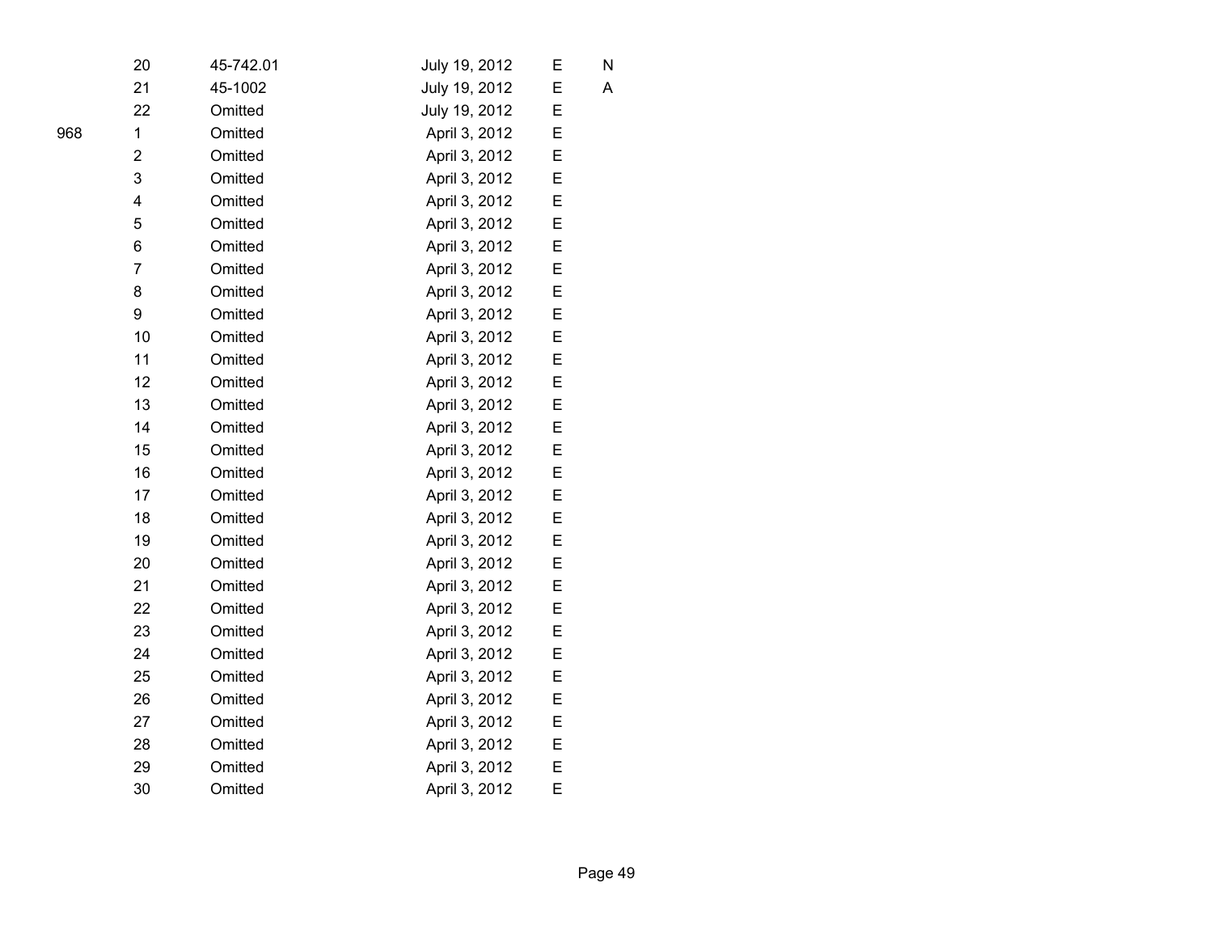| | | | | | |
|---|---|---|---|---|---|
| | 20 | 45-742.01 | July 19, 2012 | E | N |
| | 21 | 45-1002 | July 19, 2012 | E | A |
| | 22 | Omitted | July 19, 2012 | E | |
| 968 | 1 | Omitted | April 3, 2012 | E | |
| | 2 | Omitted | April 3, 2012 | E | |
| | 3 | Omitted | April 3, 2012 | E | |
| | 4 | Omitted | April 3, 2012 | E | |
| | 5 | Omitted | April 3, 2012 | E | |
| | 6 | Omitted | April 3, 2012 | E | |
| | 7 | Omitted | April 3, 2012 | E | |
| | 8 | Omitted | April 3, 2012 | E | |
| | 9 | Omitted | April 3, 2012 | E | |
| | 10 | Omitted | April 3, 2012 | E | |
| | 11 | Omitted | April 3, 2012 | E | |
| | 12 | Omitted | April 3, 2012 | E | |
| | 13 | Omitted | April 3, 2012 | E | |
| | 14 | Omitted | April 3, 2012 | E | |
| | 15 | Omitted | April 3, 2012 | E | |
| | 16 | Omitted | April 3, 2012 | E | |
| | 17 | Omitted | April 3, 2012 | E | |
| | 18 | Omitted | April 3, 2012 | E | |
| | 19 | Omitted | April 3, 2012 | E | |
| | 20 | Omitted | April 3, 2012 | E | |
| | 21 | Omitted | April 3, 2012 | E | |
| | 22 | Omitted | April 3, 2012 | E | |
| | 23 | Omitted | April 3, 2012 | E | |
| | 24 | Omitted | April 3, 2012 | E | |
| | 25 | Omitted | April 3, 2012 | E | |
| | 26 | Omitted | April 3, 2012 | E | |
| | 27 | Omitted | April 3, 2012 | E | |
| | 28 | Omitted | April 3, 2012 | E | |
| | 29 | Omitted | April 3, 2012 | E | |
| | 30 | Omitted | April 3, 2012 | E | |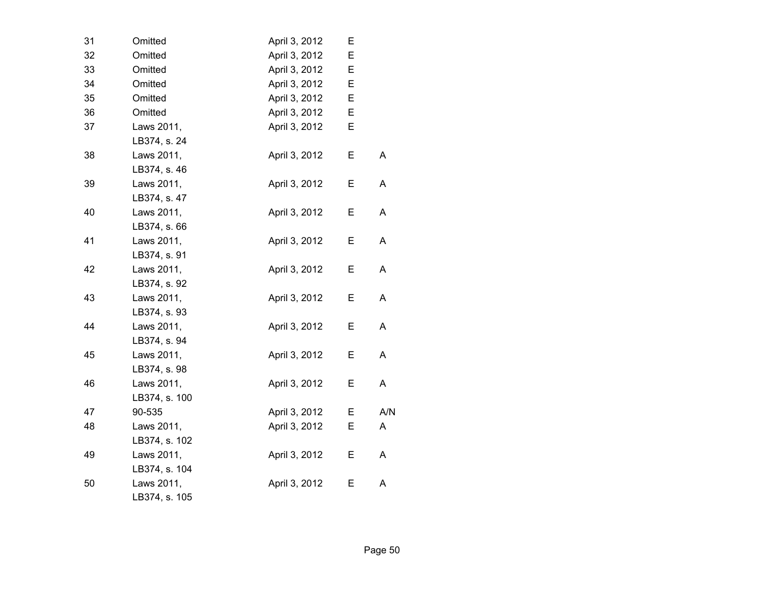| | | | | |
|---|---|---|---|---|
| 31 | Omitted | April 3, 2012 | E | |
| 32 | Omitted | April 3, 2012 | E | |
| 33 | Omitted | April 3, 2012 | E | |
| 34 | Omitted | April 3, 2012 | E | |
| 35 | Omitted | April 3, 2012 | E | |
| 36 | Omitted | April 3, 2012 | E | |
| 37 | Laws 2011, LB374, s. 24 | April 3, 2012 | E | |
| 38 | Laws 2011, LB374, s. 46 | April 3, 2012 | E | A |
| 39 | Laws 2011, LB374, s. 47 | April 3, 2012 | E | A |
| 40 | Laws 2011, LB374, s. 66 | April 3, 2012 | E | A |
| 41 | Laws 2011, LB374, s. 91 | April 3, 2012 | E | A |
| 42 | Laws 2011, LB374, s. 92 | April 3, 2012 | E | A |
| 43 | Laws 2011, LB374, s. 93 | April 3, 2012 | E | A |
| 44 | Laws 2011, LB374, s. 94 | April 3, 2012 | E | A |
| 45 | Laws 2011, LB374, s. 98 | April 3, 2012 | E | A |
| 46 | Laws 2011, LB374, s. 100 | April 3, 2012 | E | A |
| 47 | 90-535 | April 3, 2012 | E | A/N |
| 48 | Laws 2011, LB374, s. 102 | April 3, 2012 | E | A |
| 49 | Laws 2011, LB374, s. 104 | April 3, 2012 | E | A |
| 50 | Laws 2011, LB374, s. 105 | April 3, 2012 | E | A |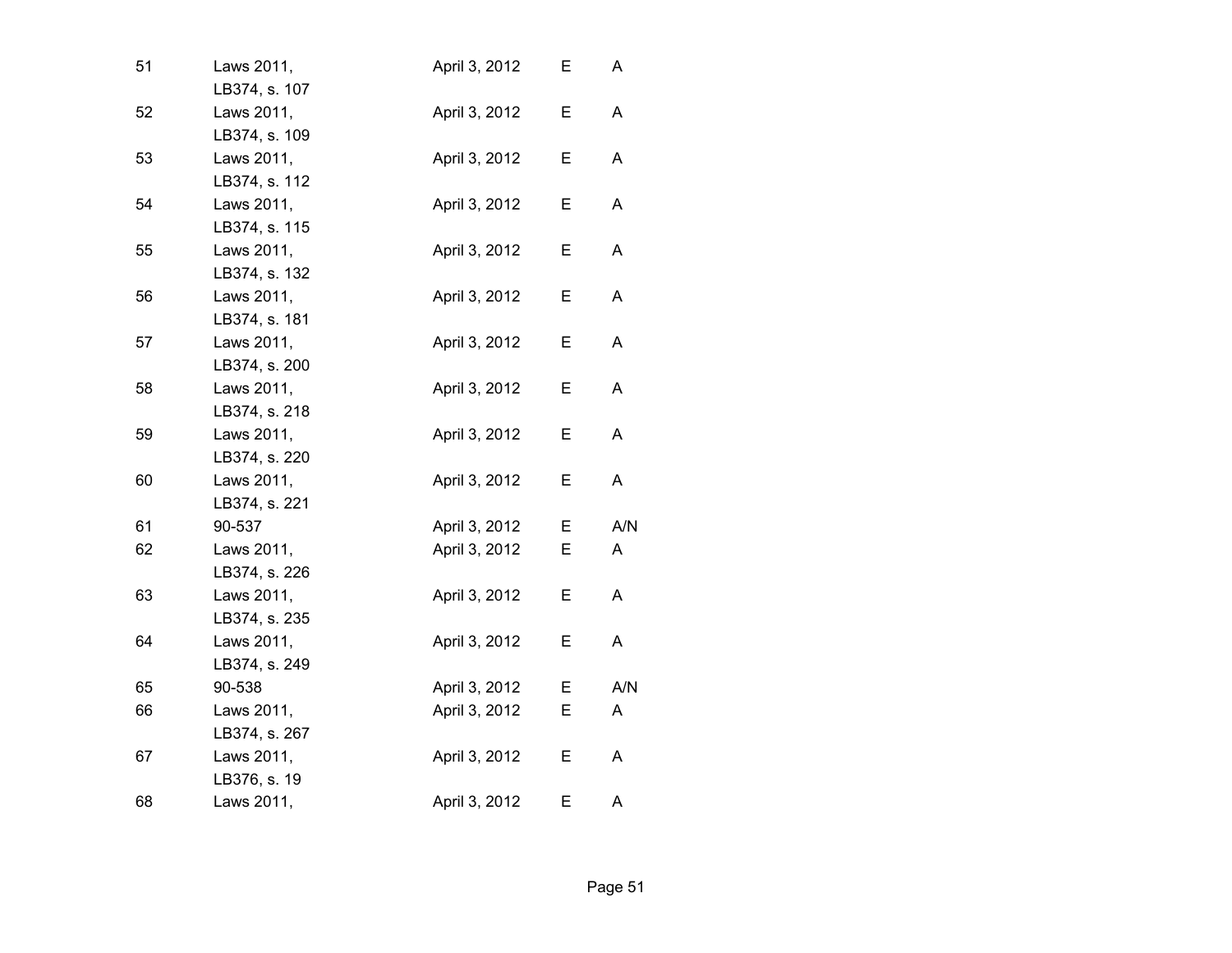| | | | | |
|---|---|---|---|---|
| 51 | Laws 2011, LB374, s. 107 | April 3, 2012 | E | A |
| 52 | Laws 2011, LB374, s. 109 | April 3, 2012 | E | A |
| 53 | Laws 2011, LB374, s. 112 | April 3, 2012 | E | A |
| 54 | Laws 2011, LB374, s. 115 | April 3, 2012 | E | A |
| 55 | Laws 2011, LB374, s. 132 | April 3, 2012 | E | A |
| 56 | Laws 2011, LB374, s. 181 | April 3, 2012 | E | A |
| 57 | Laws 2011, LB374, s. 200 | April 3, 2012 | E | A |
| 58 | Laws 2011, LB374, s. 218 | April 3, 2012 | E | A |
| 59 | Laws 2011, LB374, s. 220 | April 3, 2012 | E | A |
| 60 | Laws 2011, LB374, s. 221 | April 3, 2012 | E | A |
| 61 | 90-537 | April 3, 2012 | E | A/N |
| 62 | Laws 2011, LB374, s. 226 | April 3, 2012 | E | A |
| 63 | Laws 2011, LB374, s. 235 | April 3, 2012 | E | A |
| 64 | Laws 2011, LB374, s. 249 | April 3, 2012 | E | A |
| 65 | 90-538 | April 3, 2012 | E | A/N |
| 66 | Laws 2011, LB374, s. 267 | April 3, 2012 | E | A |
| 67 | Laws 2011, LB376, s. 19 | April 3, 2012 | E | A |
| 68 | Laws 2011, | April 3, 2012 | E | A |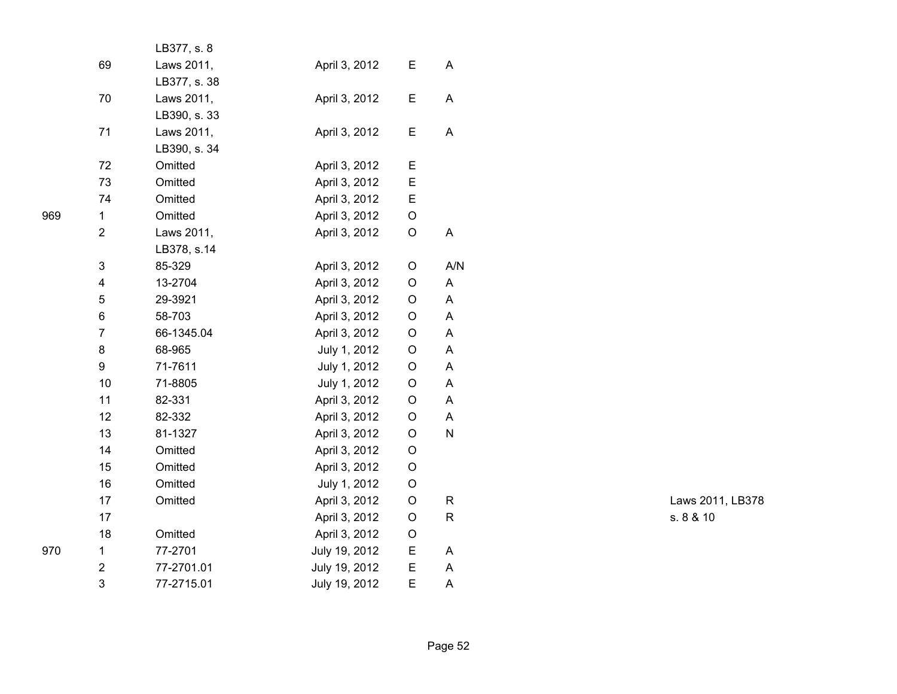| | | | | | | |
|---|---|---|---|---|---|---|
| | | LB377, s. 8 | | | | |
| | 69 | Laws 2011, LB377, s. 38 | April 3, 2012 | E | A | |
| | 70 | Laws 2011, LB390, s. 33 | April 3, 2012 | E | A | |
| | 71 | Laws 2011, LB390, s. 34 | April 3, 2012 | E | A | |
| | 72 | Omitted | April 3, 2012 | E | | |
| | 73 | Omitted | April 3, 2012 | E | | |
| | 74 | Omitted | April 3, 2012 | E | | |
| 969 | 1 | Omitted | April 3, 2012 | O | | |
| | 2 | Laws 2011, LB378, s.14 | April 3, 2012 | O | A | |
| | 3 | 85-329 | April 3, 2012 | O | A/N | |
| | 4 | 13-2704 | April 3, 2012 | O | A | |
| | 5 | 29-3921 | April 3, 2012 | O | A | |
| | 6 | 58-703 | April 3, 2012 | O | A | |
| | 7 | 66-1345.04 | April 3, 2012 | O | A | |
| | 8 | 68-965 | July 1, 2012 | O | A | |
| | 9 | 71-7611 | July 1, 2012 | O | A | |
| | 10 | 71-8805 | July 1, 2012 | O | A | |
| | 11 | 82-331 | April 3, 2012 | O | A | |
| | 12 | 82-332 | April 3, 2012 | O | A | |
| | 13 | 81-1327 | April 3, 2012 | O | N | |
| | 14 | Omitted | April 3, 2012 | O | | |
| | 15 | Omitted | April 3, 2012 | O | | |
| | 16 | Omitted | July 1, 2012 | O | | |
| | 17 | Omitted | April 3, 2012 | O | R | Laws 2011, LB378 |
| | 17 | | April 3, 2012 | O | R | s. 8 & 10 |
| | 18 | Omitted | April 3, 2012 | O | | |
| 970 | 1 | 77-2701 | July 19, 2012 | E | A | |
| | 2 | 77-2701.01 | July 19, 2012 | E | A | |
| | 3 | 77-2715.01 | July 19, 2012 | E | A | |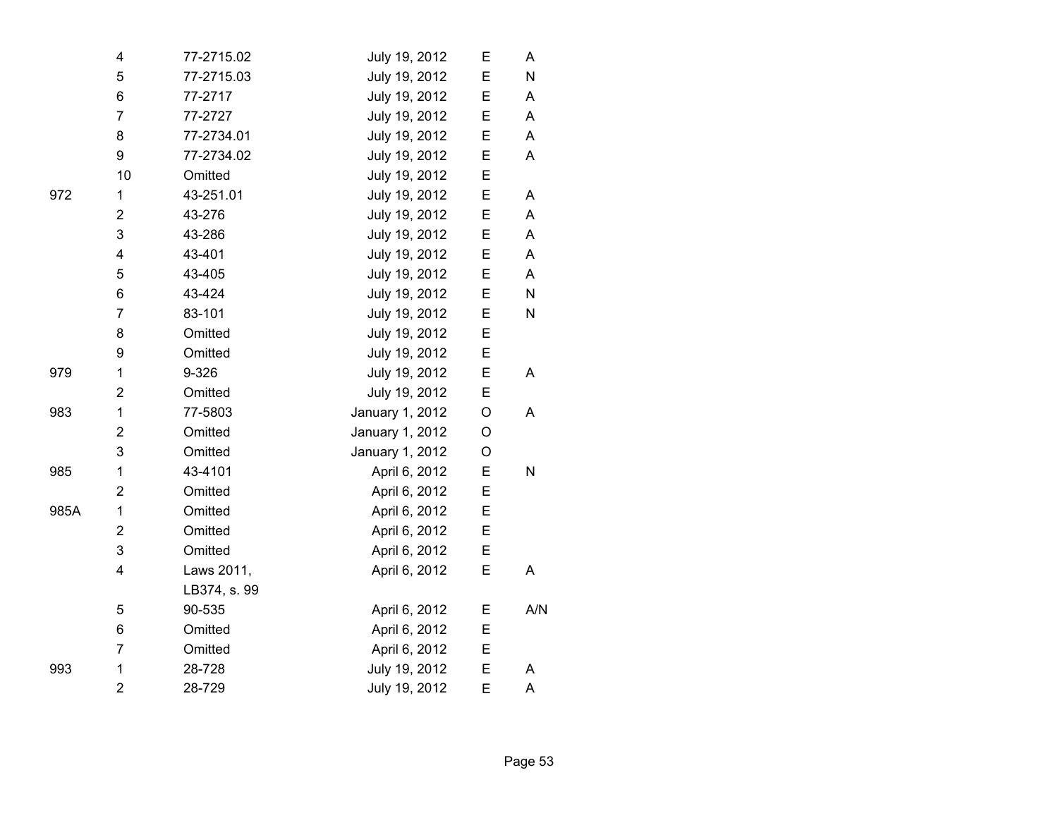| | | | | | |
|---|---|---|---|---|---|
| | 4 | 77-2715.02 | July 19, 2012 | E | A |
| | 5 | 77-2715.03 | July 19, 2012 | E | N |
| | 6 | 77-2717 | July 19, 2012 | E | A |
| | 7 | 77-2727 | July 19, 2012 | E | A |
| | 8 | 77-2734.01 | July 19, 2012 | E | A |
| | 9 | 77-2734.02 | July 19, 2012 | E | A |
| | 10 | Omitted | July 19, 2012 | E | |
| 972 | 1 | 43-251.01 | July 19, 2012 | E | A |
| | 2 | 43-276 | July 19, 2012 | E | A |
| | 3 | 43-286 | July 19, 2012 | E | A |
| | 4 | 43-401 | July 19, 2012 | E | A |
| | 5 | 43-405 | July 19, 2012 | E | A |
| | 6 | 43-424 | July 19, 2012 | E | N |
| | 7 | 83-101 | July 19, 2012 | E | N |
| | 8 | Omitted | July 19, 2012 | E | |
| | 9 | Omitted | July 19, 2012 | E | |
| 979 | 1 | 9-326 | July 19, 2012 | E | A |
| | 2 | Omitted | July 19, 2012 | E | |
| 983 | 1 | 77-5803 | January 1, 2012 | O | A |
| | 2 | Omitted | January 1, 2012 | O | |
| | 3 | Omitted | January 1, 2012 | O | |
| 985 | 1 | 43-4101 | April 6, 2012 | E | N |
| | 2 | Omitted | April 6, 2012 | E | |
| 985A | 1 | Omitted | April 6, 2012 | E | |
| | 2 | Omitted | April 6, 2012 | E | |
| | 3 | Omitted | April 6, 2012 | E | |
| | 4 | Laws 2011, LB374, s. 99 | April 6, 2012 | E | A |
| | 5 | 90-535 | April 6, 2012 | E | A/N |
| | 6 | Omitted | April 6, 2012 | E | |
| | 7 | Omitted | April 6, 2012 | E | |
| 993 | 1 | 28-728 | July 19, 2012 | E | A |
| | 2 | 28-729 | July 19, 2012 | E | A |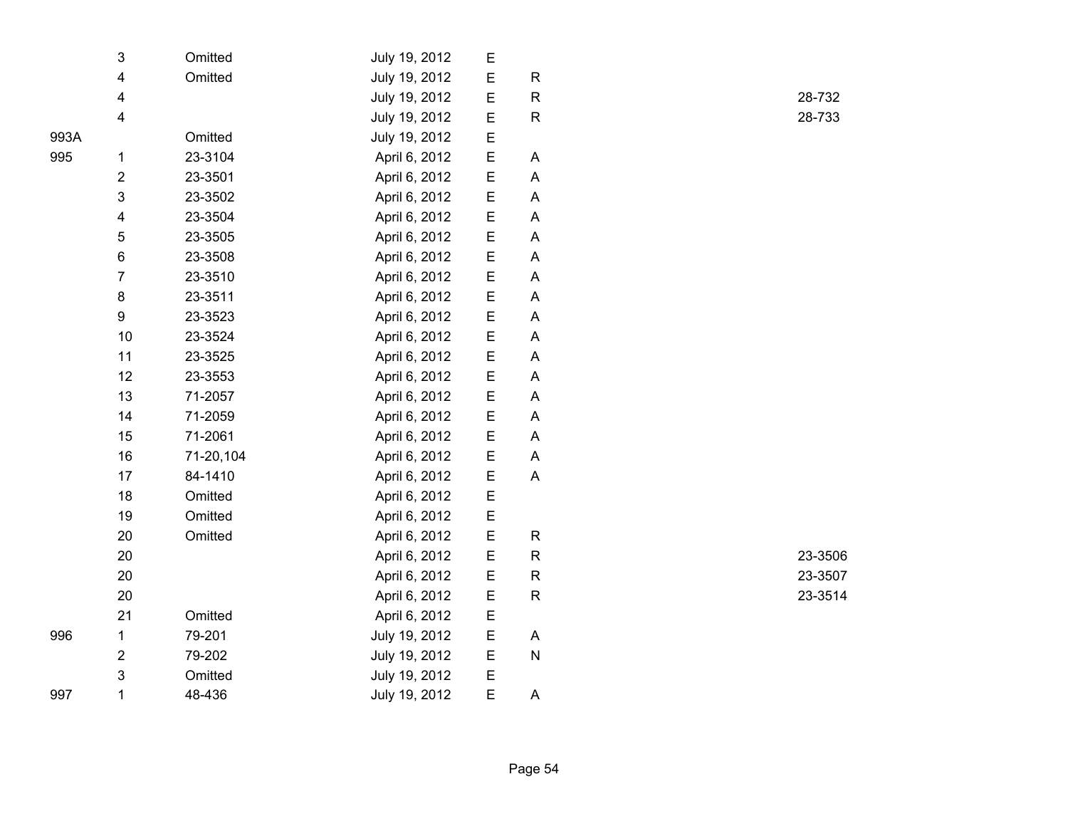| | | | | | | |
|---|---|---|---|---|---|---|
| | 3 | Omitted | July 19, 2012 | E | | |
| | 4 | Omitted | July 19, 2012 | E | R | |
| | 4 | | July 19, 2012 | E | R | 28-732 |
| | 4 | | July 19, 2012 | E | R | 28-733 |
| 993A | | Omitted | July 19, 2012 | E | | |
| 995 | 1 | 23-3104 | April 6, 2012 | E | A | |
| | 2 | 23-3501 | April 6, 2012 | E | A | |
| | 3 | 23-3502 | April 6, 2012 | E | A | |
| | 4 | 23-3504 | April 6, 2012 | E | A | |
| | 5 | 23-3505 | April 6, 2012 | E | A | |
| | 6 | 23-3508 | April 6, 2012 | E | A | |
| | 7 | 23-3510 | April 6, 2012 | E | A | |
| | 8 | 23-3511 | April 6, 2012 | E | A | |
| | 9 | 23-3523 | April 6, 2012 | E | A | |
| | 10 | 23-3524 | April 6, 2012 | E | A | |
| | 11 | 23-3525 | April 6, 2012 | E | A | |
| | 12 | 23-3553 | April 6, 2012 | E | A | |
| | 13 | 71-2057 | April 6, 2012 | E | A | |
| | 14 | 71-2059 | April 6, 2012 | E | A | |
| | 15 | 71-2061 | April 6, 2012 | E | A | |
| | 16 | 71-20,104 | April 6, 2012 | E | A | |
| | 17 | 84-1410 | April 6, 2012 | E | A | |
| | 18 | Omitted | April 6, 2012 | E | | |
| | 19 | Omitted | April 6, 2012 | E | | |
| | 20 | Omitted | April 6, 2012 | E | R | |
| | 20 | | April 6, 2012 | E | R | 23-3506 |
| | 20 | | April 6, 2012 | E | R | 23-3507 |
| | 20 | | April 6, 2012 | E | R | 23-3514 |
| | 21 | Omitted | April 6, 2012 | E | | |
| 996 | 1 | 79-201 | July 19, 2012 | E | A | |
| | 2 | 79-202 | July 19, 2012 | E | N | |
| | 3 | Omitted | July 19, 2012 | E | | |
| 997 | 1 | 48-436 | July 19, 2012 | E | A | |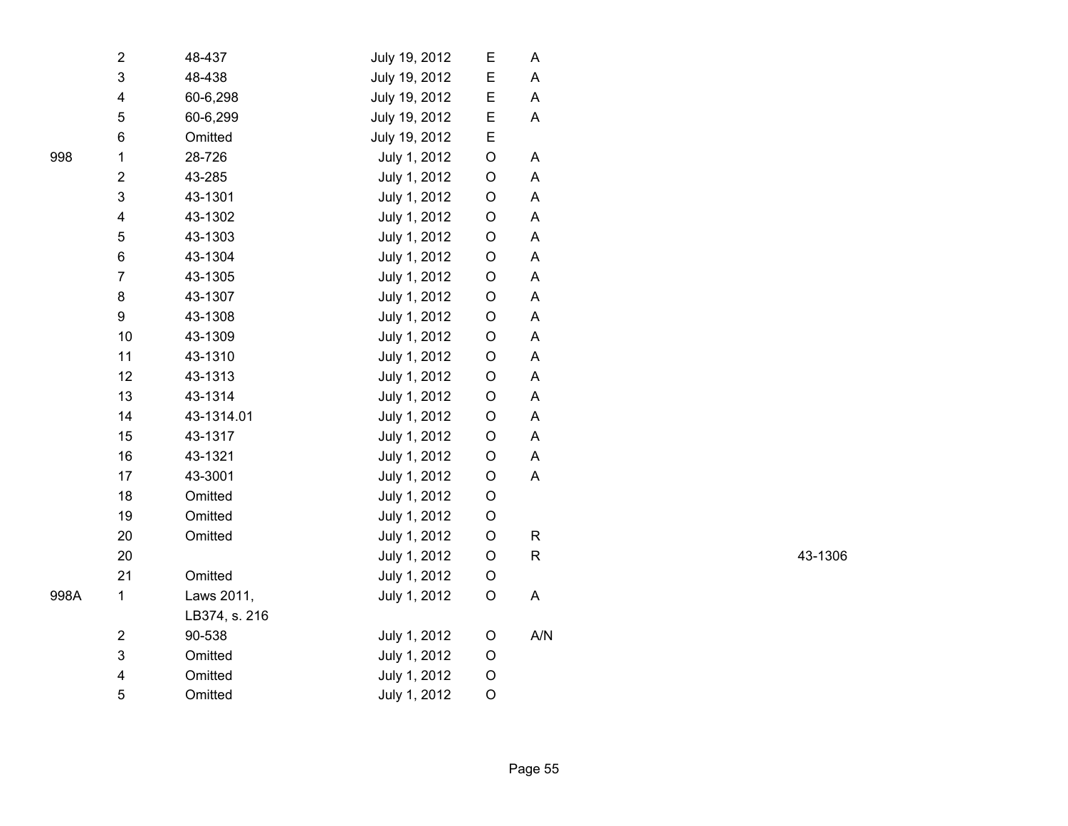| | | | | | | |
|---|---|---|---|---|---|---|
| | 2 | 48-437 | July 19, 2012 | E | A | |
| | 3 | 48-438 | July 19, 2012 | E | A | |
| | 4 | 60-6,298 | July 19, 2012 | E | A | |
| | 5 | 60-6,299 | July 19, 2012 | E | A | |
| | 6 | Omitted | July 19, 2012 | E | | |
| 998 | 1 | 28-726 | July 1, 2012 | O | A | |
| | 2 | 43-285 | July 1, 2012 | O | A | |
| | 3 | 43-1301 | July 1, 2012 | O | A | |
| | 4 | 43-1302 | July 1, 2012 | O | A | |
| | 5 | 43-1303 | July 1, 2012 | O | A | |
| | 6 | 43-1304 | July 1, 2012 | O | A | |
| | 7 | 43-1305 | July 1, 2012 | O | A | |
| | 8 | 43-1307 | July 1, 2012 | O | A | |
| | 9 | 43-1308 | July 1, 2012 | O | A | |
| | 10 | 43-1309 | July 1, 2012 | O | A | |
| | 11 | 43-1310 | July 1, 2012 | O | A | |
| | 12 | 43-1313 | July 1, 2012 | O | A | |
| | 13 | 43-1314 | July 1, 2012 | O | A | |
| | 14 | 43-1314.01 | July 1, 2012 | O | A | |
| | 15 | 43-1317 | July 1, 2012 | O | A | |
| | 16 | 43-1321 | July 1, 2012 | O | A | |
| | 17 | 43-3001 | July 1, 2012 | O | A | |
| | 18 | Omitted | July 1, 2012 | O | | |
| | 19 | Omitted | July 1, 2012 | O | | |
| | 20 | Omitted | July 1, 2012 | O | R | |
| | 20 | | July 1, 2012 | O | R | 43-1306 |
| | 21 | Omitted | July 1, 2012 | O | | |
| 998A | 1 | Laws 2011, LB374, s. 216 | July 1, 2012 | O | A | |
| | 2 | 90-538 | July 1, 2012 | O | A/N | |
| | 3 | Omitted | July 1, 2012 | O | | |
| | 4 | Omitted | July 1, 2012 | O | | |
| | 5 | Omitted | July 1, 2012 | O | | |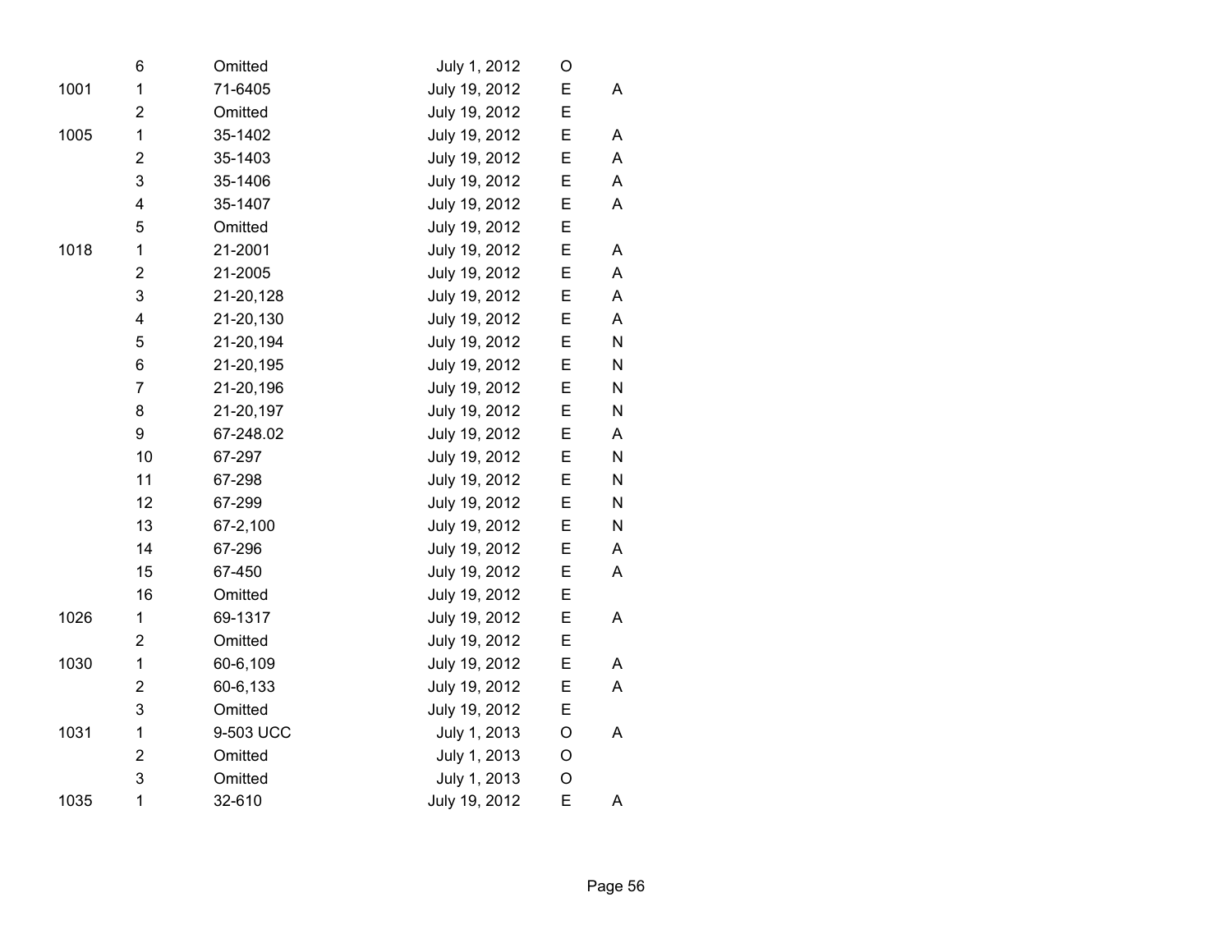| | | | | | |
|---|---|---|---|---|---|
| | 6 | Omitted | July 1, 2012 | O | |
| 1001 | 1 | 71-6405 | July 19, 2012 | E | A |
| | 2 | Omitted | July 19, 2012 | E | |
| 1005 | 1 | 35-1402 | July 19, 2012 | E | A |
| | 2 | 35-1403 | July 19, 2012 | E | A |
| | 3 | 35-1406 | July 19, 2012 | E | A |
| | 4 | 35-1407 | July 19, 2012 | E | A |
| | 5 | Omitted | July 19, 2012 | E | |
| 1018 | 1 | 21-2001 | July 19, 2012 | E | A |
| | 2 | 21-2005 | July 19, 2012 | E | A |
| | 3 | 21-20,128 | July 19, 2012 | E | A |
| | 4 | 21-20,130 | July 19, 2012 | E | A |
| | 5 | 21-20,194 | July 19, 2012 | E | N |
| | 6 | 21-20,195 | July 19, 2012 | E | N |
| | 7 | 21-20,196 | July 19, 2012 | E | N |
| | 8 | 21-20,197 | July 19, 2012 | E | N |
| | 9 | 67-248.02 | July 19, 2012 | E | A |
| | 10 | 67-297 | July 19, 2012 | E | N |
| | 11 | 67-298 | July 19, 2012 | E | N |
| | 12 | 67-299 | July 19, 2012 | E | N |
| | 13 | 67-2,100 | July 19, 2012 | E | N |
| | 14 | 67-296 | July 19, 2012 | E | A |
| | 15 | 67-450 | July 19, 2012 | E | A |
| | 16 | Omitted | July 19, 2012 | E | |
| 1026 | 1 | 69-1317 | July 19, 2012 | E | A |
| | 2 | Omitted | July 19, 2012 | E | |
| 1030 | 1 | 60-6,109 | July 19, 2012 | E | A |
| | 2 | 60-6,133 | July 19, 2012 | E | A |
| | 3 | Omitted | July 19, 2012 | E | |
| 1031 | 1 | 9-503 UCC | July 1, 2013 | O | A |
| | 2 | Omitted | July 1, 2013 | O | |
| | 3 | Omitted | July 1, 2013 | O | |
| 1035 | 1 | 32-610 | July 19, 2012 | E | A |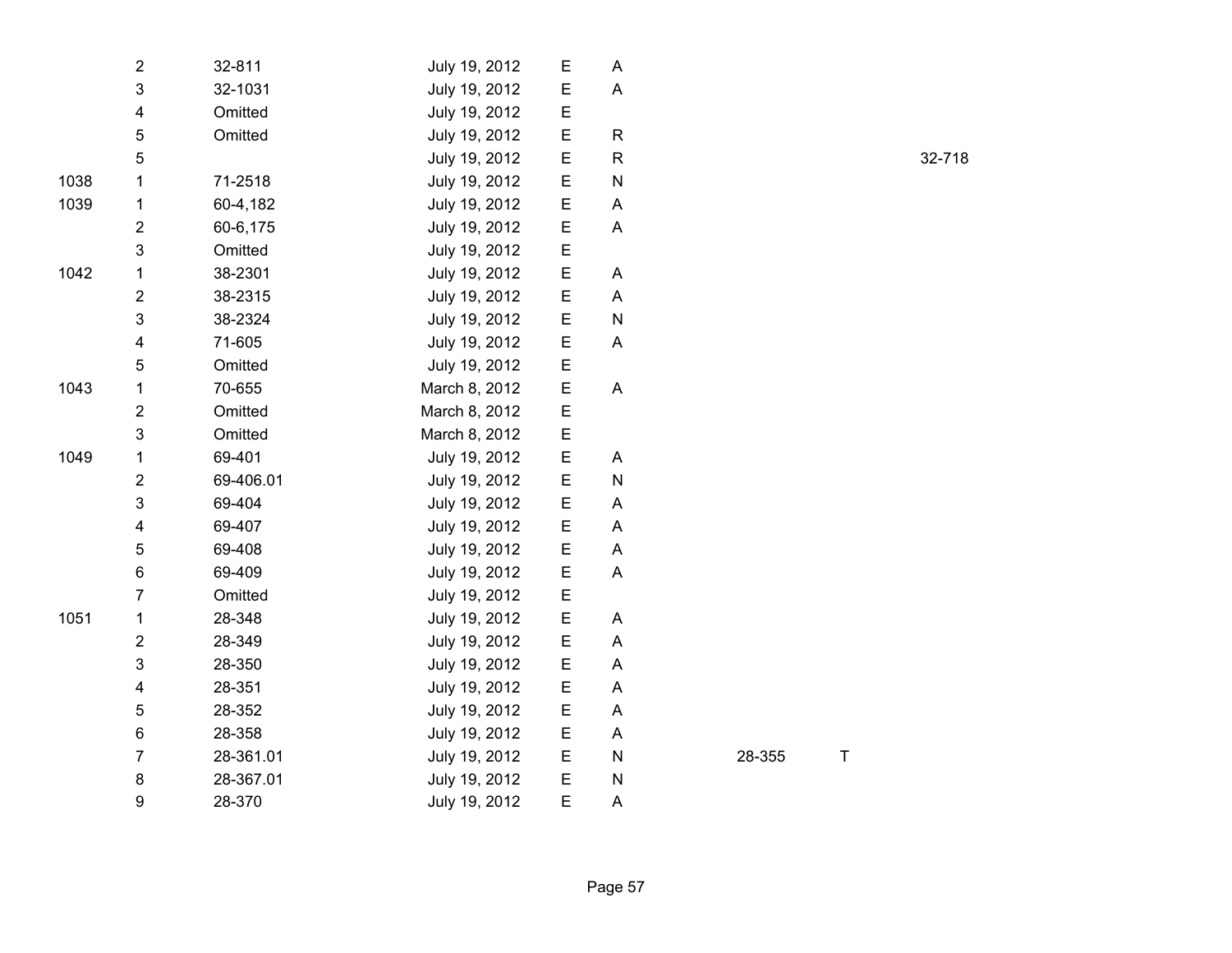|  |  |  |  |  |  |  |  |  |
|---|---|---|---|---|---|---|---|---|
|  | 2 | 32-811 | July 19, 2012 | E | A |  |  |  |
|  | 3 | 32-1031 | July 19, 2012 | E | A |  |  |  |
|  | 4 | Omitted | July 19, 2012 | E |  |  |  |  |
|  | 5 | Omitted | July 19, 2012 | E | R |  |  |  |
|  | 5 |  | July 19, 2012 | E | R |  |  | 32-718 |
| 1038 | 1 | 71-2518 | July 19, 2012 | E | N |  |  |  |
| 1039 | 1 | 60-4,182 | July 19, 2012 | E | A |  |  |  |
|  | 2 | 60-6,175 | July 19, 2012 | E | A |  |  |  |
|  | 3 | Omitted | July 19, 2012 | E |  |  |  |  |
| 1042 | 1 | 38-2301 | July 19, 2012 | E | A |  |  |  |
|  | 2 | 38-2315 | July 19, 2012 | E | A |  |  |  |
|  | 3 | 38-2324 | July 19, 2012 | E | N |  |  |  |
|  | 4 | 71-605 | July 19, 2012 | E | A |  |  |  |
|  | 5 | Omitted | July 19, 2012 | E |  |  |  |  |
| 1043 | 1 | 70-655 | March 8, 2012 | E | A |  |  |  |
|  | 2 | Omitted | March 8, 2012 | E |  |  |  |  |
|  | 3 | Omitted | March 8, 2012 | E |  |  |  |  |
| 1049 | 1 | 69-401 | July 19, 2012 | E | A |  |  |  |
|  | 2 | 69-406.01 | July 19, 2012 | E | N |  |  |  |
|  | 3 | 69-404 | July 19, 2012 | E | A |  |  |  |
|  | 4 | 69-407 | July 19, 2012 | E | A |  |  |  |
|  | 5 | 69-408 | July 19, 2012 | E | A |  |  |  |
|  | 6 | 69-409 | July 19, 2012 | E | A |  |  |  |
|  | 7 | Omitted | July 19, 2012 | E |  |  |  |  |
| 1051 | 1 | 28-348 | July 19, 2012 | E | A |  |  |  |
|  | 2 | 28-349 | July 19, 2012 | E | A |  |  |  |
|  | 3 | 28-350 | July 19, 2012 | E | A |  |  |  |
|  | 4 | 28-351 | July 19, 2012 | E | A |  |  |  |
|  | 5 | 28-352 | July 19, 2012 | E | A |  |  |  |
|  | 6 | 28-358 | July 19, 2012 | E | A |  |  |  |
|  | 7 | 28-361.01 | July 19, 2012 | E | N | 28-355 | T |  |
|  | 8 | 28-367.01 | July 19, 2012 | E | N |  |  |  |
|  | 9 | 28-370 | July 19, 2012 | E | A |  |  |  |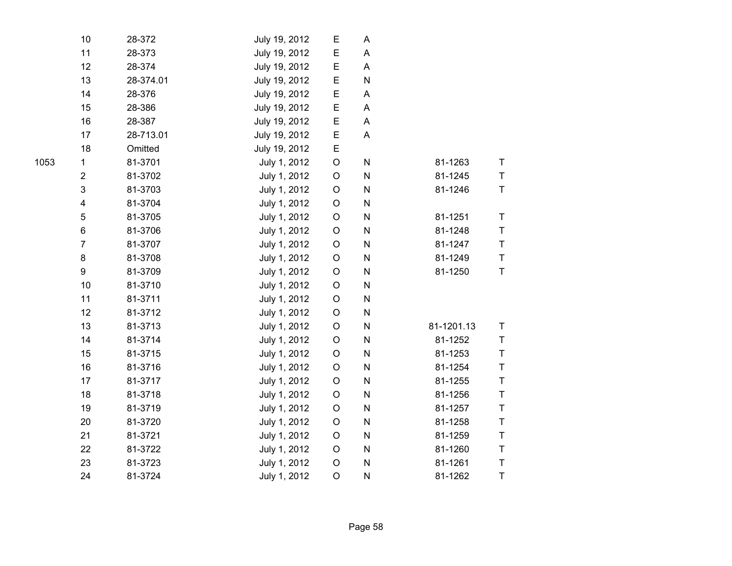|  |  |  |  |  |  |  |  |
|---|---|---|---|---|---|---|---|
|  | 10 | 28-372 | July 19, 2012 | E | A |  |  |
|  | 11 | 28-373 | July 19, 2012 | E | A |  |  |
|  | 12 | 28-374 | July 19, 2012 | E | A |  |  |
|  | 13 | 28-374.01 | July 19, 2012 | E | N |  |  |
|  | 14 | 28-376 | July 19, 2012 | E | A |  |  |
|  | 15 | 28-386 | July 19, 2012 | E | A |  |  |
|  | 16 | 28-387 | July 19, 2012 | E | A |  |  |
|  | 17 | 28-713.01 | July 19, 2012 | E | A |  |  |
|  | 18 | Omitted | July 19, 2012 | E |  |  |  |
| 1053 | 1 | 81-3701 | July 1, 2012 | O | N | 81-1263 | T |
|  | 2 | 81-3702 | July 1, 2012 | O | N | 81-1245 | T |
|  | 3 | 81-3703 | July 1, 2012 | O | N | 81-1246 | T |
|  | 4 | 81-3704 | July 1, 2012 | O | N |  |  |
|  | 5 | 81-3705 | July 1, 2012 | O | N | 81-1251 | T |
|  | 6 | 81-3706 | July 1, 2012 | O | N | 81-1248 | T |
|  | 7 | 81-3707 | July 1, 2012 | O | N | 81-1247 | T |
|  | 8 | 81-3708 | July 1, 2012 | O | N | 81-1249 | T |
|  | 9 | 81-3709 | July 1, 2012 | O | N | 81-1250 | T |
|  | 10 | 81-3710 | July 1, 2012 | O | N |  |  |
|  | 11 | 81-3711 | July 1, 2012 | O | N |  |  |
|  | 12 | 81-3712 | July 1, 2012 | O | N |  |  |
|  | 13 | 81-3713 | July 1, 2012 | O | N | 81-1201.13 | T |
|  | 14 | 81-3714 | July 1, 2012 | O | N | 81-1252 | T |
|  | 15 | 81-3715 | July 1, 2012 | O | N | 81-1253 | T |
|  | 16 | 81-3716 | July 1, 2012 | O | N | 81-1254 | T |
|  | 17 | 81-3717 | July 1, 2012 | O | N | 81-1255 | T |
|  | 18 | 81-3718 | July 1, 2012 | O | N | 81-1256 | T |
|  | 19 | 81-3719 | July 1, 2012 | O | N | 81-1257 | T |
|  | 20 | 81-3720 | July 1, 2012 | O | N | 81-1258 | T |
|  | 21 | 81-3721 | July 1, 2012 | O | N | 81-1259 | T |
|  | 22 | 81-3722 | July 1, 2012 | O | N | 81-1260 | T |
|  | 23 | 81-3723 | July 1, 2012 | O | N | 81-1261 | T |
|  | 24 | 81-3724 | July 1, 2012 | O | N | 81-1262 | T |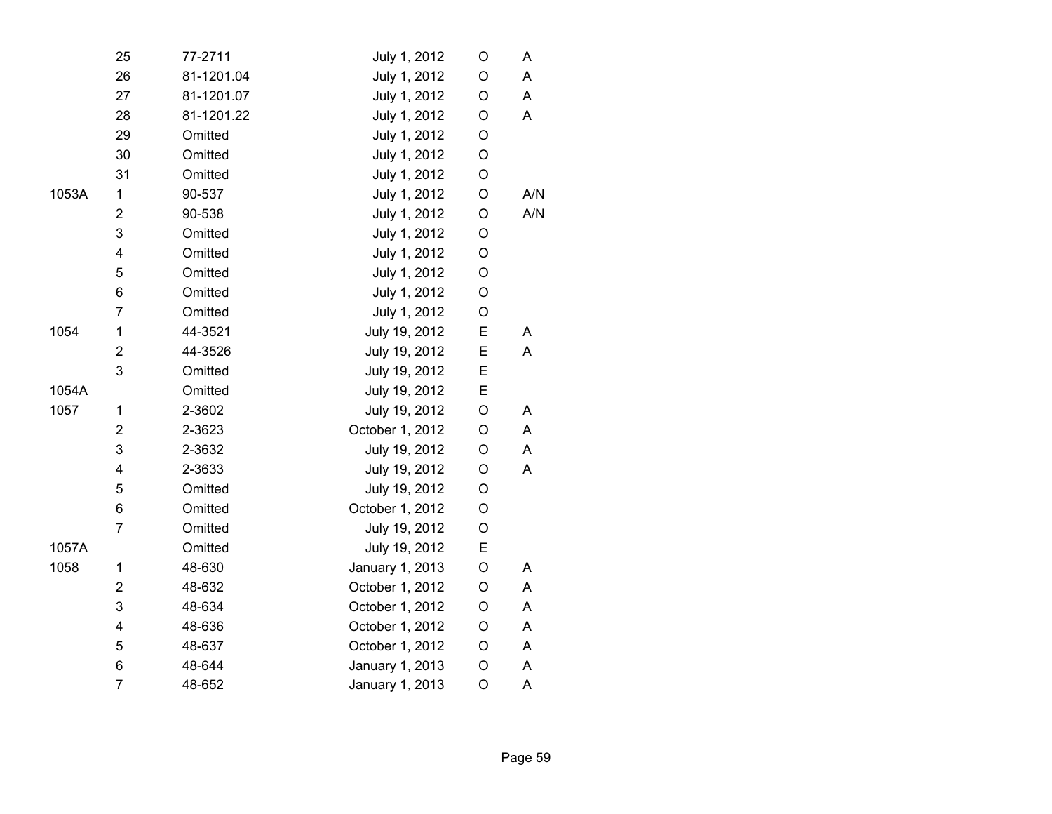| | | | | | |
|---|---|---|---|---|---|
| | 25 | 77-2711 | July 1, 2012 | O | A |
| | 26 | 81-1201.04 | July 1, 2012 | O | A |
| | 27 | 81-1201.07 | July 1, 2012 | O | A |
| | 28 | 81-1201.22 | July 1, 2012 | O | A |
| | 29 | Omitted | July 1, 2012 | O | |
| | 30 | Omitted | July 1, 2012 | O | |
| | 31 | Omitted | July 1, 2012 | O | |
| 1053A | 1 | 90-537 | July 1, 2012 | O | A/N |
| | 2 | 90-538 | July 1, 2012 | O | A/N |
| | 3 | Omitted | July 1, 2012 | O | |
| | 4 | Omitted | July 1, 2012 | O | |
| | 5 | Omitted | July 1, 2012 | O | |
| | 6 | Omitted | July 1, 2012 | O | |
| | 7 | Omitted | July 1, 2012 | O | |
| 1054 | 1 | 44-3521 | July 19, 2012 | E | A |
| | 2 | 44-3526 | July 19, 2012 | E | A |
| | 3 | Omitted | July 19, 2012 | E | |
| 1054A | | Omitted | July 19, 2012 | E | |
| 1057 | 1 | 2-3602 | July 19, 2012 | O | A |
| | 2 | 2-3623 | October 1, 2012 | O | A |
| | 3 | 2-3632 | July 19, 2012 | O | A |
| | 4 | 2-3633 | July 19, 2012 | O | A |
| | 5 | Omitted | July 19, 2012 | O | |
| | 6 | Omitted | October 1, 2012 | O | |
| | 7 | Omitted | July 19, 2012 | O | |
| 1057A | | Omitted | July 19, 2012 | E | |
| 1058 | 1 | 48-630 | January 1, 2013 | O | A |
| | 2 | 48-632 | October 1, 2012 | O | A |
| | 3 | 48-634 | October 1, 2012 | O | A |
| | 4 | 48-636 | October 1, 2012 | O | A |
| | 5 | 48-637 | October 1, 2012 | O | A |
| | 6 | 48-644 | January 1, 2013 | O | A |
| | 7 | 48-652 | January 1, 2013 | O | A |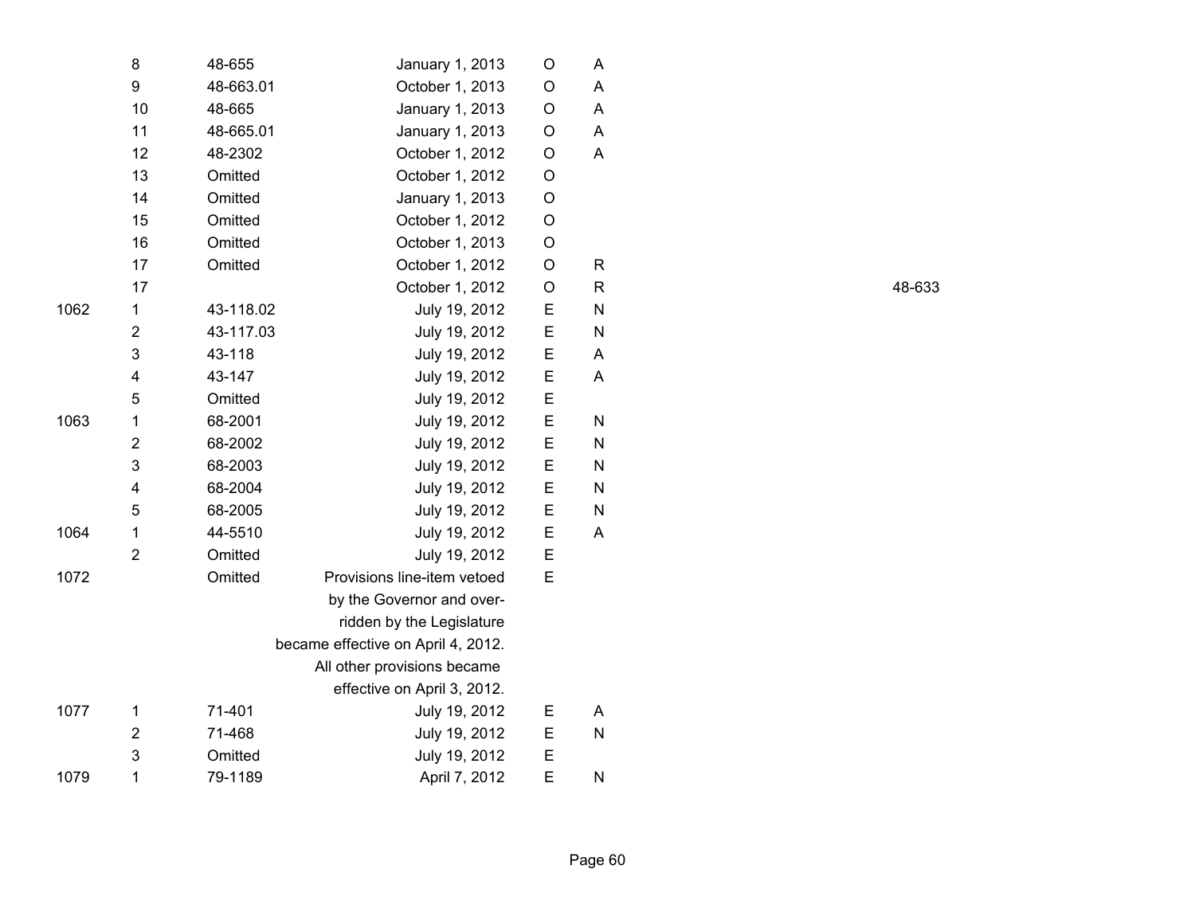| | | | | | | |
|---|---|---|---|---|---|---|
| | 8 | 48-655 | January 1, 2013 | O | A | |
| | 9 | 48-663.01 | October 1, 2013 | O | A | |
| | 10 | 48-665 | January 1, 2013 | O | A | |
| | 11 | 48-665.01 | January 1, 2013 | O | A | |
| | 12 | 48-2302 | October 1, 2012 | O | A | |
| | 13 | Omitted | October 1, 2012 | O | | |
| | 14 | Omitted | January 1, 2013 | O | | |
| | 15 | Omitted | October 1, 2012 | O | | |
| | 16 | Omitted | October 1, 2013 | O | | |
| | 17 | Omitted | October 1, 2012 | O | R | |
| | 17 | | October 1, 2012 | O | R | 48-633 |
| 1062 | 1 | 43-118.02 | July 19, 2012 | E | N | |
| | 2 | 43-117.03 | July 19, 2012 | E | N | |
| | 3 | 43-118 | July 19, 2012 | E | A | |
| | 4 | 43-147 | July 19, 2012 | E | A | |
| | 5 | Omitted | July 19, 2012 | E | | |
| 1063 | 1 | 68-2001 | July 19, 2012 | E | N | |
| | 2 | 68-2002 | July 19, 2012 | E | N | |
| | 3 | 68-2003 | July 19, 2012 | E | N | |
| | 4 | 68-2004 | July 19, 2012 | E | N | |
| | 5 | 68-2005 | July 19, 2012 | E | N | |
| 1064 | 1 | 44-5510 | July 19, 2012 | E | A | |
| | 2 | Omitted | July 19, 2012 | E | | |
| 1072 | | Omitted | Provisions line-item vetoed by the Governor and over-ridden by the Legislature became effective on April 4, 2012. All other provisions became effective on April 3, 2012. | E | | |
| 1077 | 1 | 71-401 | July 19, 2012 | E | A | |
| | 2 | 71-468 | July 19, 2012 | E | N | |
| | 3 | Omitted | July 19, 2012 | E | | |
| 1079 | 1 | 79-1189 | April 7, 2012 | E | N | |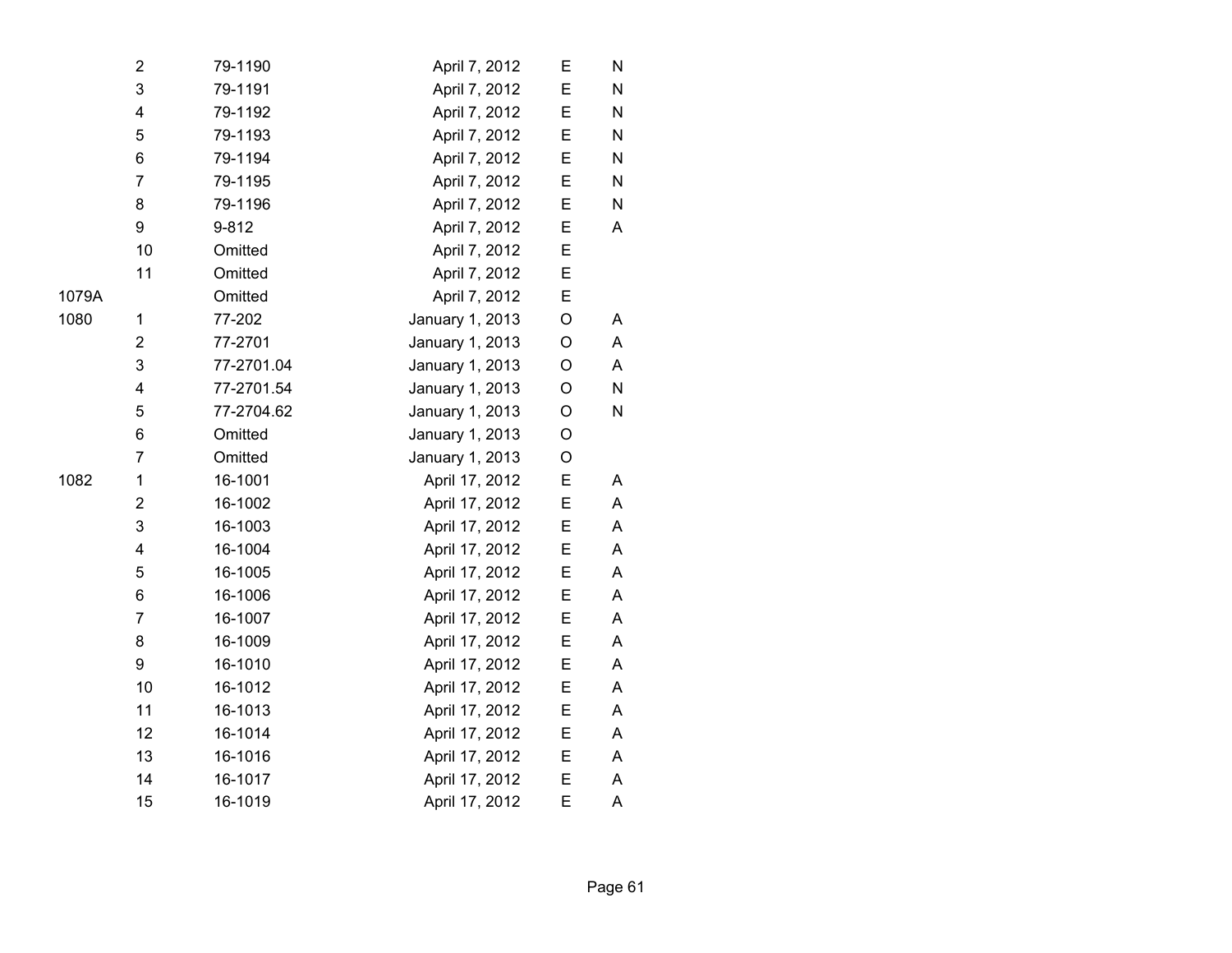| | | | | | |
|---|---|---|---|---|---|
| | 2 | 79-1190 | April 7, 2012 | E | N |
| | 3 | 79-1191 | April 7, 2012 | E | N |
| | 4 | 79-1192 | April 7, 2012 | E | N |
| | 5 | 79-1193 | April 7, 2012 | E | N |
| | 6 | 79-1194 | April 7, 2012 | E | N |
| | 7 | 79-1195 | April 7, 2012 | E | N |
| | 8 | 79-1196 | April 7, 2012 | E | N |
| | 9 | 9-812 | April 7, 2012 | E | A |
| | 10 | Omitted | April 7, 2012 | E | |
| | 11 | Omitted | April 7, 2012 | E | |
| 1079A | | Omitted | April 7, 2012 | E | |
| 1080 | 1 | 77-202 | January 1, 2013 | O | A |
| | 2 | 77-2701 | January 1, 2013 | O | A |
| | 3 | 77-2701.04 | January 1, 2013 | O | A |
| | 4 | 77-2701.54 | January 1, 2013 | O | N |
| | 5 | 77-2704.62 | January 1, 2013 | O | N |
| | 6 | Omitted | January 1, 2013 | O | |
| | 7 | Omitted | January 1, 2013 | O | |
| 1082 | 1 | 16-1001 | April 17, 2012 | E | A |
| | 2 | 16-1002 | April 17, 2012 | E | A |
| | 3 | 16-1003 | April 17, 2012 | E | A |
| | 4 | 16-1004 | April 17, 2012 | E | A |
| | 5 | 16-1005 | April 17, 2012 | E | A |
| | 6 | 16-1006 | April 17, 2012 | E | A |
| | 7 | 16-1007 | April 17, 2012 | E | A |
| | 8 | 16-1009 | April 17, 2012 | E | A |
| | 9 | 16-1010 | April 17, 2012 | E | A |
| | 10 | 16-1012 | April 17, 2012 | E | A |
| | 11 | 16-1013 | April 17, 2012 | E | A |
| | 12 | 16-1014 | April 17, 2012 | E | A |
| | 13 | 16-1016 | April 17, 2012 | E | A |
| | 14 | 16-1017 | April 17, 2012 | E | A |
| | 15 | 16-1019 | April 17, 2012 | E | A |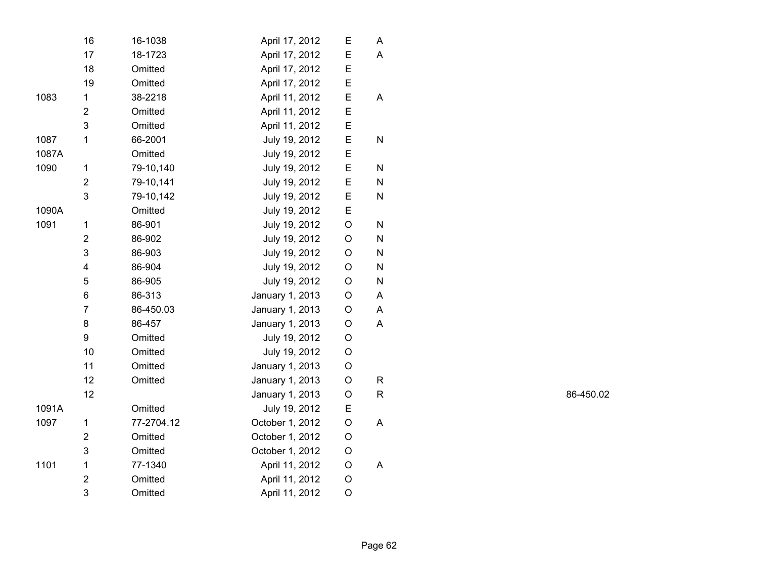|  |  |  |  |  |  |  |
|---|---|---|---|---|---|---|
|  | 16 | 16-1038 | April 17, 2012 | E | A |  |
|  | 17 | 18-1723 | April 17, 2012 | E | A |  |
|  | 18 | Omitted | April 17, 2012 | E |  |  |
|  | 19 | Omitted | April 17, 2012 | E |  |  |
| 1083 | 1 | 38-2218 | April 11, 2012 | E | A |  |
|  | 2 | Omitted | April 11, 2012 | E |  |  |
|  | 3 | Omitted | April 11, 2012 | E |  |  |
| 1087 | 1 | 66-2001 | July 19, 2012 | E | N |  |
| 1087A |  | Omitted | July 19, 2012 | E |  |  |
| 1090 | 1 | 79-10,140 | July 19, 2012 | E | N |  |
|  | 2 | 79-10,141 | July 19, 2012 | E | N |  |
|  | 3 | 79-10,142 | July 19, 2012 | E | N |  |
| 1090A |  | Omitted | July 19, 2012 | E |  |  |
| 1091 | 1 | 86-901 | July 19, 2012 | O | N |  |
|  | 2 | 86-902 | July 19, 2012 | O | N |  |
|  | 3 | 86-903 | July 19, 2012 | O | N |  |
|  | 4 | 86-904 | July 19, 2012 | O | N |  |
|  | 5 | 86-905 | July 19, 2012 | O | N |  |
|  | 6 | 86-313 | January 1, 2013 | O | A |  |
|  | 7 | 86-450.03 | January 1, 2013 | O | A |  |
|  | 8 | 86-457 | January 1, 2013 | O | A |  |
|  | 9 | Omitted | July 19, 2012 | O |  |  |
|  | 10 | Omitted | July 19, 2012 | O |  |  |
|  | 11 | Omitted | January 1, 2013 | O |  |  |
|  | 12 | Omitted | January 1, 2013 | O | R |  |
|  | 12 |  | January 1, 2013 | O | R | 86-450.02 |
| 1091A |  | Omitted | July 19, 2012 | E |  |  |
| 1097 | 1 | 77-2704.12 | October 1, 2012 | O | A |  |
|  | 2 | Omitted | October 1, 2012 | O |  |  |
|  | 3 | Omitted | October 1, 2012 | O |  |  |
| 1101 | 1 | 77-1340 | April 11, 2012 | O | A |  |
|  | 2 | Omitted | April 11, 2012 | O |  |  |
|  | 3 | Omitted | April 11, 2012 | O |  |  |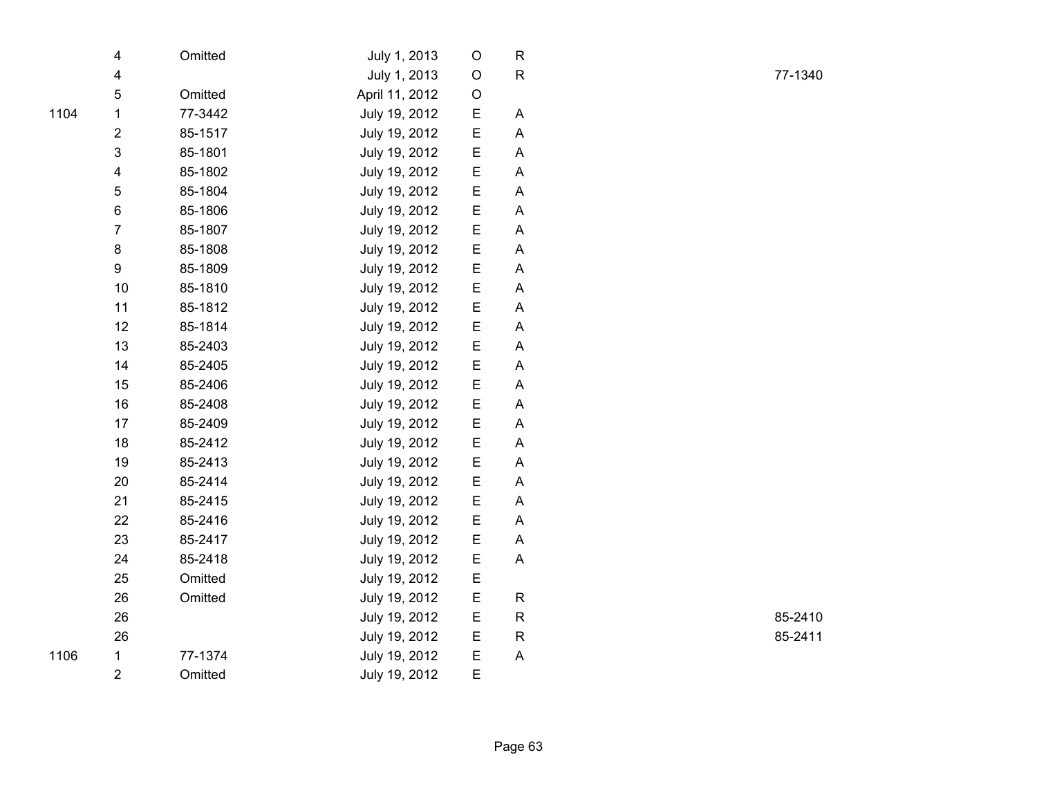| | | | | | | |
|---|---|---|---|---|---|---|
| | 4 | Omitted | July 1, 2013 | O | R | |
| | 4 | | July 1, 2013 | O | R | 77-1340 |
| | 5 | Omitted | April 11, 2012 | O | | |
| 1104 | 1 | 77-3442 | July 19, 2012 | E | A | |
| | 2 | 85-1517 | July 19, 2012 | E | A | |
| | 3 | 85-1801 | July 19, 2012 | E | A | |
| | 4 | 85-1802 | July 19, 2012 | E | A | |
| | 5 | 85-1804 | July 19, 2012 | E | A | |
| | 6 | 85-1806 | July 19, 2012 | E | A | |
| | 7 | 85-1807 | July 19, 2012 | E | A | |
| | 8 | 85-1808 | July 19, 2012 | E | A | |
| | 9 | 85-1809 | July 19, 2012 | E | A | |
| | 10 | 85-1810 | July 19, 2012 | E | A | |
| | 11 | 85-1812 | July 19, 2012 | E | A | |
| | 12 | 85-1814 | July 19, 2012 | E | A | |
| | 13 | 85-2403 | July 19, 2012 | E | A | |
| | 14 | 85-2405 | July 19, 2012 | E | A | |
| | 15 | 85-2406 | July 19, 2012 | E | A | |
| | 16 | 85-2408 | July 19, 2012 | E | A | |
| | 17 | 85-2409 | July 19, 2012 | E | A | |
| | 18 | 85-2412 | July 19, 2012 | E | A | |
| | 19 | 85-2413 | July 19, 2012 | E | A | |
| | 20 | 85-2414 | July 19, 2012 | E | A | |
| | 21 | 85-2415 | July 19, 2012 | E | A | |
| | 22 | 85-2416 | July 19, 2012 | E | A | |
| | 23 | 85-2417 | July 19, 2012 | E | A | |
| | 24 | 85-2418 | July 19, 2012 | E | A | |
| | 25 | Omitted | July 19, 2012 | E | | |
| | 26 | Omitted | July 19, 2012 | E | R | |
| | 26 | | July 19, 2012 | E | R | 85-2410 |
| | 26 | | July 19, 2012 | E | R | 85-2411 |
| 1106 | 1 | 77-1374 | July 19, 2012 | E | A | |
| | 2 | Omitted | July 19, 2012 | E | | |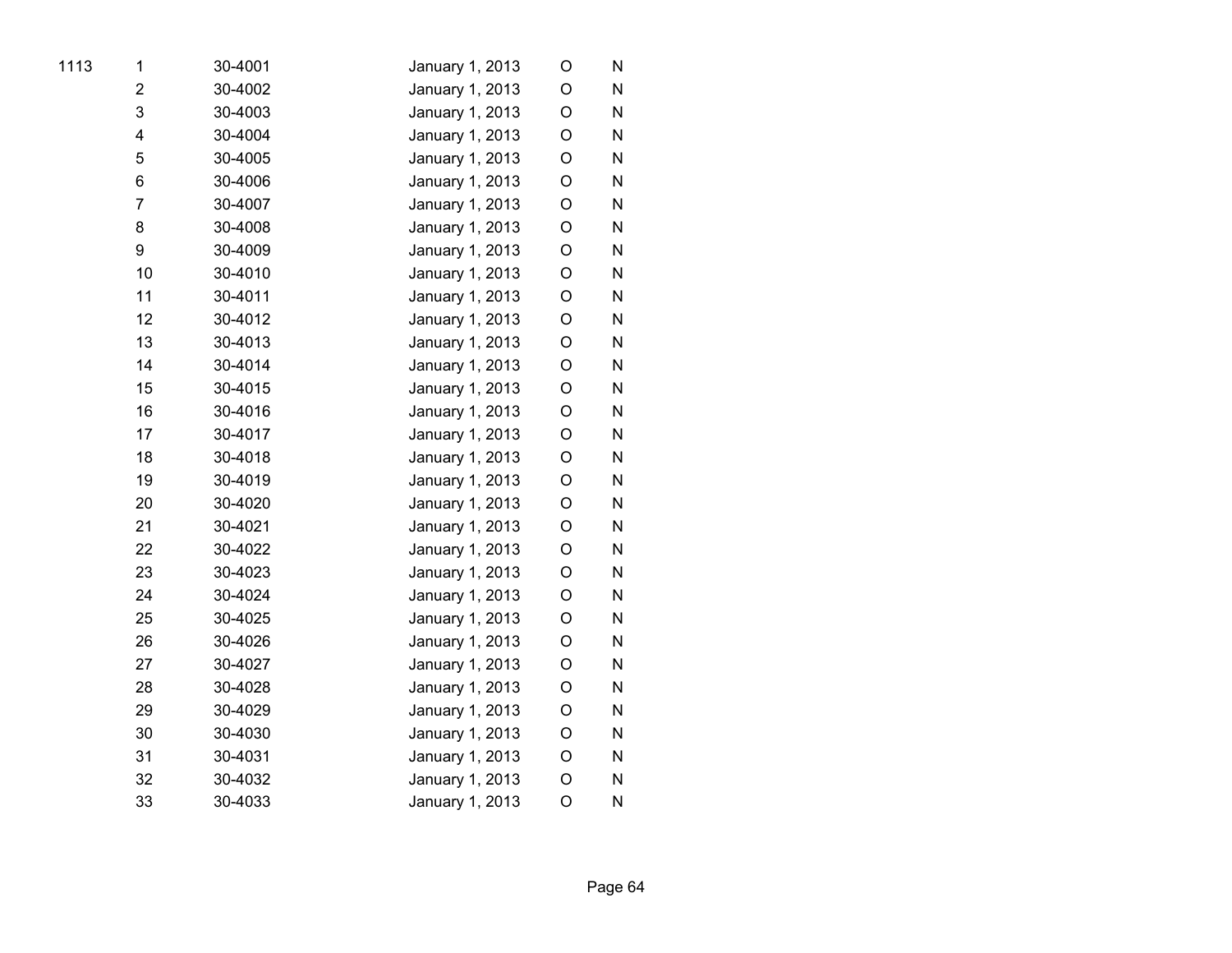| | | | | | |
|---|---|---|---|---|---|
| 1113 | 1 | 30-4001 | January 1, 2013 | O | N |
| | 2 | 30-4002 | January 1, 2013 | O | N |
| | 3 | 30-4003 | January 1, 2013 | O | N |
| | 4 | 30-4004 | January 1, 2013 | O | N |
| | 5 | 30-4005 | January 1, 2013 | O | N |
| | 6 | 30-4006 | January 1, 2013 | O | N |
| | 7 | 30-4007 | January 1, 2013 | O | N |
| | 8 | 30-4008 | January 1, 2013 | O | N |
| | 9 | 30-4009 | January 1, 2013 | O | N |
| | 10 | 30-4010 | January 1, 2013 | O | N |
| | 11 | 30-4011 | January 1, 2013 | O | N |
| | 12 | 30-4012 | January 1, 2013 | O | N |
| | 13 | 30-4013 | January 1, 2013 | O | N |
| | 14 | 30-4014 | January 1, 2013 | O | N |
| | 15 | 30-4015 | January 1, 2013 | O | N |
| | 16 | 30-4016 | January 1, 2013 | O | N |
| | 17 | 30-4017 | January 1, 2013 | O | N |
| | 18 | 30-4018 | January 1, 2013 | O | N |
| | 19 | 30-4019 | January 1, 2013 | O | N |
| | 20 | 30-4020 | January 1, 2013 | O | N |
| | 21 | 30-4021 | January 1, 2013 | O | N |
| | 22 | 30-4022 | January 1, 2013 | O | N |
| | 23 | 30-4023 | January 1, 2013 | O | N |
| | 24 | 30-4024 | January 1, 2013 | O | N |
| | 25 | 30-4025 | January 1, 2013 | O | N |
| | 26 | 30-4026 | January 1, 2013 | O | N |
| | 27 | 30-4027 | January 1, 2013 | O | N |
| | 28 | 30-4028 | January 1, 2013 | O | N |
| | 29 | 30-4029 | January 1, 2013 | O | N |
| | 30 | 30-4030 | January 1, 2013 | O | N |
| | 31 | 30-4031 | January 1, 2013 | O | N |
| | 32 | 30-4032 | January 1, 2013 | O | N |
| | 33 | 30-4033 | January 1, 2013 | O | N |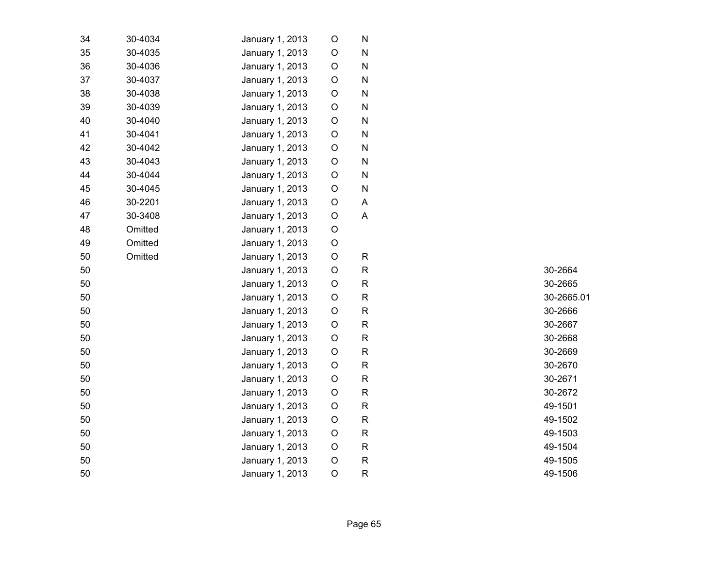| | | | | | |
|---|---|---|---|---|---|
| 34 | 30-4034 | January 1, 2013 | O | N | |
| 35 | 30-4035 | January 1, 2013 | O | N | |
| 36 | 30-4036 | January 1, 2013 | O | N | |
| 37 | 30-4037 | January 1, 2013 | O | N | |
| 38 | 30-4038 | January 1, 2013 | O | N | |
| 39 | 30-4039 | January 1, 2013 | O | N | |
| 40 | 30-4040 | January 1, 2013 | O | N | |
| 41 | 30-4041 | January 1, 2013 | O | N | |
| 42 | 30-4042 | January 1, 2013 | O | N | |
| 43 | 30-4043 | January 1, 2013 | O | N | |
| 44 | 30-4044 | January 1, 2013 | O | N | |
| 45 | 30-4045 | January 1, 2013 | O | N | |
| 46 | 30-2201 | January 1, 2013 | O | A | |
| 47 | 30-3408 | January 1, 2013 | O | A | |
| 48 | Omitted | January 1, 2013 | O | | |
| 49 | Omitted | January 1, 2013 | O | | |
| 50 | Omitted | January 1, 2013 | O | R | |
| 50 | | January 1, 2013 | O | R | 30-2664 |
| 50 | | January 1, 2013 | O | R | 30-2665 |
| 50 | | January 1, 2013 | O | R | 30-2665.01 |
| 50 | | January 1, 2013 | O | R | 30-2666 |
| 50 | | January 1, 2013 | O | R | 30-2667 |
| 50 | | January 1, 2013 | O | R | 30-2668 |
| 50 | | January 1, 2013 | O | R | 30-2669 |
| 50 | | January 1, 2013 | O | R | 30-2670 |
| 50 | | January 1, 2013 | O | R | 30-2671 |
| 50 | | January 1, 2013 | O | R | 30-2672 |
| 50 | | January 1, 2013 | O | R | 49-1501 |
| 50 | | January 1, 2013 | O | R | 49-1502 |
| 50 | | January 1, 2013 | O | R | 49-1503 |
| 50 | | January 1, 2013 | O | R | 49-1504 |
| 50 | | January 1, 2013 | O | R | 49-1505 |
| 50 | | January 1, 2013 | O | R | 49-1506 |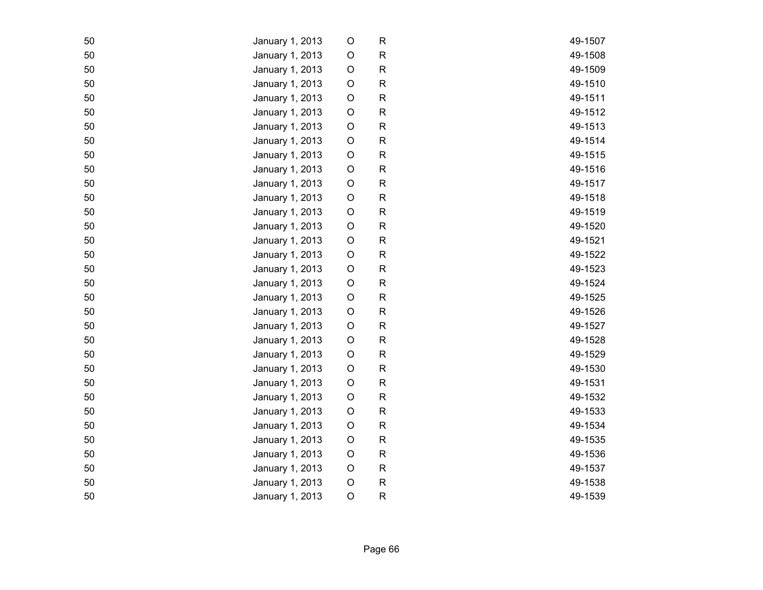| | | | | |
|---|---|---|---|---|
| 50 | January 1, 2013 | O | R | 49-1507 |
| 50 | January 1, 2013 | O | R | 49-1508 |
| 50 | January 1, 2013 | O | R | 49-1509 |
| 50 | January 1, 2013 | O | R | 49-1510 |
| 50 | January 1, 2013 | O | R | 49-1511 |
| 50 | January 1, 2013 | O | R | 49-1512 |
| 50 | January 1, 2013 | O | R | 49-1513 |
| 50 | January 1, 2013 | O | R | 49-1514 |
| 50 | January 1, 2013 | O | R | 49-1515 |
| 50 | January 1, 2013 | O | R | 49-1516 |
| 50 | January 1, 2013 | O | R | 49-1517 |
| 50 | January 1, 2013 | O | R | 49-1518 |
| 50 | January 1, 2013 | O | R | 49-1519 |
| 50 | January 1, 2013 | O | R | 49-1520 |
| 50 | January 1, 2013 | O | R | 49-1521 |
| 50 | January 1, 2013 | O | R | 49-1522 |
| 50 | January 1, 2013 | O | R | 49-1523 |
| 50 | January 1, 2013 | O | R | 49-1524 |
| 50 | January 1, 2013 | O | R | 49-1525 |
| 50 | January 1, 2013 | O | R | 49-1526 |
| 50 | January 1, 2013 | O | R | 49-1527 |
| 50 | January 1, 2013 | O | R | 49-1528 |
| 50 | January 1, 2013 | O | R | 49-1529 |
| 50 | January 1, 2013 | O | R | 49-1530 |
| 50 | January 1, 2013 | O | R | 49-1531 |
| 50 | January 1, 2013 | O | R | 49-1532 |
| 50 | January 1, 2013 | O | R | 49-1533 |
| 50 | January 1, 2013 | O | R | 49-1534 |
| 50 | January 1, 2013 | O | R | 49-1535 |
| 50 | January 1, 2013 | O | R | 49-1536 |
| 50 | January 1, 2013 | O | R | 49-1537 |
| 50 | January 1, 2013 | O | R | 49-1538 |
| 50 | January 1, 2013 | O | R | 49-1539 |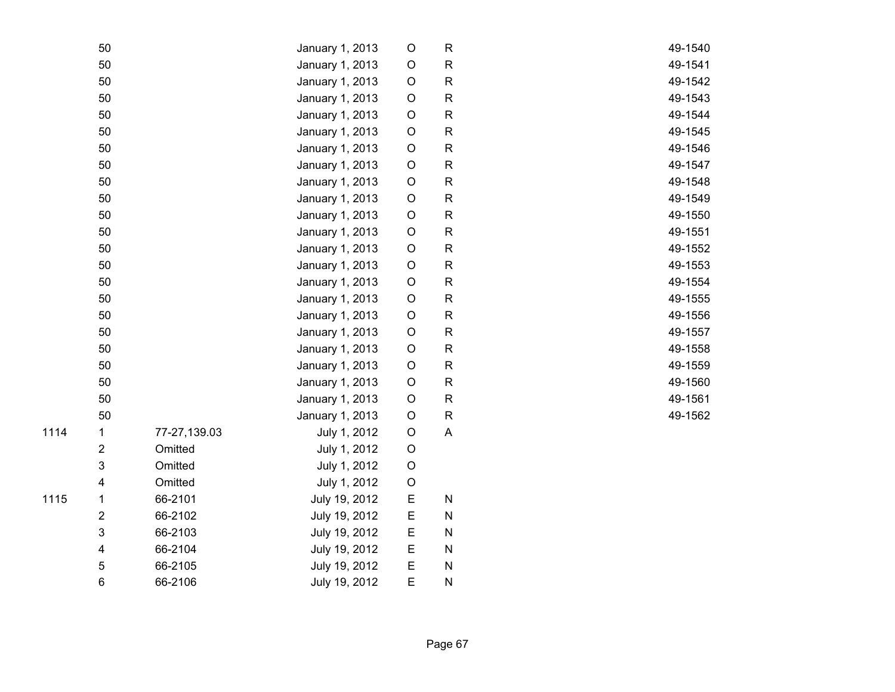| | | | | | | |
|---|---|---|---|---|---|---|
| | 50 | | January 1, 2013 | O | R | 49-1540 |
| | 50 | | January 1, 2013 | O | R | 49-1541 |
| | 50 | | January 1, 2013 | O | R | 49-1542 |
| | 50 | | January 1, 2013 | O | R | 49-1543 |
| | 50 | | January 1, 2013 | O | R | 49-1544 |
| | 50 | | January 1, 2013 | O | R | 49-1545 |
| | 50 | | January 1, 2013 | O | R | 49-1546 |
| | 50 | | January 1, 2013 | O | R | 49-1547 |
| | 50 | | January 1, 2013 | O | R | 49-1548 |
| | 50 | | January 1, 2013 | O | R | 49-1549 |
| | 50 | | January 1, 2013 | O | R | 49-1550 |
| | 50 | | January 1, 2013 | O | R | 49-1551 |
| | 50 | | January 1, 2013 | O | R | 49-1552 |
| | 50 | | January 1, 2013 | O | R | 49-1553 |
| | 50 | | January 1, 2013 | O | R | 49-1554 |
| | 50 | | January 1, 2013 | O | R | 49-1555 |
| | 50 | | January 1, 2013 | O | R | 49-1556 |
| | 50 | | January 1, 2013 | O | R | 49-1557 |
| | 50 | | January 1, 2013 | O | R | 49-1558 |
| | 50 | | January 1, 2013 | O | R | 49-1559 |
| | 50 | | January 1, 2013 | O | R | 49-1560 |
| | 50 | | January 1, 2013 | O | R | 49-1561 |
| | 50 | | January 1, 2013 | O | R | 49-1562 |
| 1114 | 1 | 77-27,139.03 | July 1, 2012 | O | A | |
| | 2 | Omitted | July 1, 2012 | O | | |
| | 3 | Omitted | July 1, 2012 | O | | |
| | 4 | Omitted | July 1, 2012 | O | | |
| 1115 | 1 | 66-2101 | July 19, 2012 | E | N | |
| | 2 | 66-2102 | July 19, 2012 | E | N | |
| | 3 | 66-2103 | July 19, 2012 | E | N | |
| | 4 | 66-2104 | July 19, 2012 | E | N | |
| | 5 | 66-2105 | July 19, 2012 | E | N | |
| | 6 | 66-2106 | July 19, 2012 | E | N | |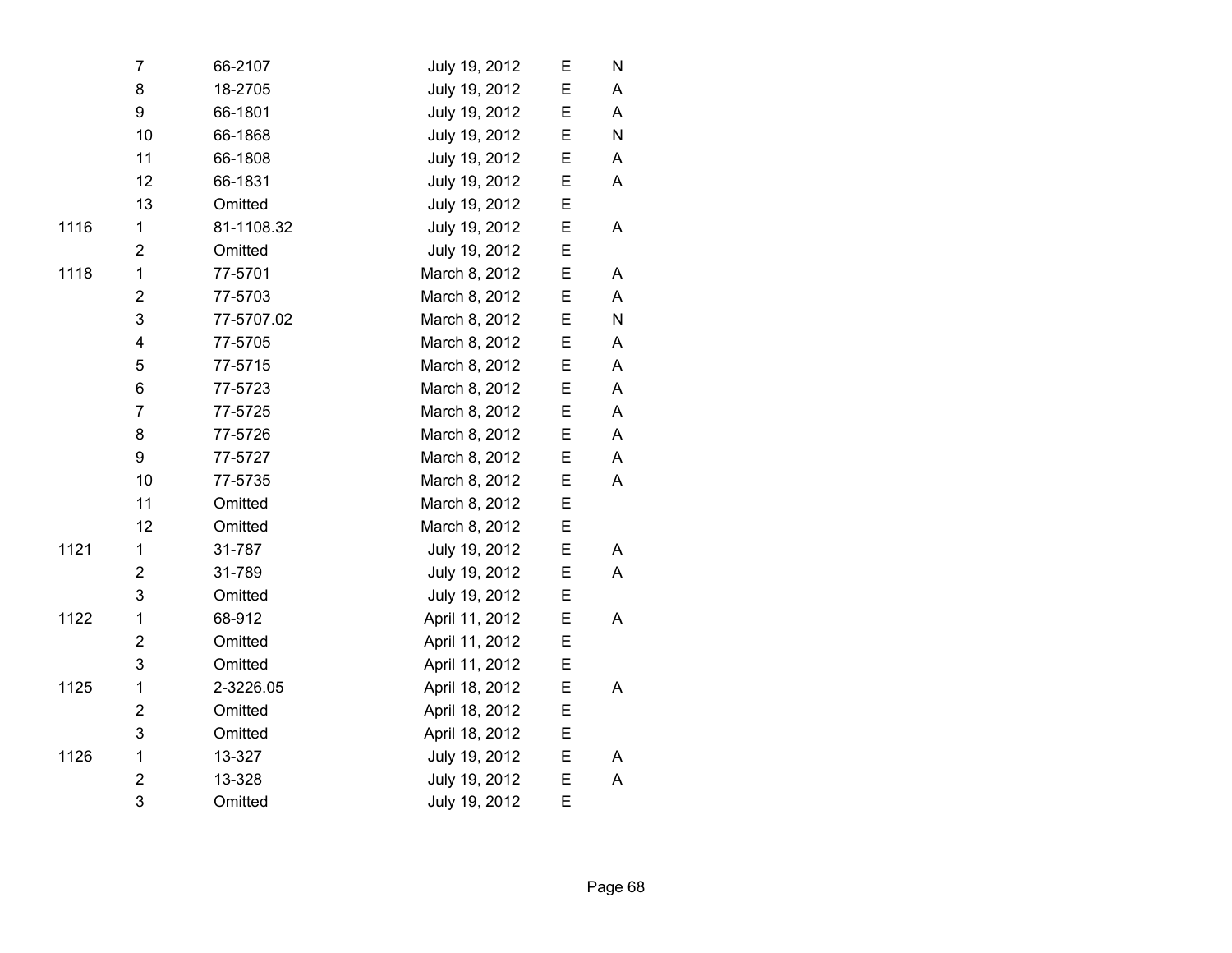| | | | | | |
|---|---|---|---|---|---|
| | 7 | 66-2107 | July 19, 2012 | E | N |
| | 8 | 18-2705 | July 19, 2012 | E | A |
| | 9 | 66-1801 | July 19, 2012 | E | A |
| | 10 | 66-1868 | July 19, 2012 | E | N |
| | 11 | 66-1808 | July 19, 2012 | E | A |
| | 12 | 66-1831 | July 19, 2012 | E | A |
| | 13 | Omitted | July 19, 2012 | E | |
| 1116 | 1 | 81-1108.32 | July 19, 2012 | E | A |
| | 2 | Omitted | July 19, 2012 | E | |
| 1118 | 1 | 77-5701 | March 8, 2012 | E | A |
| | 2 | 77-5703 | March 8, 2012 | E | A |
| | 3 | 77-5707.02 | March 8, 2012 | E | N |
| | 4 | 77-5705 | March 8, 2012 | E | A |
| | 5 | 77-5715 | March 8, 2012 | E | A |
| | 6 | 77-5723 | March 8, 2012 | E | A |
| | 7 | 77-5725 | March 8, 2012 | E | A |
| | 8 | 77-5726 | March 8, 2012 | E | A |
| | 9 | 77-5727 | March 8, 2012 | E | A |
| | 10 | 77-5735 | March 8, 2012 | E | A |
| | 11 | Omitted | March 8, 2012 | E | |
| | 12 | Omitted | March 8, 2012 | E | |
| 1121 | 1 | 31-787 | July 19, 2012 | E | A |
| | 2 | 31-789 | July 19, 2012 | E | A |
| | 3 | Omitted | July 19, 2012 | E | |
| 1122 | 1 | 68-912 | April 11, 2012 | E | A |
| | 2 | Omitted | April 11, 2012 | E | |
| | 3 | Omitted | April 11, 2012 | E | |
| 1125 | 1 | 2-3226.05 | April 18, 2012 | E | A |
| | 2 | Omitted | April 18, 2012 | E | |
| | 3 | Omitted | April 18, 2012 | E | |
| 1126 | 1 | 13-327 | July 19, 2012 | E | A |
| | 2 | 13-328 | July 19, 2012 | E | A |
| | 3 | Omitted | July 19, 2012 | E | |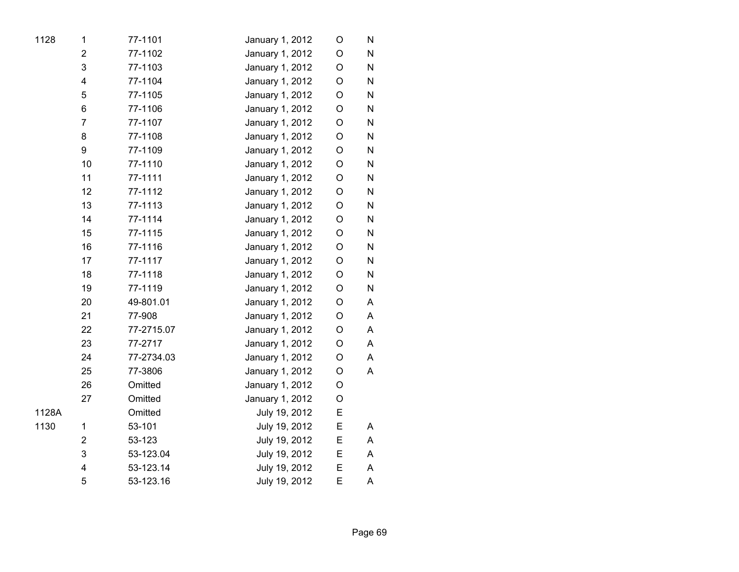| | | | | | |
|---|---|---|---|---|---|
| 1128 | 1 | 77-1101 | January 1, 2012 | O | N |
| | 2 | 77-1102 | January 1, 2012 | O | N |
| | 3 | 77-1103 | January 1, 2012 | O | N |
| | 4 | 77-1104 | January 1, 2012 | O | N |
| | 5 | 77-1105 | January 1, 2012 | O | N |
| | 6 | 77-1106 | January 1, 2012 | O | N |
| | 7 | 77-1107 | January 1, 2012 | O | N |
| | 8 | 77-1108 | January 1, 2012 | O | N |
| | 9 | 77-1109 | January 1, 2012 | O | N |
| | 10 | 77-1110 | January 1, 2012 | O | N |
| | 11 | 77-1111 | January 1, 2012 | O | N |
| | 12 | 77-1112 | January 1, 2012 | O | N |
| | 13 | 77-1113 | January 1, 2012 | O | N |
| | 14 | 77-1114 | January 1, 2012 | O | N |
| | 15 | 77-1115 | January 1, 2012 | O | N |
| | 16 | 77-1116 | January 1, 2012 | O | N |
| | 17 | 77-1117 | January 1, 2012 | O | N |
| | 18 | 77-1118 | January 1, 2012 | O | N |
| | 19 | 77-1119 | January 1, 2012 | O | N |
| | 20 | 49-801.01 | January 1, 2012 | O | A |
| | 21 | 77-908 | January 1, 2012 | O | A |
| | 22 | 77-2715.07 | January 1, 2012 | O | A |
| | 23 | 77-2717 | January 1, 2012 | O | A |
| | 24 | 77-2734.03 | January 1, 2012 | O | A |
| | 25 | 77-3806 | January 1, 2012 | O | A |
| | 26 | Omitted | January 1, 2012 | O | |
| | 27 | Omitted | January 1, 2012 | O | |
| 1128A | | Omitted | July 19, 2012 | E | |
| 1130 | 1 | 53-101 | July 19, 2012 | E | A |
| | 2 | 53-123 | July 19, 2012 | E | A |
| | 3 | 53-123.04 | July 19, 2012 | E | A |
| | 4 | 53-123.14 | July 19, 2012 | E | A |
| | 5 | 53-123.16 | July 19, 2012 | E | A |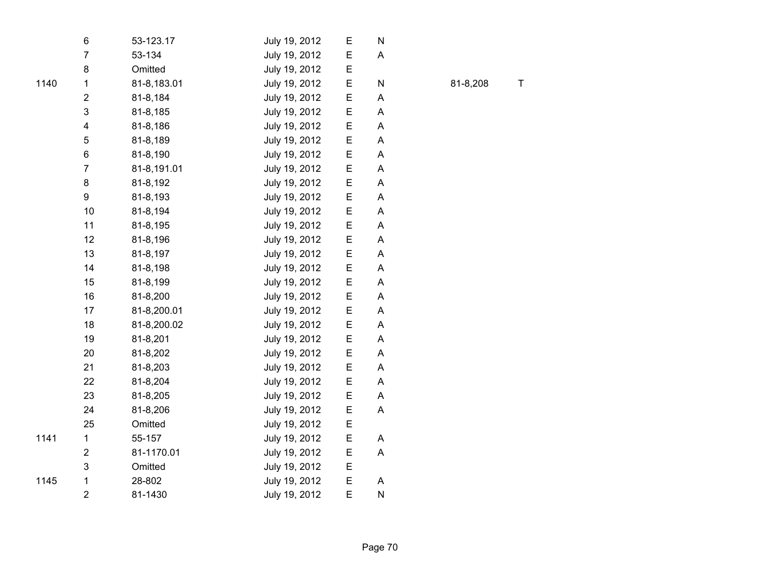| | | | | | | | |
|---|---|---|---|---|---|---|---|
| | 6 | 53-123.17 | July 19, 2012 | E | N | | |
| | 7 | 53-134 | July 19, 2012 | E | A | | |
| | 8 | Omitted | July 19, 2012 | E | | | |
| 1140 | 1 | 81-8,183.01 | July 19, 2012 | E | N | 81-8,208 | T |
| | 2 | 81-8,184 | July 19, 2012 | E | A | | |
| | 3 | 81-8,185 | July 19, 2012 | E | A | | |
| | 4 | 81-8,186 | July 19, 2012 | E | A | | |
| | 5 | 81-8,189 | July 19, 2012 | E | A | | |
| | 6 | 81-8,190 | July 19, 2012 | E | A | | |
| | 7 | 81-8,191.01 | July 19, 2012 | E | A | | |
| | 8 | 81-8,192 | July 19, 2012 | E | A | | |
| | 9 | 81-8,193 | July 19, 2012 | E | A | | |
| | 10 | 81-8,194 | July 19, 2012 | E | A | | |
| | 11 | 81-8,195 | July 19, 2012 | E | A | | |
| | 12 | 81-8,196 | July 19, 2012 | E | A | | |
| | 13 | 81-8,197 | July 19, 2012 | E | A | | |
| | 14 | 81-8,198 | July 19, 2012 | E | A | | |
| | 15 | 81-8,199 | July 19, 2012 | E | A | | |
| | 16 | 81-8,200 | July 19, 2012 | E | A | | |
| | 17 | 81-8,200.01 | July 19, 2012 | E | A | | |
| | 18 | 81-8,200.02 | July 19, 2012 | E | A | | |
| | 19 | 81-8,201 | July 19, 2012 | E | A | | |
| | 20 | 81-8,202 | July 19, 2012 | E | A | | |
| | 21 | 81-8,203 | July 19, 2012 | E | A | | |
| | 22 | 81-8,204 | July 19, 2012 | E | A | | |
| | 23 | 81-8,205 | July 19, 2012 | E | A | | |
| | 24 | 81-8,206 | July 19, 2012 | E | A | | |
| | 25 | Omitted | July 19, 2012 | E | | | |
| 1141 | 1 | 55-157 | July 19, 2012 | E | A | | |
| | 2 | 81-1170.01 | July 19, 2012 | E | A | | |
| | 3 | Omitted | July 19, 2012 | E | | | |
| 1145 | 1 | 28-802 | July 19, 2012 | E | A | | |
| | 2 | 81-1430 | July 19, 2012 | E | N | | |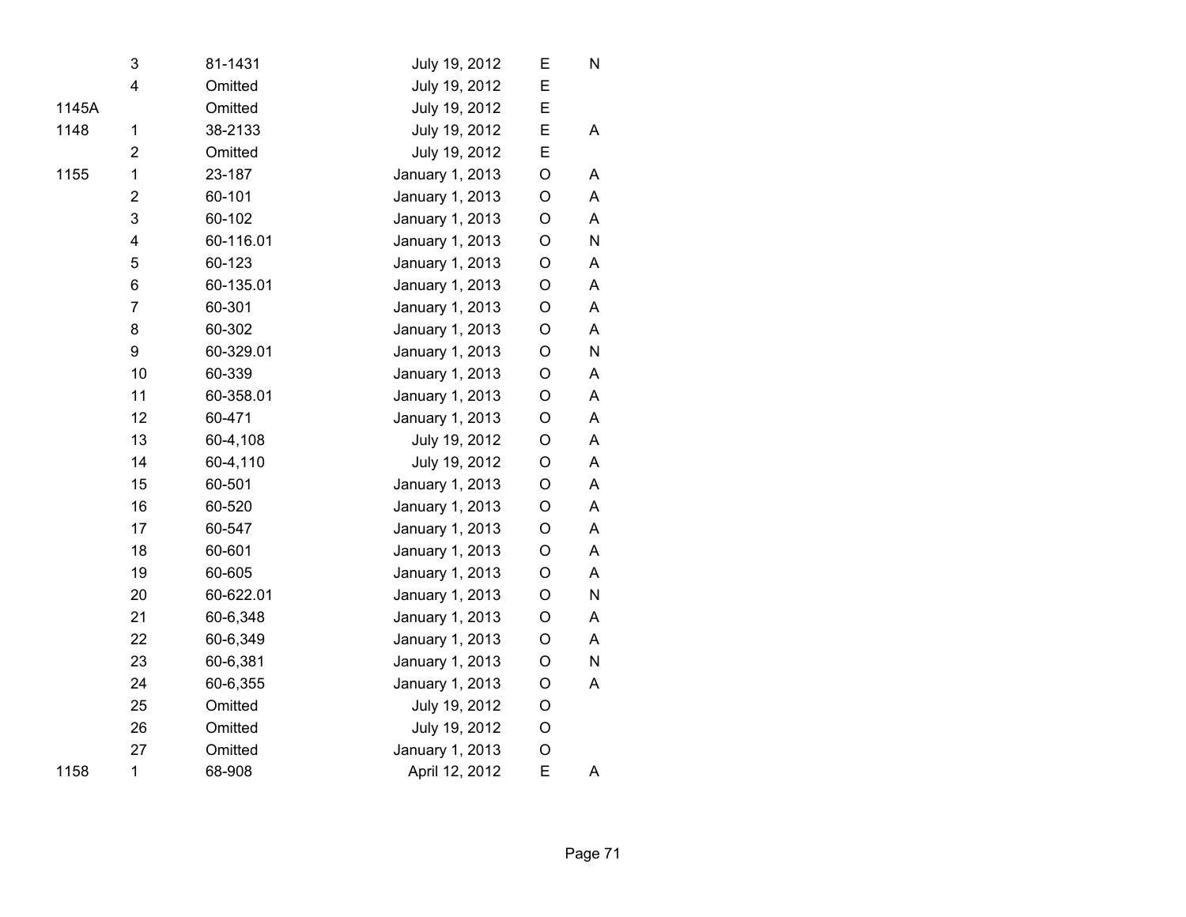| | | | | | |
|---|---|---|---|---|---|
| | 3 | 81-1431 | July 19, 2012 | E | N |
| | 4 | Omitted | July 19, 2012 | E | |
| 1145A | | Omitted | July 19, 2012 | E | |
| 1148 | 1 | 38-2133 | July 19, 2012 | E | A |
| | 2 | Omitted | July 19, 2012 | E | |
| 1155 | 1 | 23-187 | January 1, 2013 | O | A |
| | 2 | 60-101 | January 1, 2013 | O | A |
| | 3 | 60-102 | January 1, 2013 | O | A |
| | 4 | 60-116.01 | January 1, 2013 | O | N |
| | 5 | 60-123 | January 1, 2013 | O | A |
| | 6 | 60-135.01 | January 1, 2013 | O | A |
| | 7 | 60-301 | January 1, 2013 | O | A |
| | 8 | 60-302 | January 1, 2013 | O | A |
| | 9 | 60-329.01 | January 1, 2013 | O | N |
| | 10 | 60-339 | January 1, 2013 | O | A |
| | 11 | 60-358.01 | January 1, 2013 | O | A |
| | 12 | 60-471 | January 1, 2013 | O | A |
| | 13 | 60-4,108 | July 19, 2012 | O | A |
| | 14 | 60-4,110 | July 19, 2012 | O | A |
| | 15 | 60-501 | January 1, 2013 | O | A |
| | 16 | 60-520 | January 1, 2013 | O | A |
| | 17 | 60-547 | January 1, 2013 | O | A |
| | 18 | 60-601 | January 1, 2013 | O | A |
| | 19 | 60-605 | January 1, 2013 | O | A |
| | 20 | 60-622.01 | January 1, 2013 | O | N |
| | 21 | 60-6,348 | January 1, 2013 | O | A |
| | 22 | 60-6,349 | January 1, 2013 | O | A |
| | 23 | 60-6,381 | January 1, 2013 | O | N |
| | 24 | 60-6,355 | January 1, 2013 | O | A |
| | 25 | Omitted | July 19, 2012 | O | |
| | 26 | Omitted | July 19, 2012 | O | |
| | 27 | Omitted | January 1, 2013 | O | |
| 1158 | 1 | 68-908 | April 12, 2012 | E | A |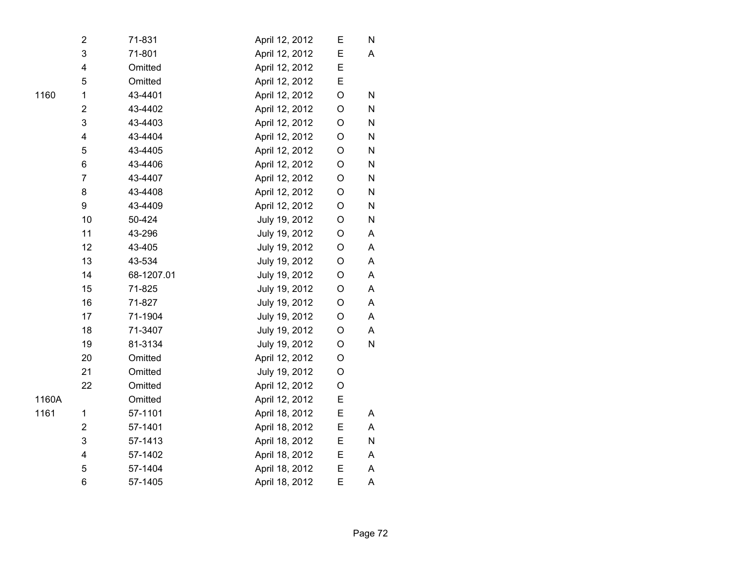|  |  |  |  |  |  |
|---|---|---|---|---|---|
|  | 2 | 71-831 | April 12, 2012 | E | N |
|  | 3 | 71-801 | April 12, 2012 | E | A |
|  | 4 | Omitted | April 12, 2012 | E |  |
|  | 5 | Omitted | April 12, 2012 | E |  |
| 1160 | 1 | 43-4401 | April 12, 2012 | O | N |
|  | 2 | 43-4402 | April 12, 2012 | O | N |
|  | 3 | 43-4403 | April 12, 2012 | O | N |
|  | 4 | 43-4404 | April 12, 2012 | O | N |
|  | 5 | 43-4405 | April 12, 2012 | O | N |
|  | 6 | 43-4406 | April 12, 2012 | O | N |
|  | 7 | 43-4407 | April 12, 2012 | O | N |
|  | 8 | 43-4408 | April 12, 2012 | O | N |
|  | 9 | 43-4409 | April 12, 2012 | O | N |
|  | 10 | 50-424 | July 19, 2012 | O | N |
|  | 11 | 43-296 | July 19, 2012 | O | A |
|  | 12 | 43-405 | July 19, 2012 | O | A |
|  | 13 | 43-534 | July 19, 2012 | O | A |
|  | 14 | 68-1207.01 | July 19, 2012 | O | A |
|  | 15 | 71-825 | July 19, 2012 | O | A |
|  | 16 | 71-827 | July 19, 2012 | O | A |
|  | 17 | 71-1904 | July 19, 2012 | O | A |
|  | 18 | 71-3407 | July 19, 2012 | O | A |
|  | 19 | 81-3134 | July 19, 2012 | O | N |
|  | 20 | Omitted | April 12, 2012 | O |  |
|  | 21 | Omitted | July 19, 2012 | O |  |
|  | 22 | Omitted | April 12, 2012 | O |  |
| 1160A |  | Omitted | April 12, 2012 | E |  |
| 1161 | 1 | 57-1101 | April 18, 2012 | E | A |
|  | 2 | 57-1401 | April 18, 2012 | E | A |
|  | 3 | 57-1413 | April 18, 2012 | E | N |
|  | 4 | 57-1402 | April 18, 2012 | E | A |
|  | 5 | 57-1404 | April 18, 2012 | E | A |
|  | 6 | 57-1405 | April 18, 2012 | E | A |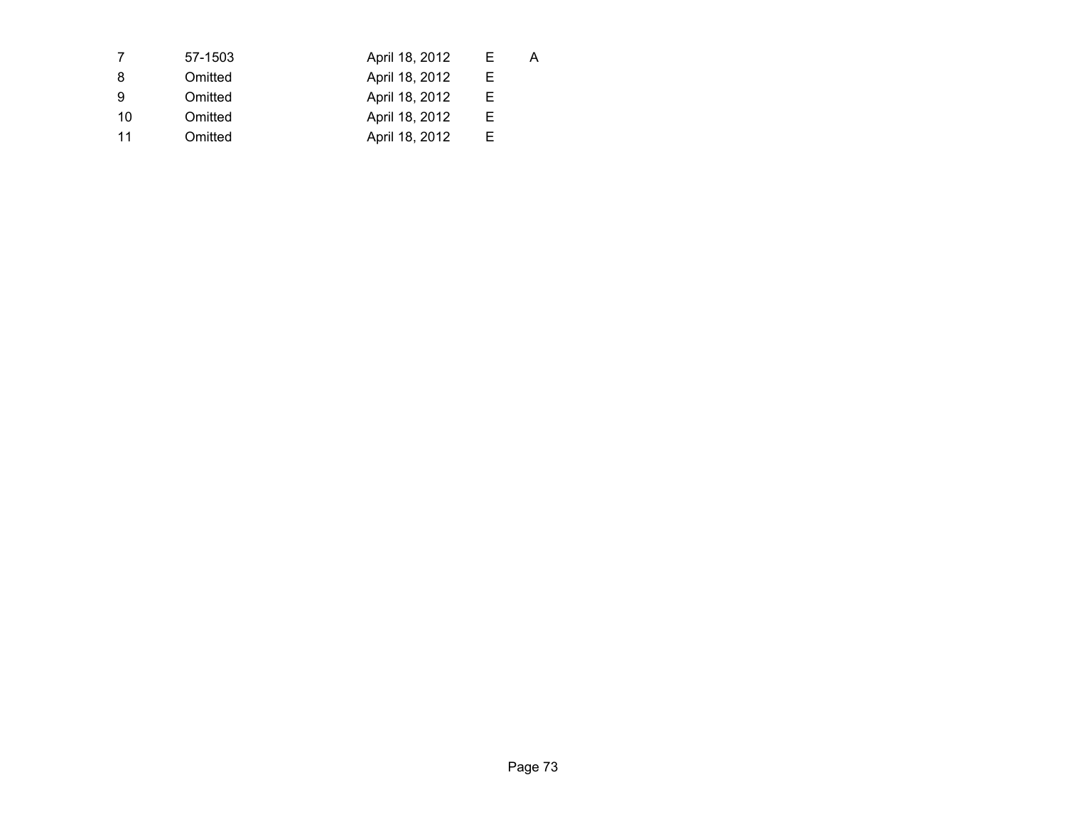| | | | | |
|---|---|---|---|---|
| 7 | 57-1503 | April 18, 2012 | E | A |
| 8 | Omitted | April 18, 2012 | E | |
| 9 | Omitted | April 18, 2012 | E | |
| 10 | Omitted | April 18, 2012 | E | |
| 11 | Omitted | April 18, 2012 | E | |